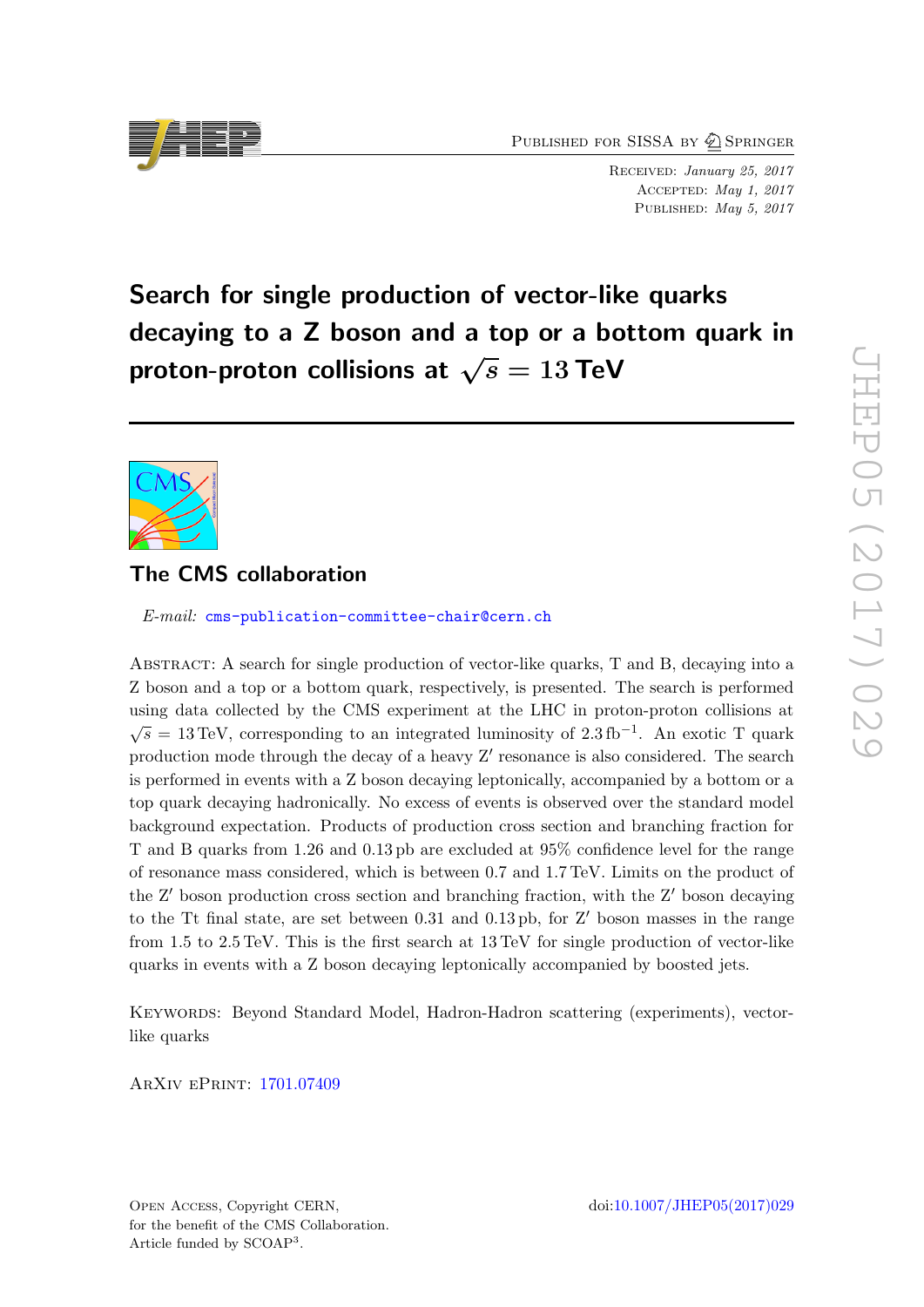Published for SISSA by Springer

Received: *January 25, 2017*
Accepted: *May 1, 2017*
Published: *May 5, 2017*

# Search for single production of vector-like quarks decaying to a Z boson and a top or a bottom quark in proton-proton collisions at $\sqrt{s} = 13$ TeV

## The CMS collaboration

*E-mail:* cms-publication-committee-chair@cern.ch

Abstract: A search for single production of vector-like quarks, T and B, decaying into a Z boson and a top or a bottom quark, respectively, is presented. The search is performed using data collected by the CMS experiment at the LHC in proton-proton collisions at $\sqrt{s} = 13$ TeV, corresponding to an integrated luminosity of 2.3 $\text{fb}^{-1}$. An exotic T quark production mode through the decay of a heavy Z′ resonance is also considered. The search is performed in events with a Z boson decaying leptonically, accompanied by a bottom or a top quark decaying hadronically. No excess of events is observed over the standard model background expectation. Products of production cross section and branching fraction for T and B quarks from 1.26 and 0.13 pb are excluded at 95% confidence level for the range of resonance mass considered, which is between 0.7 and 1.7 TeV. Limits on the product of the Z′ boson production cross section and branching fraction, with the Z′ boson decaying to the Tt final state, are set between 0.31 and 0.13 pb, for Z′ boson masses in the range from 1.5 to 2.5 TeV. This is the first search at 13 TeV for single production of vector-like quarks in events with a Z boson decaying leptonically accompanied by boosted jets.

Keywords: Beyond Standard Model, Hadron-Hadron scattering (experiments), vector-like quarks

ArXiv ePrint: 1701.07409

Open Access, Copyright CERN, for the benefit of the CMS Collaboration. Article funded by SCOAP[3].

doi:10.1007/JHEP05(2017)029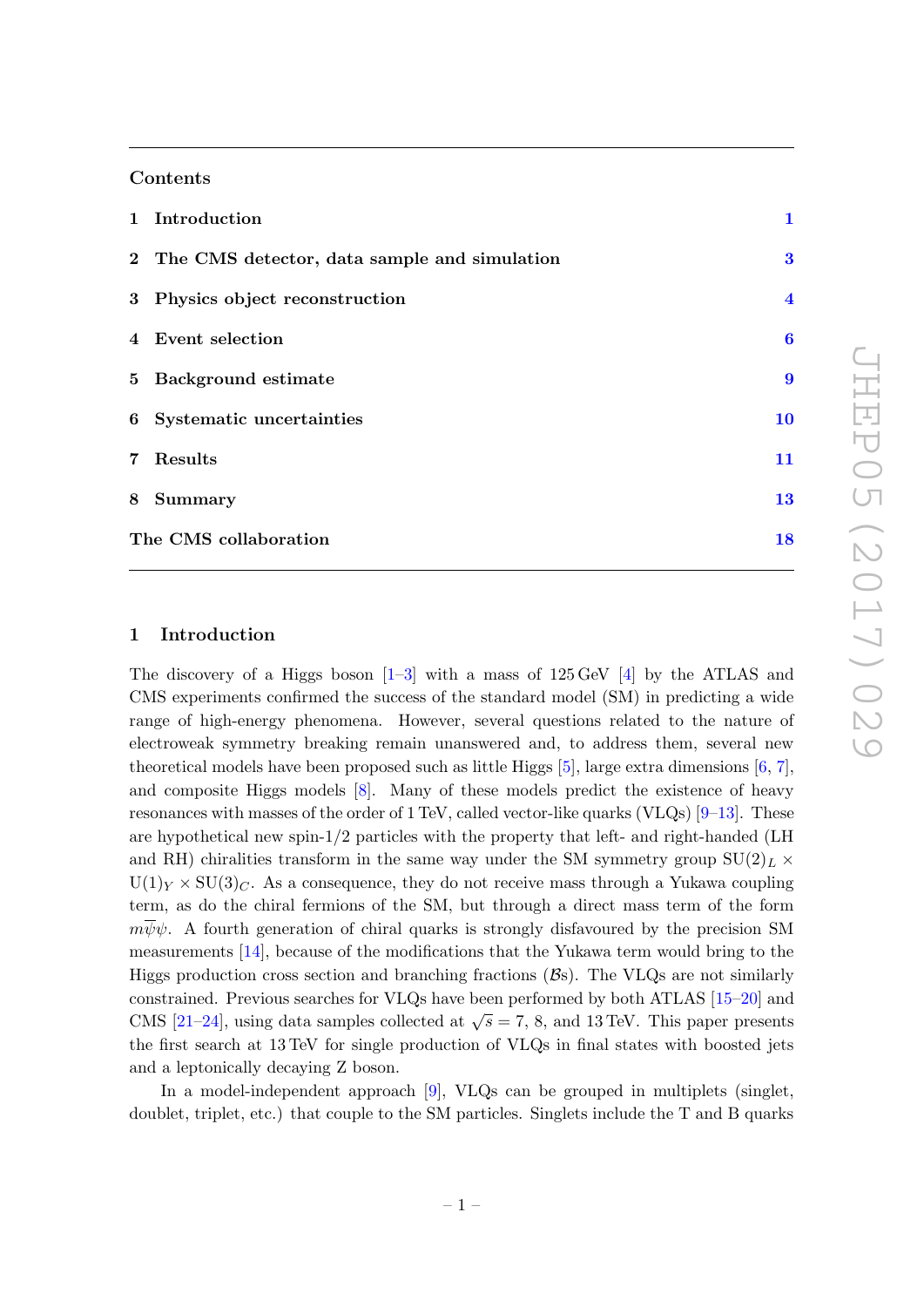## Contents

| | | |
|---|---|---|
| 1 | **Introduction** | 1 |
| 2 | **The CMS detector, data sample and simulation** | 3 |
| 3 | **Physics object reconstruction** | 4 |
| 4 | **Event selection** | 6 |
| 5 | **Background estimate** | 9 |
| 6 | **Systematic uncertainties** | 10 |
| 7 | **Results** | 11 |
| 8 | **Summary** | 13 |
| | **The CMS collaboration** | 18 |

## 1 Introduction

The discovery of a Higgs boson [1–3] with a mass of 125 GeV [4] by the ATLAS and CMS experiments confirmed the success of the standard model (SM) in predicting a wide range of high-energy phenomena. However, several questions related to the nature of electroweak symmetry breaking remain unanswered and, to address them, several new theoretical models have been proposed such as little Higgs [5], large extra dimensions [6, 7], and composite Higgs models [8]. Many of these models predict the existence of heavy resonances with masses of the order of 1 TeV, called vector-like quarks (VLQs) [9–13]. These are hypothetical new spin-1/2 particles with the property that left- and right-handed (LH and RH) chiralities transform in the same way under the SM symmetry group $\mathrm{SU}(2)_L \times \mathrm{U}(1)_Y \times \mathrm{SU}(3)_C$. As a consequence, they do not receive mass through a Yukawa coupling term, as do the chiral fermions of the SM, but through a direct mass term of the form $m\overline{\psi}\psi$. A fourth generation of chiral quarks is strongly disfavoured by the precision SM measurements [14], because of the modifications that the Yukawa term would bring to the Higgs production cross section and branching fractions ($\mathcal{B}$s). The VLQs are not similarly constrained. Previous searches for VLQs have been performed by both ATLAS [15–20] and CMS [21–24], using data samples collected at $\sqrt{s} = 7$, 8, and 13 TeV. This paper presents the first search at 13 TeV for single production of VLQs in final states with boosted jets and a leptonically decaying Z boson.

In a model-independent approach [9], VLQs can be grouped in multiplets (singlet, doublet, triplet, etc.) that couple to the SM particles. Singlets include the T and B quarks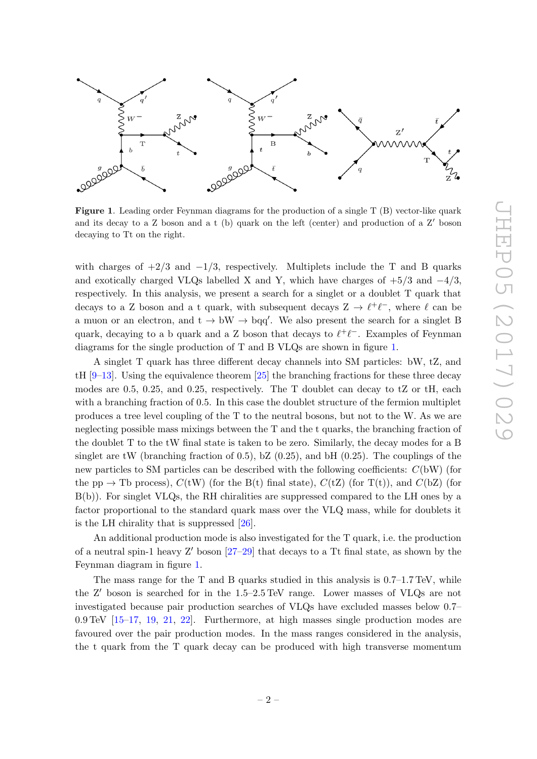**Figure 1**. Leading order Feynman diagrams for the production of a single T (B) vector-like quark and its decay to a Z boson and a t (b) quark on the left (center) and production of a Z′ boson decaying to Tt on the right.

with charges of +2/3 and −1/3, respectively. Multiplets include the T and B quarks and exotically charged VLQs labelled X and Y, which have charges of +5/3 and −4/3, respectively. In this analysis, we present a search for a singlet or a doublet T quark that decays to a Z boson and a t quark, with subsequent decays $\mathrm{Z} \to \ell^+\ell^-$, where $\ell$ can be a muon or an electron, and $\mathrm{t} \to \mathrm{bW} \to \mathrm{bqq'}$. We also present the search for a singlet B quark, decaying to a b quark and a Z boson that decays to $\ell^+\ell^-$. Examples of Feynman diagrams for the single production of T and B VLQs are shown in figure 1.

A singlet T quark has three different decay channels into SM particles: bW, tZ, and tH [9–13]. Using the equivalence theorem [25] the branching fractions for these three decay modes are 0.5, 0.25, and 0.25, respectively. The T doublet can decay to tZ or tH, each with a branching fraction of 0.5. In this case the doublet structure of the fermion multiplet produces a tree level coupling of the T to the neutral bosons, but not to the W. As we are neglecting possible mass mixings between the T and the t quarks, the branching fraction of the doublet T to the tW final state is taken to be zero. Similarly, the decay modes for a B singlet are tW (branching fraction of 0.5), bZ (0.25), and bH (0.25). The couplings of the new particles to SM particles can be described with the following coefficients: $C(\mathrm{bW})$ (for the $\mathrm{pp} \to \mathrm{Tb}$ process), $C(\mathrm{tW})$ (for the B(t) final state), $C(\mathrm{tZ})$ (for T(t)), and $C(\mathrm{bZ})$ (for B(b)). For singlet VLQs, the RH chiralities are suppressed compared to the LH ones by a factor proportional to the standard quark mass over the VLQ mass, while for doublets it is the LH chirality that is suppressed [26].

An additional production mode is also investigated for the T quark, i.e. the production of a neutral spin-1 heavy Z′ boson [27–29] that decays to a Tt final state, as shown by the Feynman diagram in figure 1.

The mass range for the T and B quarks studied in this analysis is 0.7–1.7 TeV, while the Z′ boson is searched for in the 1.5–2.5 TeV range. Lower masses of VLQs are not investigated because pair production searches of VLQs have excluded masses below 0.7–0.9 TeV [15–17, 19, 21, 22]. Furthermore, at high masses single production modes are favoured over the pair production modes. In the mass ranges considered in the analysis, the t quark from the T quark decay can be produced with high transverse momentum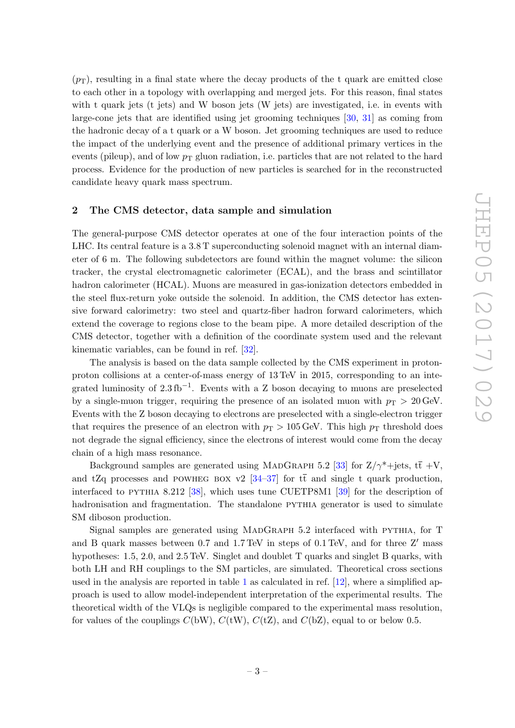($p_{\mathrm{T}}$), resulting in a final state where the decay products of the t quark are emitted close to each other in a topology with overlapping and merged jets. For this reason, final states with t quark jets (t jets) and W boson jets (W jets) are investigated, i.e. in events with large-cone jets that are identified using jet grooming techniques [30, 31] as coming from the hadronic decay of a t quark or a W boson. Jet grooming techniques are used to reduce the impact of the underlying event and the presence of additional primary vertices in the events (pileup), and of low $p_{\mathrm{T}}$ gluon radiation, i.e. particles that are not related to the hard process. Evidence for the production of new particles is searched for in the reconstructed candidate heavy quark mass spectrum.

## 2 The CMS detector, data sample and simulation

The general-purpose CMS detector operates at one of the four interaction points of the LHC. Its central feature is a 3.8 T superconducting solenoid magnet with an internal diameter of 6 m. The following subdetectors are found within the magnet volume: the silicon tracker, the crystal electromagnetic calorimeter (ECAL), and the brass and scintillator hadron calorimeter (HCAL). Muons are measured in gas-ionization detectors embedded in the steel flux-return yoke outside the solenoid. In addition, the CMS detector has extensive forward calorimetry: two steel and quartz-fiber hadron forward calorimeters, which extend the coverage to regions close to the beam pipe. A more detailed description of the CMS detector, together with a definition of the coordinate system used and the relevant kinematic variables, can be found in ref. [32].

The analysis is based on the data sample collected by the CMS experiment in proton-proton collisions at a center-of-mass energy of 13 TeV in 2015, corresponding to an integrated luminosity of 2.3 $\mathrm{fb}^{-1}$. Events with a Z boson decaying to muons are preselected by a single-muon trigger, requiring the presence of an isolated muon with $p_{\mathrm{T}} > 20\,\mathrm{GeV}$. Events with the Z boson decaying to electrons are preselected with a single-electron trigger that requires the presence of an electron with $p_{\mathrm{T}} > 105\,\mathrm{GeV}$. This high $p_{\mathrm{T}}$ threshold does not degrade the signal efficiency, since the electrons of interest would come from the decay chain of a high mass resonance.

Background samples are generated using MadGraph 5.2 [33] for $\mathrm{Z}/\gamma^{*}$+jets, $\mathrm{t\bar{t}}$ +V, and tZq processes and powheg box v2 [34–37] for $\mathrm{t\bar{t}}$ and single t quark production, interfaced to pythia 8.212 [38], which uses tune CUETP8M1 [39] for the description of hadronisation and fragmentation. The standalone pythia generator is used to simulate SM diboson production.

Signal samples are generated using MadGraph 5.2 interfaced with pythia, for T and B quark masses between 0.7 and 1.7 TeV in steps of 0.1 TeV, and for three $\mathrm{Z'}$ mass hypotheses: 1.5, 2.0, and 2.5 TeV. Singlet and doublet T quarks and singlet B quarks, with both LH and RH couplings to the SM particles, are simulated. Theoretical cross sections used in the analysis are reported in table 1 as calculated in ref. [12], where a simplified approach is used to allow model-independent interpretation of the experimental results. The theoretical width of the VLQs is negligible compared to the experimental mass resolution, for values of the couplings $C(\mathrm{bW})$, $C(\mathrm{tW})$, $C(\mathrm{tZ})$, and $C(\mathrm{bZ})$, equal to or below 0.5.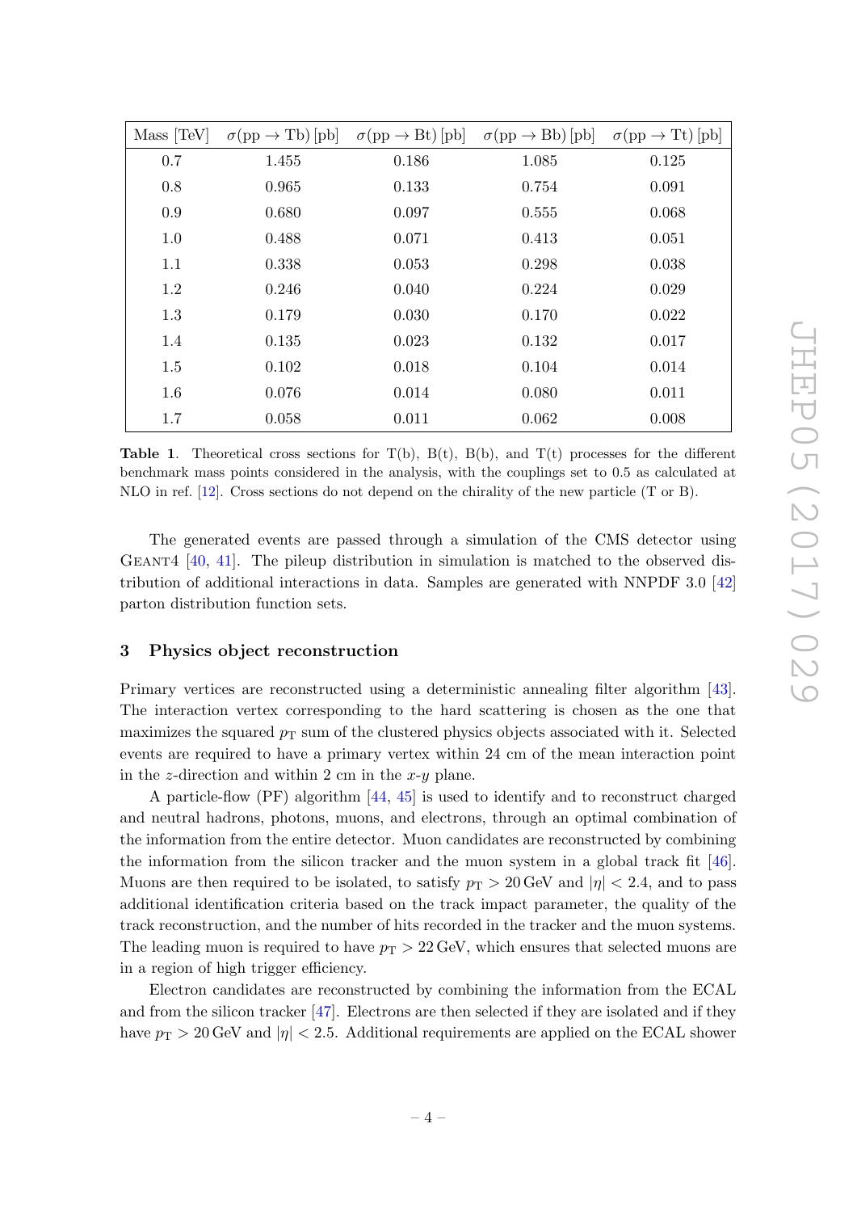| Mass [TeV] | $\sigma(\mathrm{pp} \to \mathrm{Tb})$ [pb] | $\sigma(\mathrm{pp} \to \mathrm{Bt})$ [pb] | $\sigma(\mathrm{pp} \to \mathrm{Bb})$ [pb] | $\sigma(\mathrm{pp} \to \mathrm{Tt})$ [pb] |
|---|---|---|---|---|
| 0.7 | 1.455 | 0.186 | 1.085 | 0.125 |
| 0.8 | 0.965 | 0.133 | 0.754 | 0.091 |
| 0.9 | 0.680 | 0.097 | 0.555 | 0.068 |
| 1.0 | 0.488 | 0.071 | 0.413 | 0.051 |
| 1.1 | 0.338 | 0.053 | 0.298 | 0.038 |
| 1.2 | 0.246 | 0.040 | 0.224 | 0.029 |
| 1.3 | 0.179 | 0.030 | 0.170 | 0.022 |
| 1.4 | 0.135 | 0.023 | 0.132 | 0.017 |
| 1.5 | 0.102 | 0.018 | 0.104 | 0.014 |
| 1.6 | 0.076 | 0.014 | 0.080 | 0.011 |
| 1.7 | 0.058 | 0.011 | 0.062 | 0.008 |

**Table 1**. Theoretical cross sections for T(b), B(t), B(b), and T(t) processes for the different benchmark mass points considered in the analysis, with the couplings set to 0.5 as calculated at NLO in ref. [12]. Cross sections do not depend on the chirality of the new particle (T or B).

The generated events are passed through a simulation of the CMS detector using GEANT4 [40, 41]. The pileup distribution in simulation is matched to the observed distribution of additional interactions in data. Samples are generated with NNPDF 3.0 [42] parton distribution function sets.

## 3 Physics object reconstruction

Primary vertices are reconstructed using a deterministic annealing filter algorithm [43]. The interaction vertex corresponding to the hard scattering is chosen as the one that maximizes the squared $p_{\mathrm{T}}$ sum of the clustered physics objects associated with it. Selected events are required to have a primary vertex within 24 cm of the mean interaction point in the $z$-direction and within 2 cm in the $x$-$y$ plane.

A particle-flow (PF) algorithm [44, 45] is used to identify and to reconstruct charged and neutral hadrons, photons, muons, and electrons, through an optimal combination of the information from the entire detector. Muon candidates are reconstructed by combining the information from the silicon tracker and the muon system in a global track fit [46]. Muons are then required to be isolated, to satisfy $p_{\mathrm{T}} > 20\,\mathrm{GeV}$ and $|\eta| < 2.4$, and to pass additional identification criteria based on the track impact parameter, the quality of the track reconstruction, and the number of hits recorded in the tracker and the muon systems. The leading muon is required to have $p_{\mathrm{T}} > 22\,\mathrm{GeV}$, which ensures that selected muons are in a region of high trigger efficiency.

Electron candidates are reconstructed by combining the information from the ECAL and from the silicon tracker [47]. Electrons are then selected if they are isolated and if they have $p_{\mathrm{T}} > 20\,\mathrm{GeV}$ and $|\eta| < 2.5$. Additional requirements are applied on the ECAL shower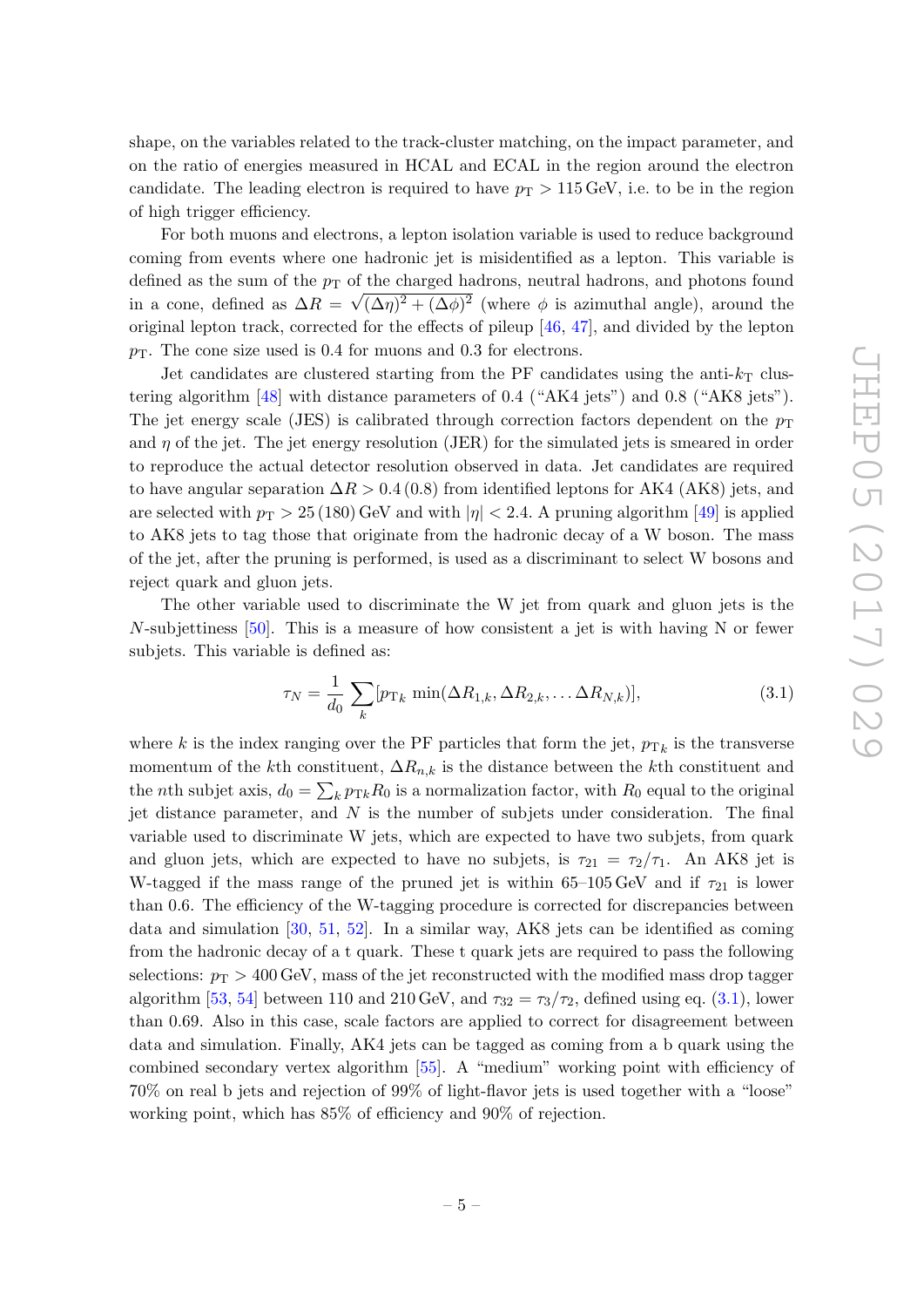shape, on the variables related to the track-cluster matching, on the impact parameter, and on the ratio of energies measured in HCAL and ECAL in the region around the electron candidate. The leading electron is required to have $p_T > 115$ GeV, i.e. to be in the region of high trigger efficiency.

For both muons and electrons, a lepton isolation variable is used to reduce background coming from events where one hadronic jet is misidentified as a lepton. This variable is defined as the sum of the $p_T$ of the charged hadrons, neutral hadrons, and photons found in a cone, defined as $\Delta R = \sqrt{(\Delta\eta)^2 + (\Delta\phi)^2}$ (where $\phi$ is azimuthal angle), around the original lepton track, corrected for the effects of pileup [46, 47], and divided by the lepton $p_T$. The cone size used is 0.4 for muons and 0.3 for electrons.

Jet candidates are clustered starting from the PF candidates using the anti-$k_T$ clustering algorithm [48] with distance parameters of 0.4 ("AK4 jets") and 0.8 ("AK8 jets"). The jet energy scale (JES) is calibrated through correction factors dependent on the $p_T$ and $\eta$ of the jet. The jet energy resolution (JER) for the simulated jets is smeared in order to reproduce the actual detector resolution observed in data. Jet candidates are required to have angular separation $\Delta R > 0.4\,(0.8)$ from identified leptons for AK4 (AK8) jets, and are selected with $p_T > 25\,(180)$ GeV and with $|\eta| < 2.4$. A pruning algorithm [49] is applied to AK8 jets to tag those that originate from the hadronic decay of a W boson. The mass of the jet, after the pruning is performed, is used as a discriminant to select W bosons and reject quark and gluon jets.

The other variable used to discriminate the W jet from quark and gluon jets is the $N$-subjettiness [50]. This is a measure of how consistent a jet is with having N or fewer subjets. This variable is defined as:

$$\tau_N = \frac{1}{d_0} \sum_k [p_{\mathrm{T}k} \, \min(\Delta R_{1,k}, \Delta R_{2,k}, \ldots \Delta R_{N,k})], \tag{3.1}$$

where $k$ is the index ranging over the PF particles that form the jet, $p_{\mathrm{T}k}$ is the transverse momentum of the $k$th constituent, $\Delta R_{n,k}$ is the distance between the $k$th constituent and the $n$th subjet axis, $d_0 = \sum_k p_{\mathrm{T}k} R_0$ is a normalization factor, with $R_0$ equal to the original jet distance parameter, and $N$ is the number of subjets under consideration. The final variable used to discriminate W jets, which are expected to have two subjets, from quark and gluon jets, which are expected to have no subjets, is $\tau_{21} = \tau_2/\tau_1$. An AK8 jet is W-tagged if the mass range of the pruned jet is within 65–105 GeV and if $\tau_{21}$ is lower than 0.6. The efficiency of the W-tagging procedure is corrected for discrepancies between data and simulation [30, 51, 52]. In a similar way, AK8 jets can be identified as coming from the hadronic decay of a t quark. These t quark jets are required to pass the following selections: $p_T > 400$ GeV, mass of the jet reconstructed with the modified mass drop tagger algorithm [53, 54] between 110 and 210 GeV, and $\tau_{32} = \tau_3/\tau_2$, defined using eq. (3.1), lower than 0.69. Also in this case, scale factors are applied to correct for disagreement between data and simulation. Finally, AK4 jets can be tagged as coming from a b quark using the combined secondary vertex algorithm [55]. A "medium" working point with efficiency of 70% on real b jets and rejection of 99% of light-flavor jets is used together with a "loose" working point, which has 85% of efficiency and 90% of rejection.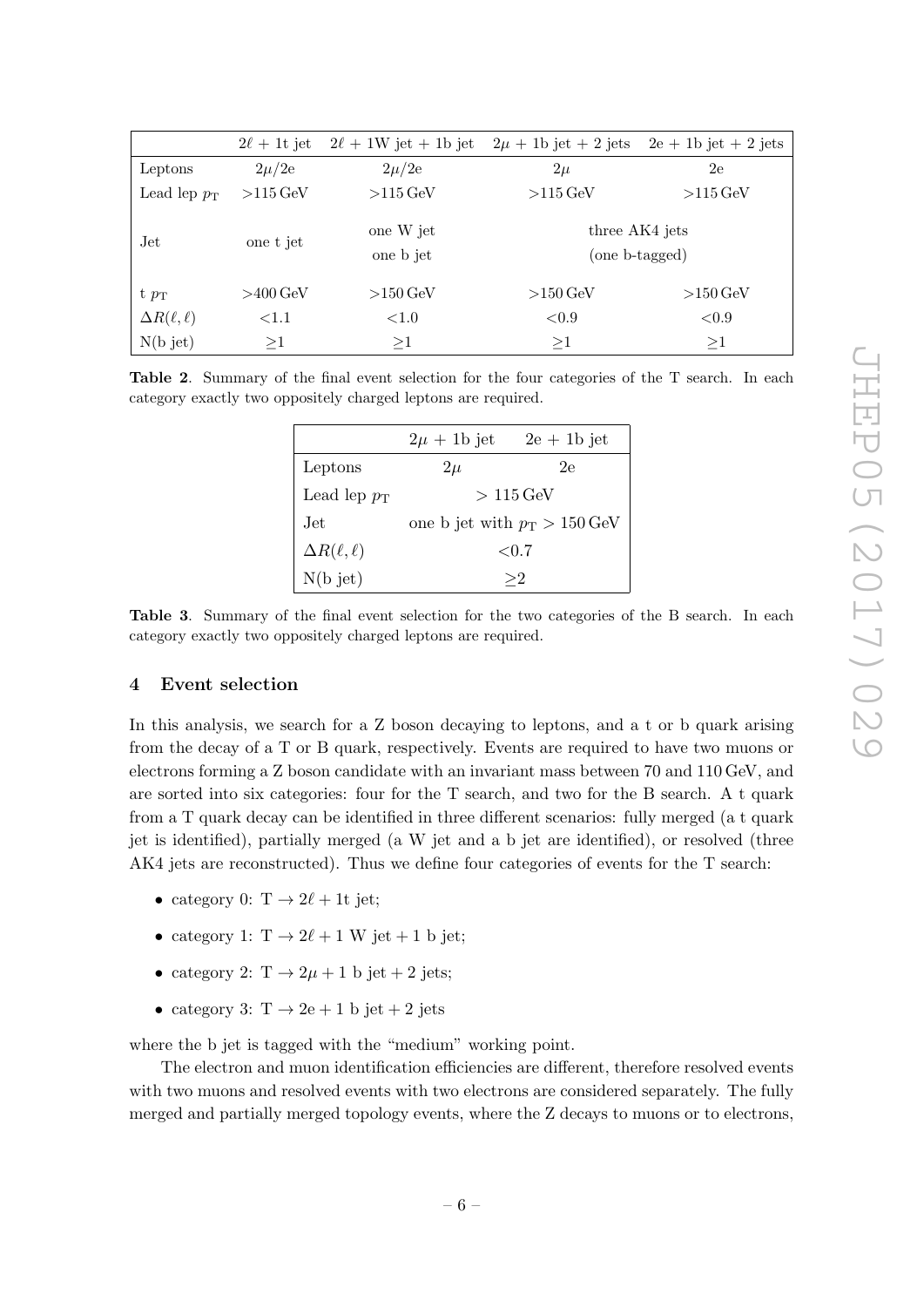| | $2\ell$ + 1t jet | $2\ell$ + 1W jet + 1b jet | $2\mu$ + 1b jet + 2 jets | 2e + 1b jet + 2 jets |
|---|---|---|---|---|
| Leptons | $2\mu$/2e | $2\mu$/2e | $2\mu$ | 2e |
| Lead lep $p_{\mathrm{T}}$ | >115 GeV | >115 GeV | >115 GeV | >115 GeV |
| Jet | one t jet | one W jet<br>one b jet | three AK4 jets<br>(one b-tagged) | |
| t $p_{\mathrm{T}}$ | >400 GeV | >150 GeV | >150 GeV | >150 GeV |
| $\Delta R(\ell, \ell)$ | <1.1 | <1.0 | <0.9 | <0.9 |
| N(b jet) | ≥1 | ≥1 | ≥1 | ≥1 |

**Table 2**. Summary of the final event selection for the four categories of the T search. In each category exactly two oppositely charged leptons are required.

| | $2\mu$ + 1b jet | 2e + 1b jet |
|---|---|---|
| Leptons | $2\mu$ | 2e |
| Lead lep $p_{\mathrm{T}}$ | > 115 GeV | |
| Jet | one b jet with $p_{\mathrm{T}} > 150$ GeV | |
| $\Delta R(\ell, \ell)$ | <0.7 | |
| N(b jet) | ≥2 | |

**Table 3**. Summary of the final event selection for the two categories of the B search. In each category exactly two oppositely charged leptons are required.

## 4 Event selection

In this analysis, we search for a Z boson decaying to leptons, and a t or b quark arising from the decay of a T or B quark, respectively. Events are required to have two muons or electrons forming a Z boson candidate with an invariant mass between 70 and 110 GeV, and are sorted into six categories: four for the T search, and two for the B search. A t quark from a T quark decay can be identified in three different scenarios: fully merged (a t quark jet is identified), partially merged (a W jet and a b jet are identified), or resolved (three AK4 jets are reconstructed). Thus we define four categories of events for the T search:

- category 0: $\mathrm{T} \to 2\ell + 1\mathrm{t}$ jet;
- category 1: $\mathrm{T} \to 2\ell + 1$ W jet + 1 b jet;
- category 2: $\mathrm{T} \to 2\mu + 1$ b jet + 2 jets;
- category 3: $\mathrm{T} \to 2\mathrm{e} + 1$ b jet + 2 jets

where the b jet is tagged with the "medium" working point.

The electron and muon identification efficiencies are different, therefore resolved events with two muons and resolved events with two electrons are considered separately. The fully merged and partially merged topology events, where the Z decays to muons or to electrons,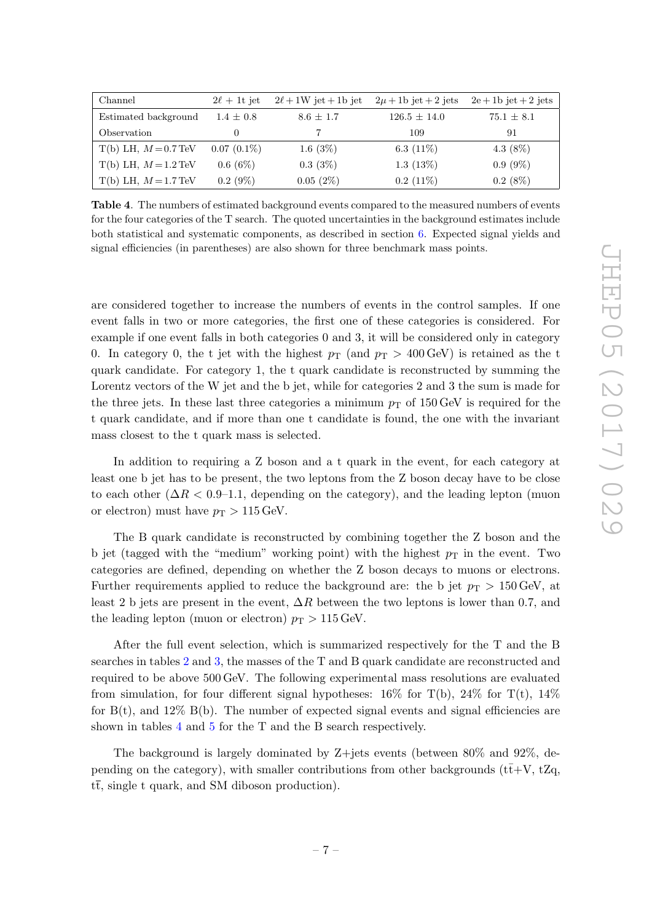| Channel | $2\ell$ + 1t jet | $2\ell$ + 1W jet + 1b jet | $2\mu$ + 1b jet + 2 jets | 2e + 1b jet + 2 jets |
|---|---|---|---|---|
| Estimated background | 1.4 ± 0.8 | 8.6 ± 1.7 | 126.5 ± 14.0 | 75.1 ± 8.1 |
| Observation | 0 | 7 | 109 | 91 |
| T(b) LH, $M = 0.7$ TeV | 0.07 (0.1%) | 1.6 (3%) | 6.3 (11%) | 4.3 (8%) |
| T(b) LH, $M = 1.2$ TeV | 0.6 (6%) | 0.3 (3%) | 1.3 (13%) | 0.9 (9%) |
| T(b) LH, $M = 1.7$ TeV | 0.2 (9%) | 0.05 (2%) | 0.2 (11%) | 0.2 (8%) |

**Table 4**. The numbers of estimated background events compared to the measured numbers of events for the four categories of the T search. The quoted uncertainties in the background estimates include both statistical and systematic components, as described in section 6. Expected signal yields and signal efficiencies (in parentheses) are also shown for three benchmark mass points.

are considered together to increase the numbers of events in the control samples. If one event falls in two or more categories, the first one of these categories is considered. For example if one event falls in both categories 0 and 3, it will be considered only in category 0. In category 0, the t jet with the highest $p_{\mathrm{T}}$ (and $p_{\mathrm{T}} > 400\,\mathrm{GeV}$) is retained as the t quark candidate. For category 1, the t quark candidate is reconstructed by summing the Lorentz vectors of the W jet and the b jet, while for categories 2 and 3 the sum is made for the three jets. In these last three categories a minimum $p_{\mathrm{T}}$ of 150 GeV is required for the t quark candidate, and if more than one t candidate is found, the one with the invariant mass closest to the t quark mass is selected.

In addition to requiring a Z boson and a t quark in the event, for each category at least one b jet has to be present, the two leptons from the Z boson decay have to be close to each other ($\Delta R < 0.9$–$1.1$, depending on the category), and the leading lepton (muon or electron) must have $p_{\mathrm{T}} > 115\,\mathrm{GeV}$.

The B quark candidate is reconstructed by combining together the Z boson and the b jet (tagged with the "medium" working point) with the highest $p_{\mathrm{T}}$ in the event. Two categories are defined, depending on whether the Z boson decays to muons or electrons. Further requirements applied to reduce the background are: the b jet $p_{\mathrm{T}} > 150\,\mathrm{GeV}$, at least 2 b jets are present in the event, $\Delta R$ between the two leptons is lower than 0.7, and the leading lepton (muon or electron) $p_{\mathrm{T}} > 115\,\mathrm{GeV}$.

After the full event selection, which is summarized respectively for the T and the B searches in tables 2 and 3, the masses of the T and B quark candidate are reconstructed and required to be above 500 GeV. The following experimental mass resolutions are evaluated from simulation, for four different signal hypotheses: 16% for T(b), 24% for T(t), 14% for B(t), and 12% B(b). The number of expected signal events and signal efficiencies are shown in tables 4 and 5 for the T and the B search respectively.

The background is largely dominated by Z+jets events (between 80% and 92%, depending on the category), with smaller contributions from other backgrounds ($\mathrm{t\bar{t}}$+V, tZq, $\mathrm{t\bar{t}}$, single t quark, and SM diboson production).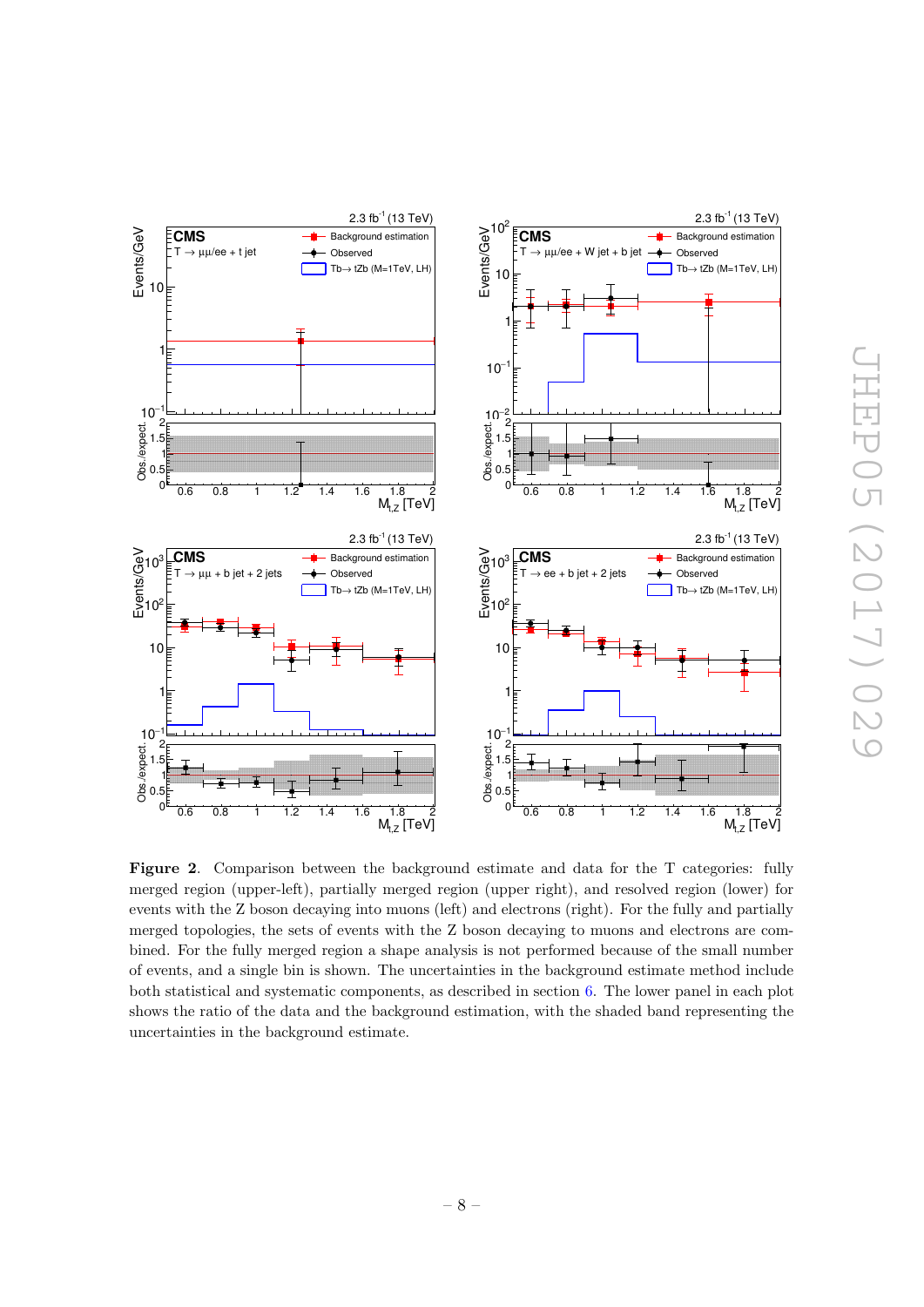**Figure 2**. Comparison between the background estimate and data for the T categories: fully merged region (upper-left), partially merged region (upper right), and resolved region (lower) for events with the Z boson decaying into muons (left) and electrons (right). For the fully and partially merged topologies, the sets of events with the Z boson decaying to muons and electrons are combined. For the fully merged region a shape analysis is not performed because of the small number of events, and a single bin is shown. The uncertainties in the background estimate method include both statistical and systematic components, as described in section 6. The lower panel in each plot shows the ratio of the data and the background estimation, with the shaded band representing the uncertainties in the background estimate.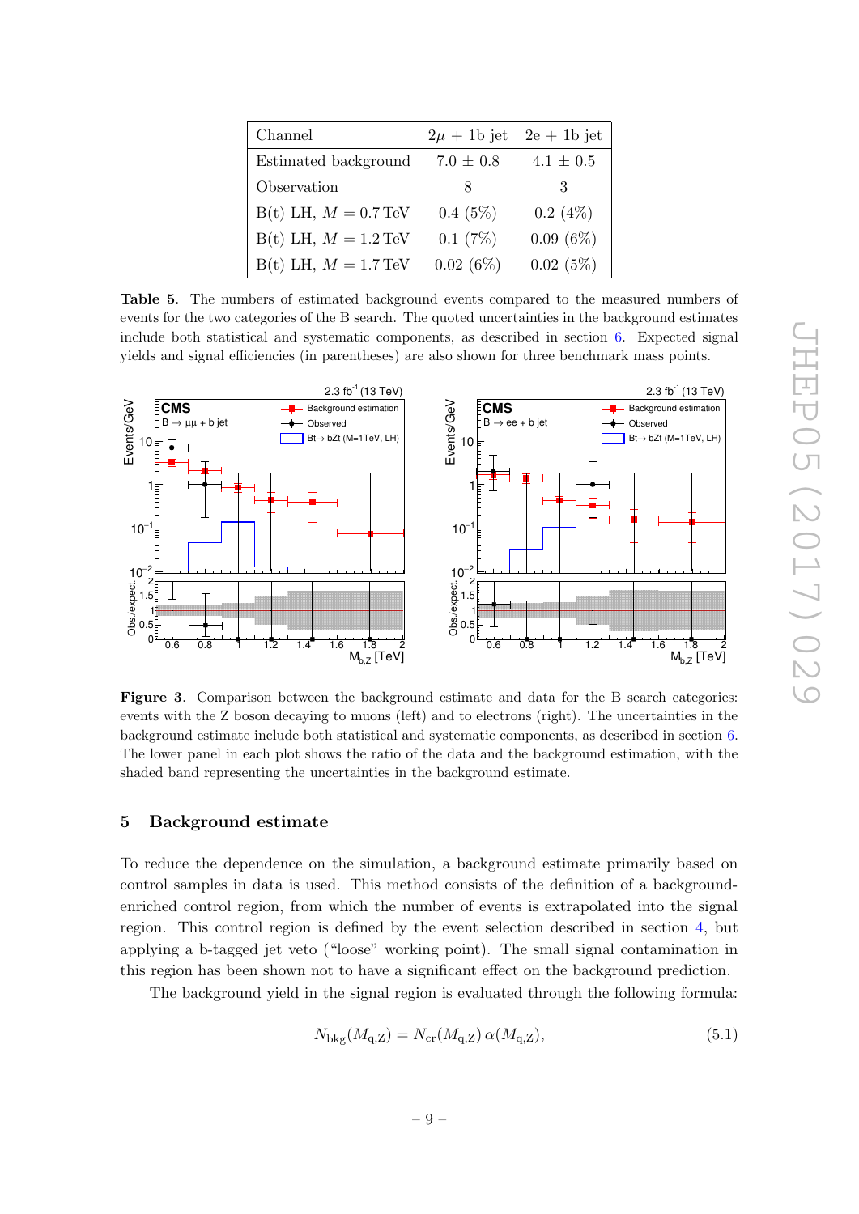| Channel | $2\mu$ + 1b jet | 2e + 1b jet |
|---|---|---|
| Estimated background | $7.0 \pm 0.8$ | $4.1 \pm 0.5$ |
| Observation | 8 | 3 |
| B(t) LH, $M = 0.7\,\text{TeV}$ | 0.4 (5%) | 0.2 (4%) |
| B(t) LH, $M = 1.2\,\text{TeV}$ | 0.1 (7%) | 0.09 (6%) |
| B(t) LH, $M = 1.7\,\text{TeV}$ | 0.02 (6%) | 0.02 (5%) |

**Table 5**. The numbers of estimated background events compared to the measured numbers of events for the two categories of the B search. The quoted uncertainties in the background estimates include both statistical and systematic components, as described in section 6. Expected signal yields and signal efficiencies (in parentheses) are also shown for three benchmark mass points.

**Figure 3**. Comparison between the background estimate and data for the B search categories: events with the Z boson decaying to muons (left) and to electrons (right). The uncertainties in the background estimate include both statistical and systematic components, as described in section 6. The lower panel in each plot shows the ratio of the data and the background estimation, with the shaded band representing the uncertainties in the background estimate.

## 5 Background estimate

To reduce the dependence on the simulation, a background estimate primarily based on control samples in data is used. This method consists of the definition of a background-enriched control region, from which the number of events is extrapolated into the signal region. This control region is defined by the event selection described in section 4, but applying a b-tagged jet veto ("loose" working point). The small signal contamination in this region has been shown not to have a significant effect on the background prediction.

The background yield in the signal region is evaluated through the following formula:

$$N_{\text{bkg}}(M_{\text{q,Z}}) = N_{\text{cr}}(M_{\text{q,Z}})\,\alpha(M_{\text{q,Z}}), \tag{5.1}$$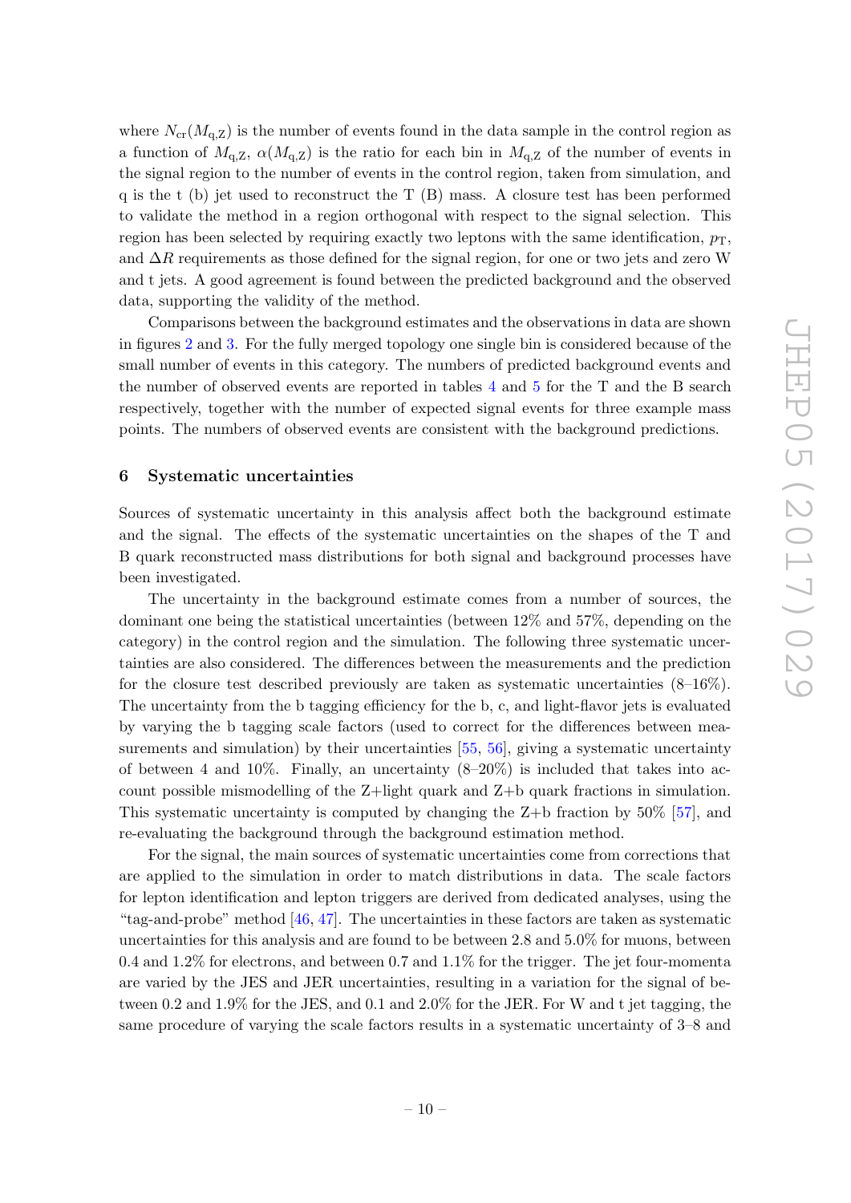where $N_{\rm cr}(M_{\rm q,Z})$ is the number of events found in the data sample in the control region as a function of $M_{\rm q,Z}$, $\alpha(M_{\rm q,Z})$ is the ratio for each bin in $M_{\rm q,Z}$ of the number of events in the signal region to the number of events in the control region, taken from simulation, and q is the t (b) jet used to reconstruct the T (B) mass. A closure test has been performed to validate the method in a region orthogonal with respect to the signal selection. This region has been selected by requiring exactly two leptons with the same identification, $p_{\rm T}$, and $\Delta R$ requirements as those defined for the signal region, for one or two jets and zero W and t jets. A good agreement is found between the predicted background and the observed data, supporting the validity of the method.

Comparisons between the background estimates and the observations in data are shown in figures 2 and 3. For the fully merged topology one single bin is considered because of the small number of events in this category. The numbers of predicted background events and the number of observed events are reported in tables 4 and 5 for the T and the B search respectively, together with the number of expected signal events for three example mass points. The numbers of observed events are consistent with the background predictions.

## 6 Systematic uncertainties

Sources of systematic uncertainty in this analysis affect both the background estimate and the signal. The effects of the systematic uncertainties on the shapes of the T and B quark reconstructed mass distributions for both signal and background processes have been investigated.

The uncertainty in the background estimate comes from a number of sources, the dominant one being the statistical uncertainties (between 12% and 57%, depending on the category) in the control region and the simulation. The following three systematic uncertainties are also considered. The differences between the measurements and the prediction for the closure test described previously are taken as systematic uncertainties (8–16%). The uncertainty from the b tagging efficiency for the b, c, and light-flavor jets is evaluated by varying the b tagging scale factors (used to correct for the differences between measurements and simulation) by their uncertainties [55, 56], giving a systematic uncertainty of between 4 and 10%. Finally, an uncertainty (8–20%) is included that takes into account possible mismodelling of the Z+light quark and Z+b quark fractions in simulation. This systematic uncertainty is computed by changing the Z+b fraction by 50% [57], and re-evaluating the background through the background estimation method.

For the signal, the main sources of systematic uncertainties come from corrections that are applied to the simulation in order to match distributions in data. The scale factors for lepton identification and lepton triggers are derived from dedicated analyses, using the "tag-and-probe" method [46, 47]. The uncertainties in these factors are taken as systematic uncertainties for this analysis and are found to be between 2.8 and 5.0% for muons, between 0.4 and 1.2% for electrons, and between 0.7 and 1.1% for the trigger. The jet four-momenta are varied by the JES and JER uncertainties, resulting in a variation for the signal of between 0.2 and 1.9% for the JES, and 0.1 and 2.0% for the JER. For W and t jet tagging, the same procedure of varying the scale factors results in a systematic uncertainty of 3–8 and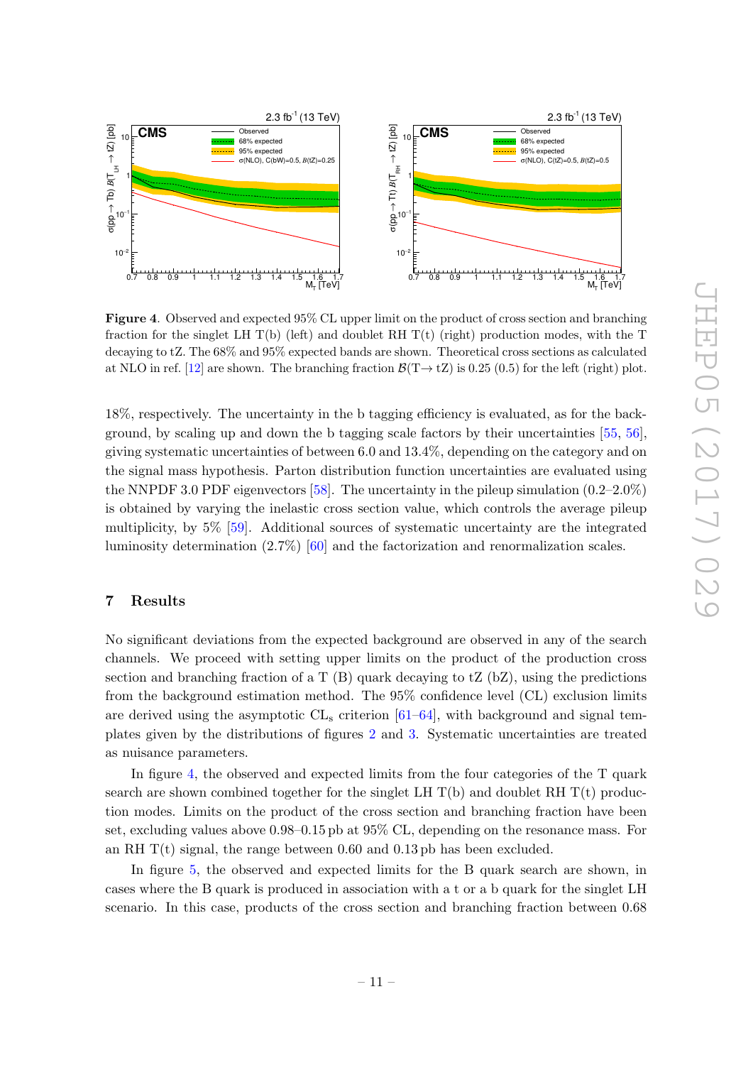**Figure 4**. Observed and expected 95% CL upper limit on the product of cross section and branching fraction for the singlet LH T(b) (left) and doublet RH T(t) (right) production modes, with the T decaying to tZ. The 68% and 95% expected bands are shown. Theoretical cross sections as calculated at NLO in ref. [12] are shown. The branching fraction $\mathcal{B}$(T→ tZ) is 0.25 (0.5) for the left (right) plot.

18%, respectively. The uncertainty in the b tagging efficiency is evaluated, as for the background, by scaling up and down the b tagging scale factors by their uncertainties [55, 56], giving systematic uncertainties of between 6.0 and 13.4%, depending on the category and on the signal mass hypothesis. Parton distribution function uncertainties are evaluated using the NNPDF 3.0 PDF eigenvectors [58]. The uncertainty in the pileup simulation (0.2–2.0%) is obtained by varying the inelastic cross section value, which controls the average pileup multiplicity, by 5% [59]. Additional sources of systematic uncertainty are the integrated luminosity determination (2.7%) [60] and the factorization and renormalization scales.

## 7 Results

No significant deviations from the expected background are observed in any of the search channels. We proceed with setting upper limits on the product of the production cross section and branching fraction of a T (B) quark decaying to tZ (bZ), using the predictions from the background estimation method. The 95% confidence level (CL) exclusion limits are derived using the asymptotic $\mathrm{CL_s}$ criterion [61–64], with background and signal templates given by the distributions of figures 2 and 3. Systematic uncertainties are treated as nuisance parameters.

In figure 4, the observed and expected limits from the four categories of the T quark search are shown combined together for the singlet LH T(b) and doublet RH T(t) production modes. Limits on the product of the cross section and branching fraction have been set, excluding values above 0.98–0.15 pb at 95% CL, depending on the resonance mass. For an RH T(t) signal, the range between 0.60 and 0.13 pb has been excluded.

In figure 5, the observed and expected limits for the B quark search are shown, in cases where the B quark is produced in association with a t or a b quark for the singlet LH scenario. In this case, products of the cross section and branching fraction between 0.68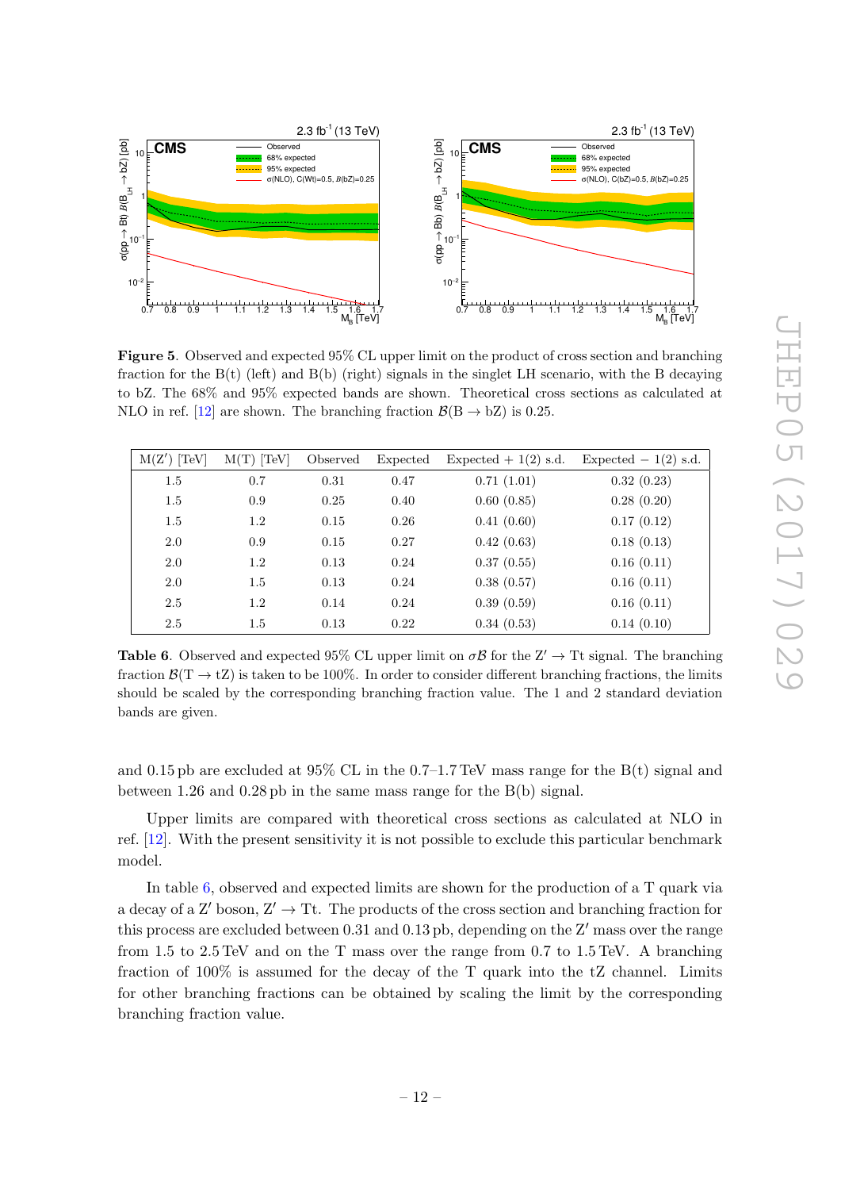**Figure 5**. Observed and expected 95% CL upper limit on the product of cross section and branching fraction for the B(t) (left) and B(b) (right) signals in the singlet LH scenario, with the B decaying to bZ. The 68% and 95% expected bands are shown. Theoretical cross sections as calculated at NLO in ref. [12] are shown. The branching fraction $\mathcal{B}(\mathrm{B} \to \mathrm{bZ})$ is 0.25.

| M(Z′) [TeV] | M(T) [TeV] | Observed | Expected | Expected + 1(2) s.d. | Expected − 1(2) s.d. |
|---|---|---|---|---|---|
| 1.5 | 0.7 | 0.31 | 0.47 | 0.71 (1.01) | 0.32 (0.23) |
| 1.5 | 0.9 | 0.25 | 0.40 | 0.60 (0.85) | 0.28 (0.20) |
| 1.5 | 1.2 | 0.15 | 0.26 | 0.41 (0.60) | 0.17 (0.12) |
| 2.0 | 0.9 | 0.15 | 0.27 | 0.42 (0.63) | 0.18 (0.13) |
| 2.0 | 1.2 | 0.13 | 0.24 | 0.37 (0.55) | 0.16 (0.11) |
| 2.0 | 1.5 | 0.13 | 0.24 | 0.38 (0.57) | 0.16 (0.11) |
| 2.5 | 1.2 | 0.14 | 0.24 | 0.39 (0.59) | 0.16 (0.11) |
| 2.5 | 1.5 | 0.13 | 0.22 | 0.34 (0.53) | 0.14 (0.10) |

**Table 6**. Observed and expected 95% CL upper limit on $\sigma\mathcal{B}$ for the $\mathrm{Z}' \to \mathrm{Tt}$ signal. The branching fraction $\mathcal{B}(\mathrm{T} \to \mathrm{tZ})$ is taken to be 100%. In order to consider different branching fractions, the limits should be scaled by the corresponding branching fraction value. The 1 and 2 standard deviation bands are given.

and 0.15 pb are excluded at 95% CL in the 0.7–1.7 TeV mass range for the B(t) signal and between 1.26 and 0.28 pb in the same mass range for the B(b) signal.

Upper limits are compared with theoretical cross sections as calculated at NLO in ref. [12]. With the present sensitivity it is not possible to exclude this particular benchmark model.

In table 6, observed and expected limits are shown for the production of a T quark via a decay of a Z′ boson, $\mathrm{Z}' \to \mathrm{Tt}$. The products of the cross section and branching fraction for this process are excluded between 0.31 and 0.13 pb, depending on the Z′ mass over the range from 1.5 to 2.5 TeV and on the T mass over the range from 0.7 to 1.5 TeV. A branching fraction of 100% is assumed for the decay of the T quark into the tZ channel. Limits for other branching fractions can be obtained by scaling the limit by the corresponding branching fraction value.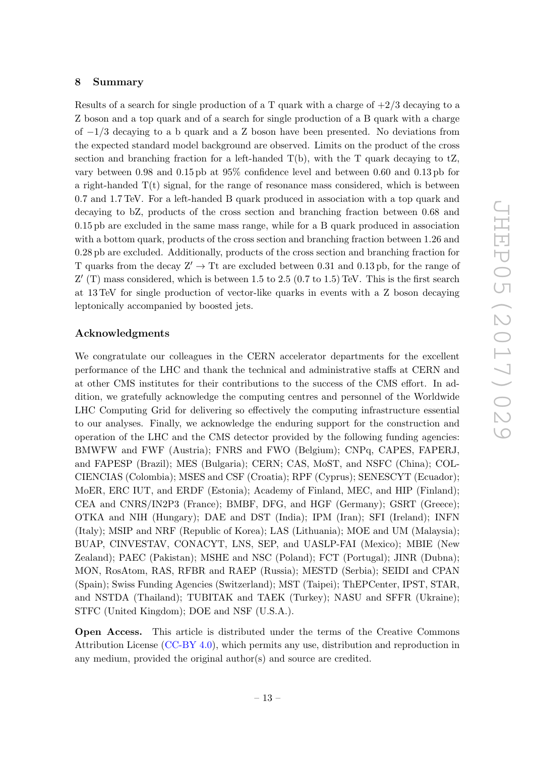## 8 Summary

Results of a search for single production of a T quark with a charge of $+2/3$ decaying to a Z boson and a top quark and of a search for single production of a B quark with a charge of $-1/3$ decaying to a b quark and a Z boson have been presented. No deviations from the expected standard model background are observed. Limits on the product of the cross section and branching fraction for a left-handed T(b), with the T quark decaying to tZ, vary between 0.98 and 0.15 pb at 95% confidence level and between 0.60 and 0.13 pb for a right-handed T(t) signal, for the range of resonance mass considered, which is between 0.7 and 1.7 TeV. For a left-handed B quark produced in association with a top quark and decaying to bZ, products of the cross section and branching fraction between 0.68 and 0.15 pb are excluded in the same mass range, while for a B quark produced in association with a bottom quark, products of the cross section and branching fraction between 1.26 and 0.28 pb are excluded. Additionally, products of the cross section and branching fraction for T quarks from the decay $Z' \rightarrow \mathrm{Tt}$ are excluded between 0.31 and 0.13 pb, for the range of $Z'$ (T) mass considered, which is between 1.5 to 2.5 (0.7 to 1.5) TeV. This is the first search at 13 TeV for single production of vector-like quarks in events with a Z boson decaying leptonically accompanied by boosted jets.

### Acknowledgments

We congratulate our colleagues in the CERN accelerator departments for the excellent performance of the LHC and thank the technical and administrative staffs at CERN and at other CMS institutes for their contributions to the success of the CMS effort. In addition, we gratefully acknowledge the computing centres and personnel of the Worldwide LHC Computing Grid for delivering so effectively the computing infrastructure essential to our analyses. Finally, we acknowledge the enduring support for the construction and operation of the LHC and the CMS detector provided by the following funding agencies: BMWFW and FWF (Austria); FNRS and FWO (Belgium); CNPq, CAPES, FAPERJ, and FAPESP (Brazil); MES (Bulgaria); CERN; CAS, MoST, and NSFC (China); COLCIENCIAS (Colombia); MSES and CSF (Croatia); RPF (Cyprus); SENESCYT (Ecuador); MoER, ERC IUT, and ERDF (Estonia); Academy of Finland, MEC, and HIP (Finland); CEA and CNRS/IN2P3 (France); BMBF, DFG, and HGF (Germany); GSRT (Greece); OTKA and NIH (Hungary); DAE and DST (India); IPM (Iran); SFI (Ireland); INFN (Italy); MSIP and NRF (Republic of Korea); LAS (Lithuania); MOE and UM (Malaysia); BUAP, CINVESTAV, CONACYT, LNS, SEP, and UASLP-FAI (Mexico); MBIE (New Zealand); PAEC (Pakistan); MSHE and NSC (Poland); FCT (Portugal); JINR (Dubna); MON, RosAtom, RAS, RFBR and RAEP (Russia); MESTD (Serbia); SEIDI and CPAN (Spain); Swiss Funding Agencies (Switzerland); MST (Taipei); ThEPCenter, IPST, STAR, and NSTDA (Thailand); TUBITAK and TAEK (Turkey); NASU and SFFR (Ukraine); STFC (United Kingdom); DOE and NSF (U.S.A.).

**Open Access.** This article is distributed under the terms of the Creative Commons Attribution License (CC-BY 4.0), which permits any use, distribution and reproduction in any medium, provided the original author(s) and source are credited.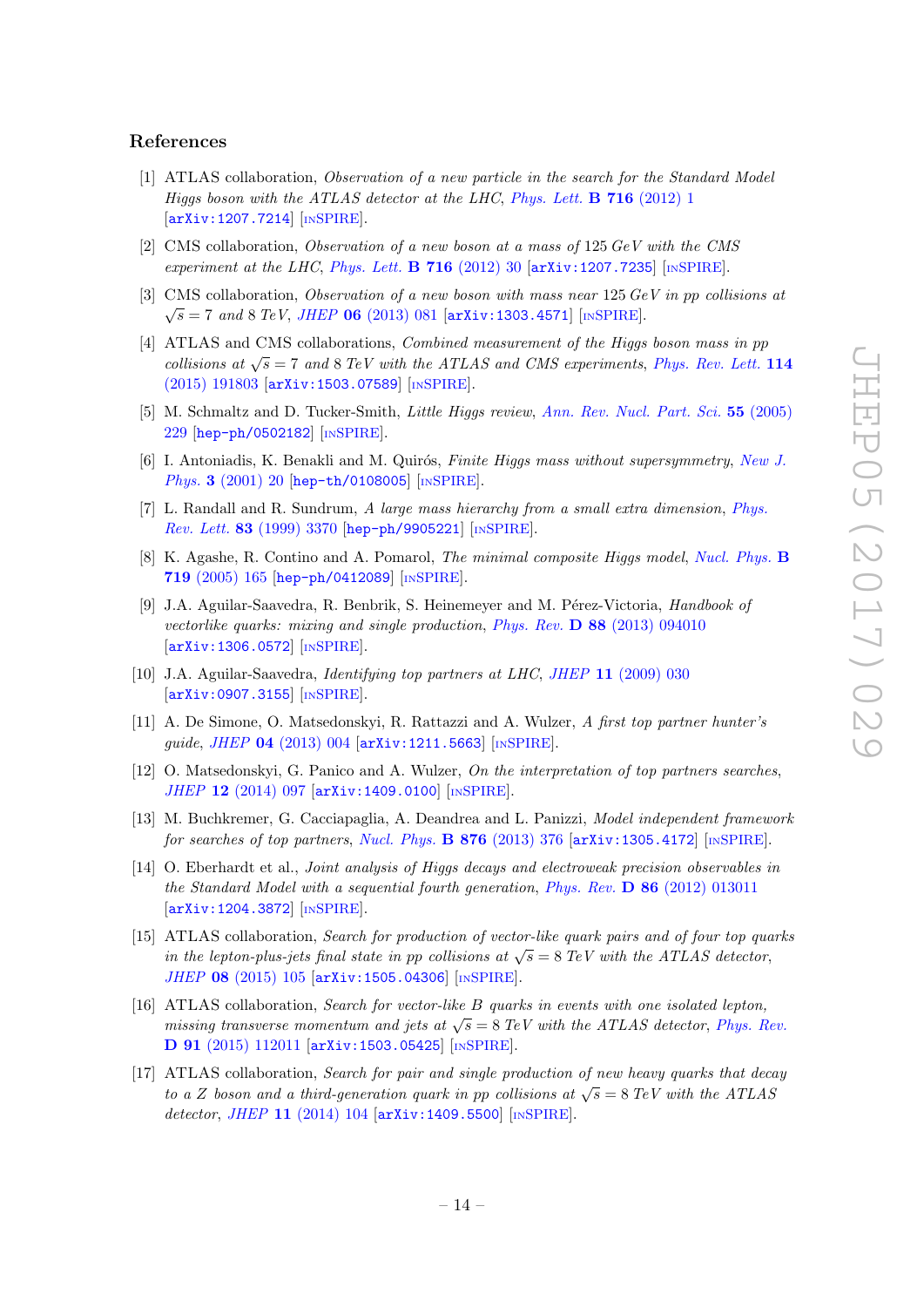## References

[1] ATLAS collaboration, *Observation of a new particle in the search for the Standard Model Higgs boson with the ATLAS detector at the LHC*, *Phys. Lett.* **B 716** (2012) 1 [arXiv:1207.7214] [INSPIRE].

[2] CMS collaboration, *Observation of a new boson at a mass of* 125 *GeV with the CMS experiment at the LHC*, *Phys. Lett.* **B 716** (2012) 30 [arXiv:1207.7235] [INSPIRE].

[3] CMS collaboration, *Observation of a new boson with mass near* 125 *GeV in pp collisions at* $\sqrt{s} = 7$ *and* 8 *TeV*, *JHEP* **06** (2013) 081 [arXiv:1303.4571] [INSPIRE].

[4] ATLAS and CMS collaborations, *Combined measurement of the Higgs boson mass in pp collisions at* $\sqrt{s} = 7$ *and* 8 *TeV with the ATLAS and CMS experiments*, *Phys. Rev. Lett.* **114** (2015) 191803 [arXiv:1503.07589] [INSPIRE].

[5] M. Schmaltz and D. Tucker-Smith, *Little Higgs review*, *Ann. Rev. Nucl. Part. Sci.* **55** (2005) 229 [hep-ph/0502182] [INSPIRE].

[6] I. Antoniadis, K. Benakli and M. Quirós, *Finite Higgs mass without supersymmetry*, *New J. Phys.* **3** (2001) 20 [hep-th/0108005] [INSPIRE].

[7] L. Randall and R. Sundrum, *A large mass hierarchy from a small extra dimension*, *Phys. Rev. Lett.* **83** (1999) 3370 [hep-ph/9905221] [INSPIRE].

[8] K. Agashe, R. Contino and A. Pomarol, *The minimal composite Higgs model*, *Nucl. Phys.* **B 719** (2005) 165 [hep-ph/0412089] [INSPIRE].

[9] J.A. Aguilar-Saavedra, R. Benbrik, S. Heinemeyer and M. Pérez-Victoria, *Handbook of vectorlike quarks: mixing and single production*, *Phys. Rev.* **D 88** (2013) 094010 [arXiv:1306.0572] [INSPIRE].

[10] J.A. Aguilar-Saavedra, *Identifying top partners at LHC*, *JHEP* **11** (2009) 030 [arXiv:0907.3155] [INSPIRE].

[11] A. De Simone, O. Matsedonskyi, R. Rattazzi and A. Wulzer, *A first top partner hunter's guide*, *JHEP* **04** (2013) 004 [arXiv:1211.5663] [INSPIRE].

[12] O. Matsedonskyi, G. Panico and A. Wulzer, *On the interpretation of top partners searches*, *JHEP* **12** (2014) 097 [arXiv:1409.0100] [INSPIRE].

[13] M. Buchkremer, G. Cacciapaglia, A. Deandrea and L. Panizzi, *Model independent framework for searches of top partners*, *Nucl. Phys.* **B 876** (2013) 376 [arXiv:1305.4172] [INSPIRE].

[14] O. Eberhardt et al., *Joint analysis of Higgs decays and electroweak precision observables in the Standard Model with a sequential fourth generation*, *Phys. Rev.* **D 86** (2012) 013011 [arXiv:1204.3872] [INSPIRE].

[15] ATLAS collaboration, *Search for production of vector-like quark pairs and of four top quarks in the lepton-plus-jets final state in pp collisions at* $\sqrt{s} = 8$ *TeV with the ATLAS detector*, *JHEP* **08** (2015) 105 [arXiv:1505.04306] [INSPIRE].

[16] ATLAS collaboration, *Search for vector-like B quarks in events with one isolated lepton, missing transverse momentum and jets at* $\sqrt{s} = 8$ *TeV with the ATLAS detector*, *Phys. Rev.* **D 91** (2015) 112011 [arXiv:1503.05425] [INSPIRE].

[17] ATLAS collaboration, *Search for pair and single production of new heavy quarks that decay to a Z boson and a third-generation quark in pp collisions at* $\sqrt{s} = 8$ *TeV with the ATLAS detector*, *JHEP* **11** (2014) 104 [arXiv:1409.5500] [INSPIRE].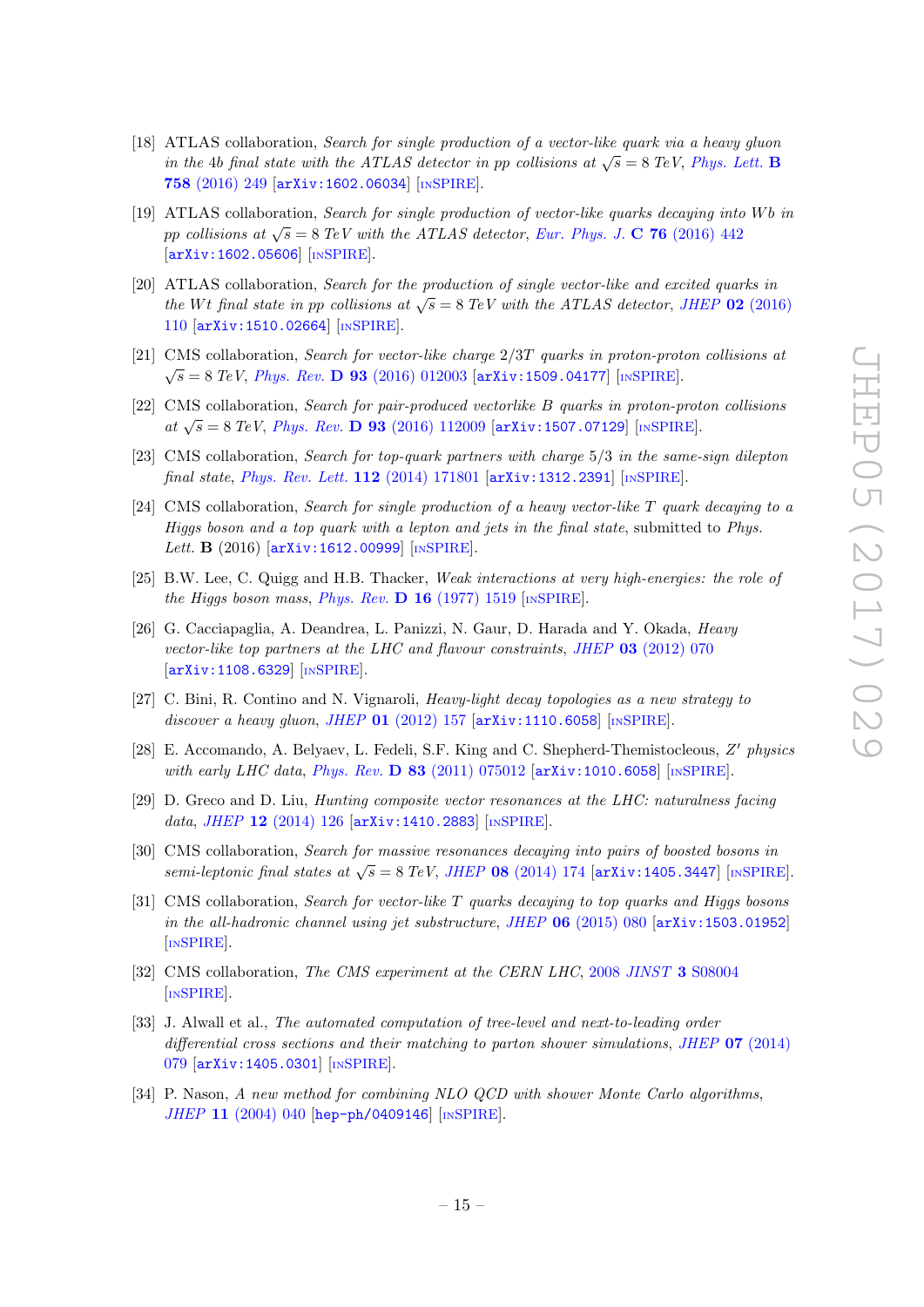[18] ATLAS collaboration, *Search for single production of a vector-like quark via a heavy gluon in the 4b final state with the ATLAS detector in pp collisions at $\sqrt{s} = 8$ TeV*, *Phys. Lett.* **B 758** (2016) 249 [arXiv:1602.06034] [INSPIRE].

[19] ATLAS collaboration, *Search for single production of vector-like quarks decaying into Wb in pp collisions at $\sqrt{s} = 8$ TeV with the ATLAS detector*, *Eur. Phys. J.* **C 76** (2016) 442 [arXiv:1602.05606] [INSPIRE].

[20] ATLAS collaboration, *Search for the production of single vector-like and excited quarks in the Wt final state in pp collisions at $\sqrt{s} = 8$ TeV with the ATLAS detector*, *JHEP* **02** (2016) 110 [arXiv:1510.02664] [INSPIRE].

[21] CMS collaboration, *Search for vector-like charge 2/3T quarks in proton-proton collisions at $\sqrt{s} = 8$ TeV*, *Phys. Rev.* **D 93** (2016) 012003 [arXiv:1509.04177] [INSPIRE].

[22] CMS collaboration, *Search for pair-produced vectorlike B quarks in proton-proton collisions at $\sqrt{s} = 8$ TeV*, *Phys. Rev.* **D 93** (2016) 112009 [arXiv:1507.07129] [INSPIRE].

[23] CMS collaboration, *Search for top-quark partners with charge 5/3 in the same-sign dilepton final state*, *Phys. Rev. Lett.* **112** (2014) 171801 [arXiv:1312.2391] [INSPIRE].

[24] CMS collaboration, *Search for single production of a heavy vector-like T quark decaying to a Higgs boson and a top quark with a lepton and jets in the final state*, submitted to *Phys. Lett.* **B** (2016) [arXiv:1612.00999] [INSPIRE].

[25] B.W. Lee, C. Quigg and H.B. Thacker, *Weak interactions at very high-energies: the role of the Higgs boson mass*, *Phys. Rev.* **D 16** (1977) 1519 [INSPIRE].

[26] G. Cacciapaglia, A. Deandrea, L. Panizzi, N. Gaur, D. Harada and Y. Okada, *Heavy vector-like top partners at the LHC and flavour constraints*, *JHEP* **03** (2012) 070 [arXiv:1108.6329] [INSPIRE].

[27] C. Bini, R. Contino and N. Vignaroli, *Heavy-light decay topologies as a new strategy to discover a heavy gluon*, *JHEP* **01** (2012) 157 [arXiv:1110.6058] [INSPIRE].

[28] E. Accomando, A. Belyaev, L. Fedeli, S.F. King and C. Shepherd-Themistocleous, *Z′ physics with early LHC data*, *Phys. Rev.* **D 83** (2011) 075012 [arXiv:1010.6058] [INSPIRE].

[29] D. Greco and D. Liu, *Hunting composite vector resonances at the LHC: naturalness facing data*, *JHEP* **12** (2014) 126 [arXiv:1410.2883] [INSPIRE].

[30] CMS collaboration, *Search for massive resonances decaying into pairs of boosted bosons in semi-leptonic final states at $\sqrt{s} = 8$ TeV*, *JHEP* **08** (2014) 174 [arXiv:1405.3447] [INSPIRE].

[31] CMS collaboration, *Search for vector-like T quarks decaying to top quarks and Higgs bosons in the all-hadronic channel using jet substructure*, *JHEP* **06** (2015) 080 [arXiv:1503.01952] [INSPIRE].

[32] CMS collaboration, *The CMS experiment at the CERN LHC*, 2008 *JINST* **3** S08004 [INSPIRE].

[33] J. Alwall et al., *The automated computation of tree-level and next-to-leading order differential cross sections and their matching to parton shower simulations*, *JHEP* **07** (2014) 079 [arXiv:1405.0301] [INSPIRE].

[34] P. Nason, *A new method for combining NLO QCD with shower Monte Carlo algorithms*, *JHEP* **11** (2004) 040 [hep-ph/0409146] [INSPIRE].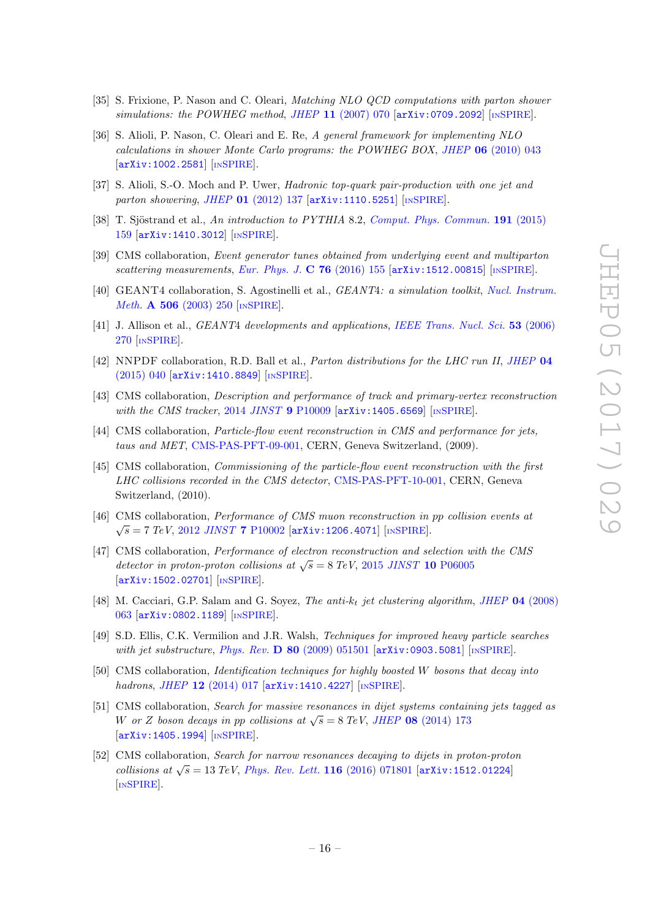[35] S. Frixione, P. Nason and C. Oleari, *Matching NLO QCD computations with parton shower simulations: the POWHEG method*, *JHEP* **11** (2007) 070 [arXiv:0709.2092] [INSPIRE].

[36] S. Alioli, P. Nason, C. Oleari and E. Re, *A general framework for implementing NLO calculations in shower Monte Carlo programs: the POWHEG BOX*, *JHEP* **06** (2010) 043 [arXiv:1002.2581] [INSPIRE].

[37] S. Alioli, S.-O. Moch and P. Uwer, *Hadronic top-quark pair-production with one jet and parton showering*, *JHEP* **01** (2012) 137 [arXiv:1110.5251] [INSPIRE].

[38] T. Sjöstrand et al., *An introduction to PYTHIA* 8.2, *Comput. Phys. Commun.* **191** (2015) 159 [arXiv:1410.3012] [INSPIRE].

[39] CMS collaboration, *Event generator tunes obtained from underlying event and multiparton scattering measurements*, *Eur. Phys. J.* **C 76** (2016) 155 [arXiv:1512.00815] [INSPIRE].

[40] GEANT4 collaboration, S. Agostinelli et al., *GEANT4: a simulation toolkit*, *Nucl. Instrum. Meth.* **A 506** (2003) 250 [INSPIRE].

[41] J. Allison et al., *GEANT4 developments and applications*, *IEEE Trans. Nucl. Sci.* **53** (2006) 270 [INSPIRE].

[42] NNPDF collaboration, R.D. Ball et al., *Parton distributions for the LHC run II*, *JHEP* **04** (2015) 040 [arXiv:1410.8849] [INSPIRE].

[43] CMS collaboration, *Description and performance of track and primary-vertex reconstruction with the CMS tracker*, 2014 *JINST* **9** P10009 [arXiv:1405.6569] [INSPIRE].

[44] CMS collaboration, *Particle-flow event reconstruction in CMS and performance for jets, taus and MET*, CMS-PAS-PFT-09-001, CERN, Geneva Switzerland, (2009).

[45] CMS collaboration, *Commissioning of the particle-flow event reconstruction with the first LHC collisions recorded in the CMS detector*, CMS-PAS-PFT-10-001, CERN, Geneva Switzerland, (2010).

[46] CMS collaboration, *Performance of CMS muon reconstruction in pp collision events at* $\sqrt{s} = 7$ *TeV*, 2012 *JINST* **7** P10002 [arXiv:1206.4071] [INSPIRE].

[47] CMS collaboration, *Performance of electron reconstruction and selection with the CMS detector in proton-proton collisions at* $\sqrt{s} = 8$ *TeV*, 2015 *JINST* **10** P06005 [arXiv:1502.02701] [INSPIRE].

[48] M. Cacciari, G.P. Salam and G. Soyez, *The anti-*$k_t$ *jet clustering algorithm*, *JHEP* **04** (2008) 063 [arXiv:0802.1189] [INSPIRE].

[49] S.D. Ellis, C.K. Vermilion and J.R. Walsh, *Techniques for improved heavy particle searches with jet substructure*, *Phys. Rev.* **D 80** (2009) 051501 [arXiv:0903.5081] [INSPIRE].

[50] CMS collaboration, *Identification techniques for highly boosted W bosons that decay into hadrons*, *JHEP* **12** (2014) 017 [arXiv:1410.4227] [INSPIRE].

[51] CMS collaboration, *Search for massive resonances in dijet systems containing jets tagged as W or Z boson decays in pp collisions at* $\sqrt{s} = 8$ *TeV*, *JHEP* **08** (2014) 173 [arXiv:1405.1994] [INSPIRE].

[52] CMS collaboration, *Search for narrow resonances decaying to dijets in proton-proton collisions at* $\sqrt{s} = 13$ *TeV*, *Phys. Rev. Lett.* **116** (2016) 071801 [arXiv:1512.01224] [INSPIRE].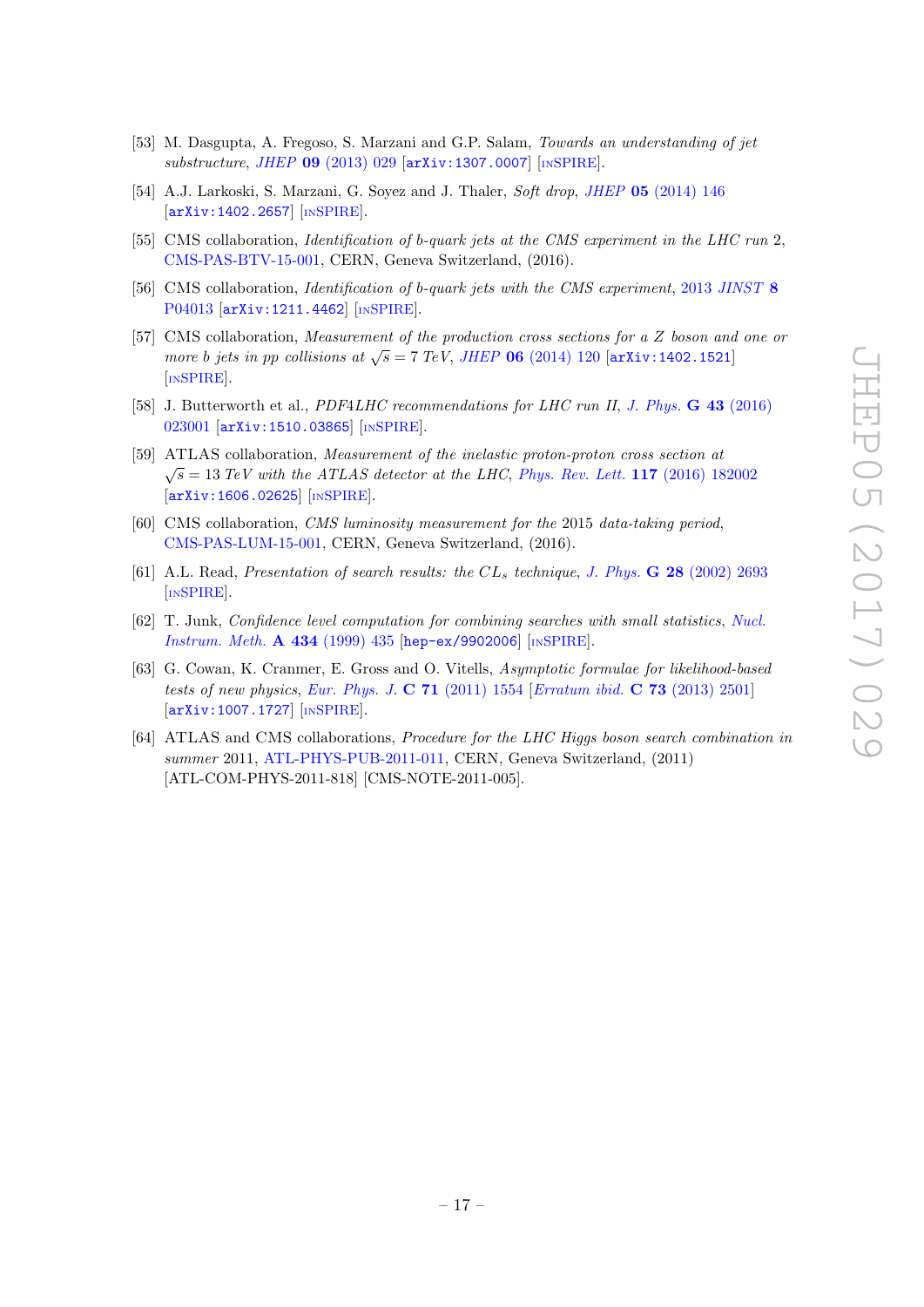[53] M. Dasgupta, A. Fregoso, S. Marzani and G.P. Salam, *Towards an understanding of jet substructure*, JHEP **09** (2013) 029 [arXiv:1307.0007] [INSPIRE].

[54] A.J. Larkoski, S. Marzani, G. Soyez and J. Thaler, *Soft drop*, JHEP **05** (2014) 146 [arXiv:1402.2657] [INSPIRE].

[55] CMS collaboration, *Identification of b-quark jets at the CMS experiment in the LHC run 2*, CMS-PAS-BTV-15-001, CERN, Geneva Switzerland, (2016).

[56] CMS collaboration, *Identification of b-quark jets with the CMS experiment*, 2013 JINST **8** P04013 [arXiv:1211.4462] [INSPIRE].

[57] CMS collaboration, *Measurement of the production cross sections for a Z boson and one or more b jets in pp collisions at $\sqrt{s} = 7$ TeV*, JHEP **06** (2014) 120 [arXiv:1402.1521] [INSPIRE].

[58] J. Butterworth et al., *PDF4LHC recommendations for LHC run II*, J. Phys. **G 43** (2016) 023001 [arXiv:1510.03865] [INSPIRE].

[59] ATLAS collaboration, *Measurement of the inelastic proton-proton cross section at $\sqrt{s} = 13$ TeV with the ATLAS detector at the LHC*, Phys. Rev. Lett. **117** (2016) 182002 [arXiv:1606.02625] [INSPIRE].

[60] CMS collaboration, *CMS luminosity measurement for the 2015 data-taking period*, CMS-PAS-LUM-15-001, CERN, Geneva Switzerland, (2016).

[61] A.L. Read, *Presentation of search results: the $CL_s$ technique*, J. Phys. **G 28** (2002) 2693 [INSPIRE].

[62] T. Junk, *Confidence level computation for combining searches with small statistics*, Nucl. Instrum. Meth. **A 434** (1999) 435 [hep-ex/9902006] [INSPIRE].

[63] G. Cowan, K. Cranmer, E. Gross and O. Vitells, *Asymptotic formulae for likelihood-based tests of new physics*, Eur. Phys. J. **C 71** (2011) 1554 [Erratum ibid. **C 73** (2013) 2501] [arXiv:1007.1727] [INSPIRE].

[64] ATLAS and CMS collaborations, *Procedure for the LHC Higgs boson search combination in summer 2011*, ATL-PHYS-PUB-2011-011, CERN, Geneva Switzerland, (2011) [ATL-COM-PHYS-2011-818] [CMS-NOTE-2011-005].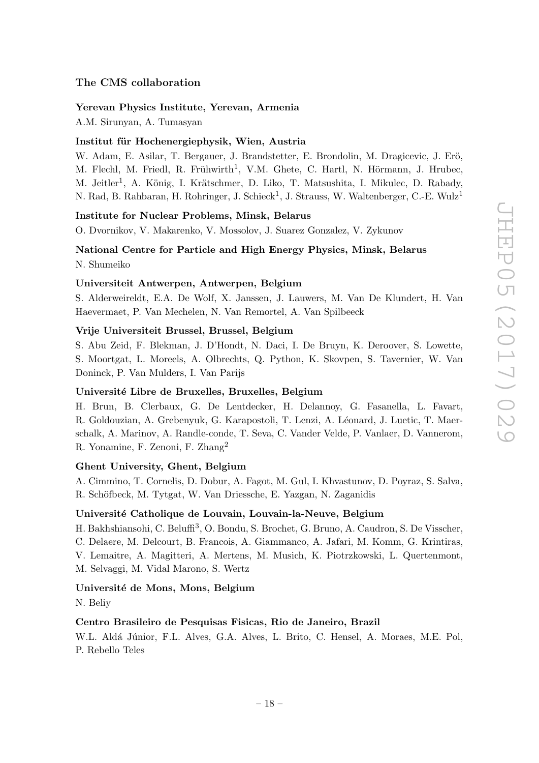## The CMS collaboration

**Yerevan Physics Institute, Yerevan, Armenia**

A.M. Sirunyan, A. Tumasyan

**Institut für Hochenergiephysik, Wien, Austria**

W. Adam, E. Asilar, T. Bergauer, J. Brandstetter, E. Brondolin, M. Dragicevic, J. Erö, M. Flechl, M. Friedl, R. Frühwirth[1], V.M. Ghete, C. Hartl, N. Hörmann, J. Hrubec, M. Jeitler[1], A. König, I. Krätschmer, D. Liko, T. Matsushita, I. Mikulec, D. Rabady, N. Rad, B. Rahbaran, H. Rohringer, J. Schieck[1], J. Strauss, W. Waltenberger, C.-E. Wulz[1]

**Institute for Nuclear Problems, Minsk, Belarus**

O. Dvornikov, V. Makarenko, V. Mossolov, J. Suarez Gonzalez, V. Zykunov

**National Centre for Particle and High Energy Physics, Minsk, Belarus**

N. Shumeiko

**Universiteit Antwerpen, Antwerpen, Belgium**

S. Alderweireldt, E.A. De Wolf, X. Janssen, J. Lauwers, M. Van De Klundert, H. Van Haevermaet, P. Van Mechelen, N. Van Remortel, A. Van Spilbeeck

**Vrije Universiteit Brussel, Brussel, Belgium**

S. Abu Zeid, F. Blekman, J. D'Hondt, N. Daci, I. De Bruyn, K. Deroover, S. Lowette, S. Moortgat, L. Moreels, A. Olbrechts, Q. Python, K. Skovpen, S. Tavernier, W. Van Doninck, P. Van Mulders, I. Van Parijs

**Université Libre de Bruxelles, Bruxelles, Belgium**

H. Brun, B. Clerbaux, G. De Lentdecker, H. Delannoy, G. Fasanella, L. Favart, R. Goldouzian, A. Grebenyuk, G. Karapostoli, T. Lenzi, A. Léonard, J. Luetic, T. Maerschalk, A. Marinov, A. Randle-conde, T. Seva, C. Vander Velde, P. Vanlaer, D. Vannerom, R. Yonamine, F. Zenoni, F. Zhang[2]

**Ghent University, Ghent, Belgium**

A. Cimmino, T. Cornelis, D. Dobur, A. Fagot, M. Gul, I. Khvastunov, D. Poyraz, S. Salva, R. Schöfbeck, M. Tytgat, W. Van Driessche, E. Yazgan, N. Zaganidis

**Université Catholique de Louvain, Louvain-la-Neuve, Belgium**

H. Bakhshiansohi, C. Beluffi[3], O. Bondu, S. Brochet, G. Bruno, A. Caudron, S. De Visscher, C. Delaere, M. Delcourt, B. Francois, A. Giammanco, A. Jafari, M. Komm, G. Krintiras, V. Lemaitre, A. Magitteri, A. Mertens, M. Musich, K. Piotrzkowski, L. Quertenmont, M. Selvaggi, M. Vidal Marono, S. Wertz

**Université de Mons, Mons, Belgium**

N. Beliy

**Centro Brasileiro de Pesquisas Fisicas, Rio de Janeiro, Brazil**

W.L. Aldá Júnior, F.L. Alves, G.A. Alves, L. Brito, C. Hensel, A. Moraes, M.E. Pol, P. Rebello Teles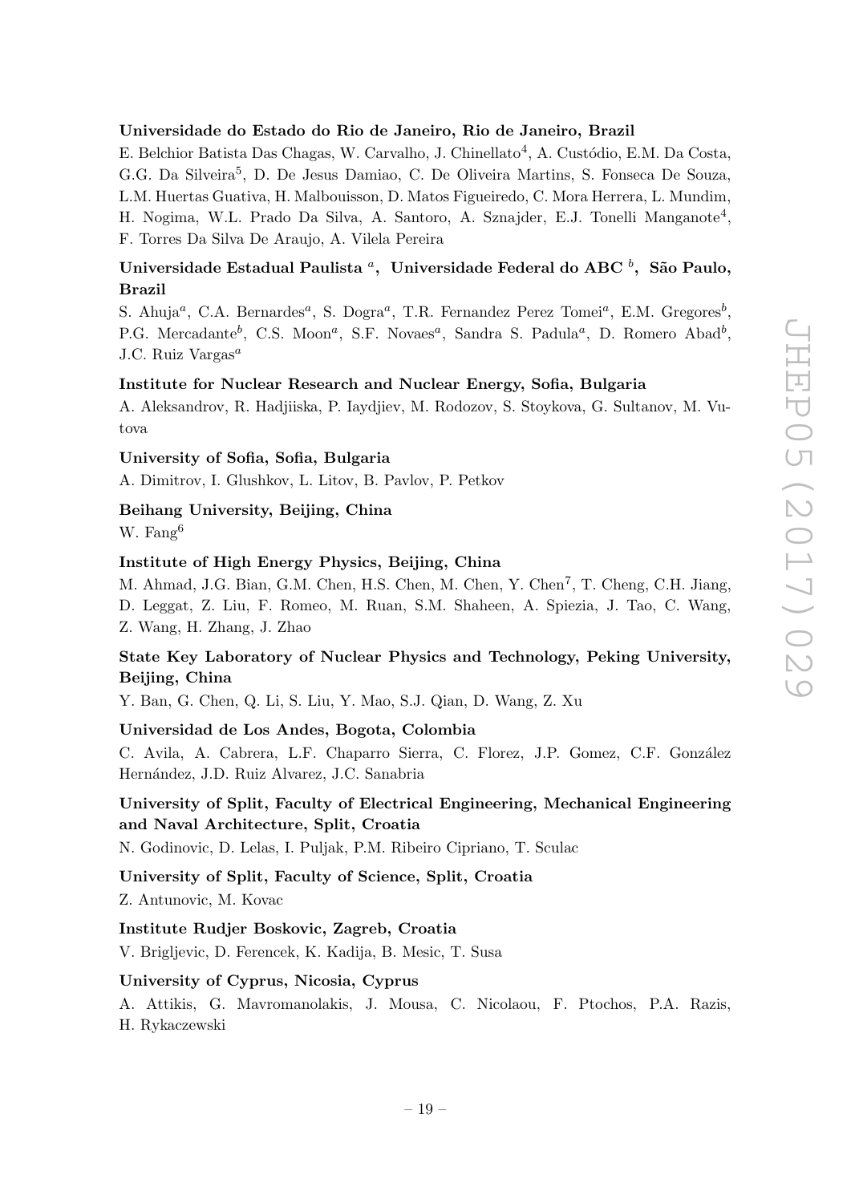**Universidade do Estado do Rio de Janeiro, Rio de Janeiro, Brazil**

E. Belchior Batista Das Chagas, W. Carvalho, J. Chinellato[4], A. Custódio, E.M. Da Costa, G.G. Da Silveira[5], D. De Jesus Damiao, C. De Oliveira Martins, S. Fonseca De Souza, L.M. Huertas Guativa, H. Malbouisson, D. Matos Figueiredo, C. Mora Herrera, L. Mundim, H. Nogima, W.L. Prado Da Silva, A. Santoro, A. Sznajder, E.J. Tonelli Manganote[4], F. Torres Da Silva De Araujo, A. Vilela Pereira

**Universidade Estadual Paulista [a], Universidade Federal do ABC [b], São Paulo, Brazil**

S. Ahuja[a], C.A. Bernardes[a], S. Dogra[a], T.R. Fernandez Perez Tomei[a], E.M. Gregores[b], P.G. Mercadante[b], C.S. Moon[a], S.F. Novaes[a], Sandra S. Padula[a], D. Romero Abad[b], J.C. Ruiz Vargas[a]

**Institute for Nuclear Research and Nuclear Energy, Sofia, Bulgaria**

A. Aleksandrov, R. Hadjiiska, P. Iaydjiev, M. Rodozov, S. Stoykova, G. Sultanov, M. Vutova

**University of Sofia, Sofia, Bulgaria**

A. Dimitrov, I. Glushkov, L. Litov, B. Pavlov, P. Petkov

**Beihang University, Beijing, China**

W. Fang[6]

**Institute of High Energy Physics, Beijing, China**

M. Ahmad, J.G. Bian, G.M. Chen, H.S. Chen, M. Chen, Y. Chen[7], T. Cheng, C.H. Jiang, D. Leggat, Z. Liu, F. Romeo, M. Ruan, S.M. Shaheen, A. Spiezia, J. Tao, C. Wang, Z. Wang, H. Zhang, J. Zhao

**State Key Laboratory of Nuclear Physics and Technology, Peking University, Beijing, China**

Y. Ban, G. Chen, Q. Li, S. Liu, Y. Mao, S.J. Qian, D. Wang, Z. Xu

**Universidad de Los Andes, Bogota, Colombia**

C. Avila, A. Cabrera, L.F. Chaparro Sierra, C. Florez, J.P. Gomez, C.F. González Hernández, J.D. Ruiz Alvarez, J.C. Sanabria

**University of Split, Faculty of Electrical Engineering, Mechanical Engineering and Naval Architecture, Split, Croatia**

N. Godinovic, D. Lelas, I. Puljak, P.M. Ribeiro Cipriano, T. Sculac

**University of Split, Faculty of Science, Split, Croatia**

Z. Antunovic, M. Kovac

**Institute Rudjer Boskovic, Zagreb, Croatia**

V. Brigljevic, D. Ferencek, K. Kadija, B. Mesic, T. Susa

**University of Cyprus, Nicosia, Cyprus**

A. Attikis, G. Mavromanolakis, J. Mousa, C. Nicolaou, F. Ptochos, P.A. Razis, H. Rykaczewski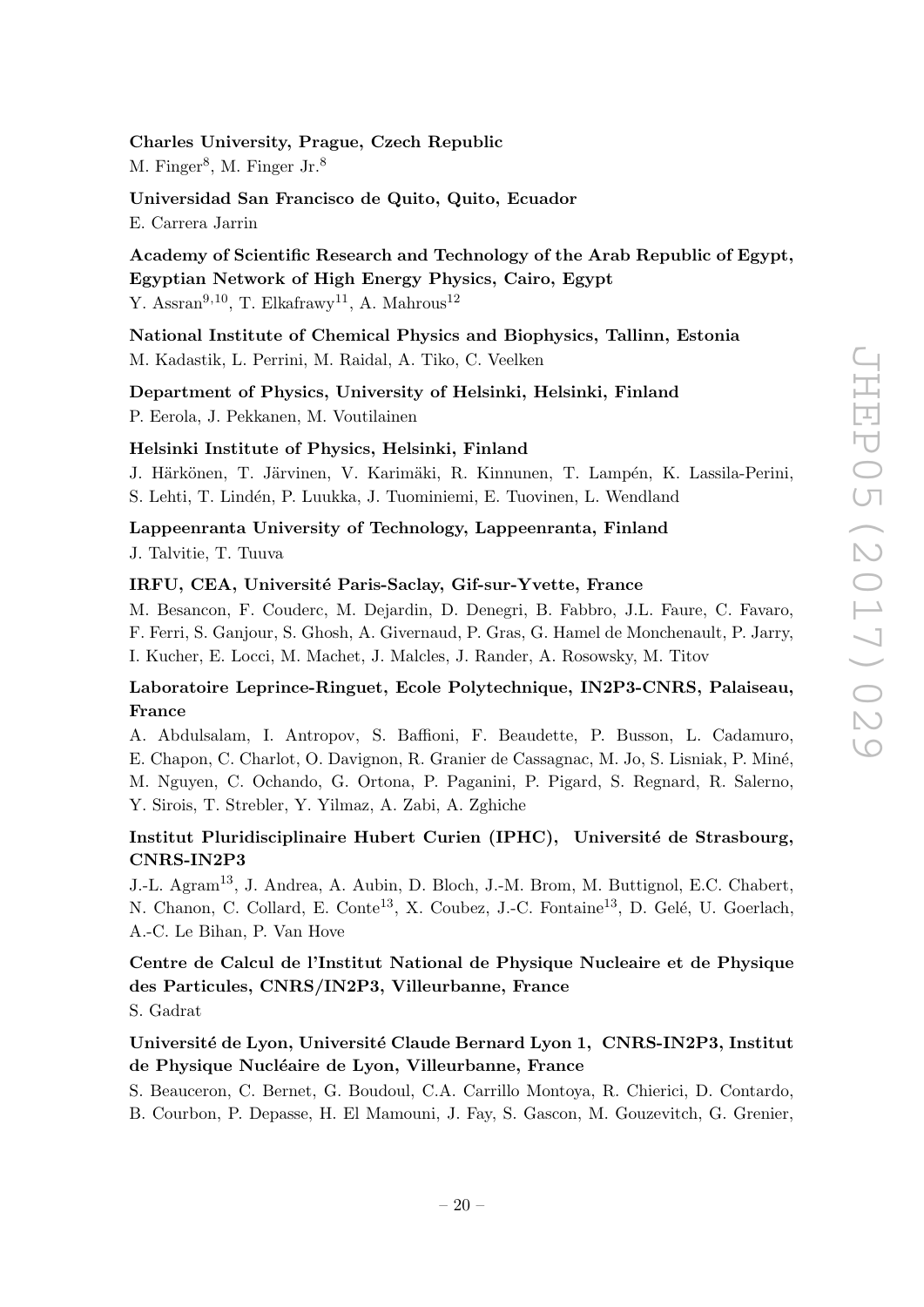**Charles University, Prague, Czech Republic**
M. Finger[8], M. Finger Jr.[8]

**Universidad San Francisco de Quito, Quito, Ecuador**
E. Carrera Jarrin

**Academy of Scientific Research and Technology of the Arab Republic of Egypt, Egyptian Network of High Energy Physics, Cairo, Egypt**
Y. Assran[9,10], T. Elkafrawy[11], A. Mahrous[12]

**National Institute of Chemical Physics and Biophysics, Tallinn, Estonia**
M. Kadastik, L. Perrini, M. Raidal, A. Tiko, C. Veelken

**Department of Physics, University of Helsinki, Helsinki, Finland**
P. Eerola, J. Pekkanen, M. Voutilainen

**Helsinki Institute of Physics, Helsinki, Finland**
J. Härkönen, T. Järvinen, V. Karimäki, R. Kinnunen, T. Lampén, K. Lassila-Perini, S. Lehti, T. Lindén, P. Luukka, J. Tuominiemi, E. Tuovinen, L. Wendland

**Lappeenranta University of Technology, Lappeenranta, Finland**
J. Talvitie, T. Tuuva

**IRFU, CEA, Université Paris-Saclay, Gif-sur-Yvette, France**
M. Besancon, F. Couderc, M. Dejardin, D. Denegri, B. Fabbro, J.L. Faure, C. Favaro, F. Ferri, S. Ganjour, S. Ghosh, A. Givernaud, P. Gras, G. Hamel de Monchenault, P. Jarry, I. Kucher, E. Locci, M. Machet, J. Malcles, J. Rander, A. Rosowsky, M. Titov

**Laboratoire Leprince-Ringuet, Ecole Polytechnique, IN2P3-CNRS, Palaiseau, France**
A. Abdulsalam, I. Antropov, S. Baffioni, F. Beaudette, P. Busson, L. Cadamuro, E. Chapon, C. Charlot, O. Davignon, R. Granier de Cassagnac, M. Jo, S. Lisniak, P. Miné, M. Nguyen, C. Ochando, G. Ortona, P. Paganini, P. Pigard, S. Regnard, R. Salerno, Y. Sirois, T. Strebler, Y. Yilmaz, A. Zabi, A. Zghiche

**Institut Pluridisciplinaire Hubert Curien (IPHC), Université de Strasbourg, CNRS-IN2P3**
J.-L. Agram[13], J. Andrea, A. Aubin, D. Bloch, J.-M. Brom, M. Buttignol, E.C. Chabert, N. Chanon, C. Collard, E. Conte[13], X. Coubez, J.-C. Fontaine[13], D. Gelé, U. Goerlach, A.-C. Le Bihan, P. Van Hove

**Centre de Calcul de l'Institut National de Physique Nucleaire et de Physique des Particules, CNRS/IN2P3, Villeurbanne, France**
S. Gadrat

**Université de Lyon, Université Claude Bernard Lyon 1, CNRS-IN2P3, Institut de Physique Nucléaire de Lyon, Villeurbanne, France**
S. Beauceron, C. Bernet, G. Boudoul, C.A. Carrillo Montoya, R. Chierici, D. Contardo, B. Courbon, P. Depasse, H. El Mamouni, J. Fay, S. Gascon, M. Gouzevitch, G. Grenier,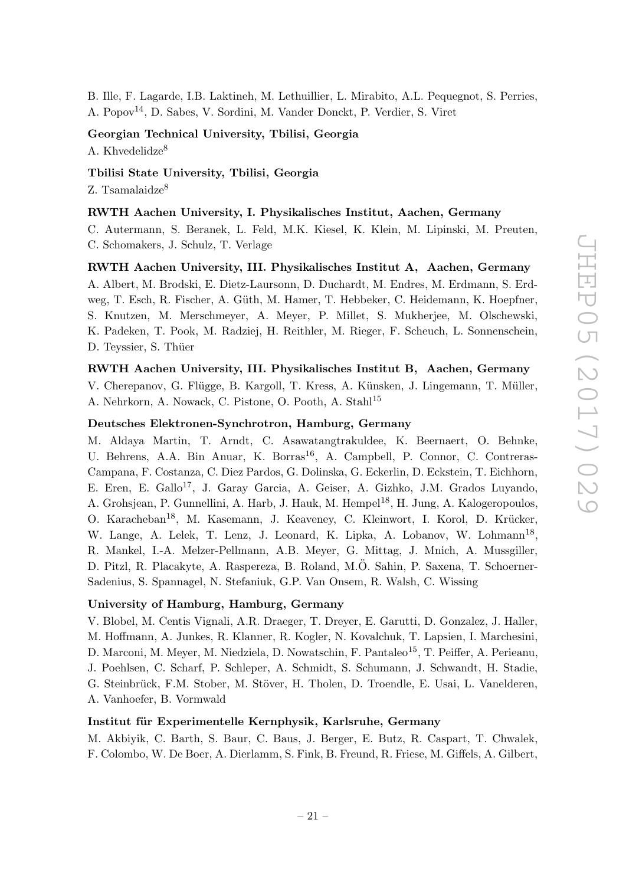B. Ille, F. Lagarde, I.B. Laktineh, M. Lethuillier, L. Mirabito, A.L. Pequegnot, S. Perries, A. Popov[14], D. Sabes, V. Sordini, M. Vander Donckt, P. Verdier, S. Viret

**Georgian Technical University, Tbilisi, Georgia**

A. Khvedelidze[8]

**Tbilisi State University, Tbilisi, Georgia**

Z. Tsamalaidze[8]

**RWTH Aachen University, I. Physikalisches Institut, Aachen, Germany**

C. Autermann, S. Beranek, L. Feld, M.K. Kiesel, K. Klein, M. Lipinski, M. Preuten, C. Schomakers, J. Schulz, T. Verlage

**RWTH Aachen University, III. Physikalisches Institut A, Aachen, Germany**

A. Albert, M. Brodski, E. Dietz-Laursonn, D. Duchardt, M. Endres, M. Erdmann, S. Erdweg, T. Esch, R. Fischer, A. Güth, M. Hamer, T. Hebbeker, C. Heidemann, K. Hoepfner, S. Knutzen, M. Merschmeyer, A. Meyer, P. Millet, S. Mukherjee, M. Olschewski, K. Padeken, T. Pook, M. Radziej, H. Reithler, M. Rieger, F. Scheuch, L. Sonnenschein, D. Teyssier, S. Thüer

**RWTH Aachen University, III. Physikalisches Institut B, Aachen, Germany**

V. Cherepanov, G. Flügge, B. Kargoll, T. Kress, A. Künsken, J. Lingemann, T. Müller, A. Nehrkorn, A. Nowack, C. Pistone, O. Pooth, A. Stahl[15]

**Deutsches Elektronen-Synchrotron, Hamburg, Germany**

M. Aldaya Martin, T. Arndt, C. Asawatangtrakuldee, K. Beernaert, O. Behnke, U. Behrens, A.A. Bin Anuar, K. Borras[16], A. Campbell, P. Connor, C. Contreras-Campana, F. Costanza, C. Diez Pardos, G. Dolinska, G. Eckerlin, D. Eckstein, T. Eichhorn, E. Eren, E. Gallo[17], J. Garay Garcia, A. Geiser, A. Gizhko, J.M. Grados Luyando, A. Grohsjean, P. Gunnellini, A. Harb, J. Hauk, M. Hempel[18], H. Jung, A. Kalogeropoulos, O. Karacheban[18], M. Kasemann, J. Keaveney, C. Kleinwort, I. Korol, D. Krücker, W. Lange, A. Lelek, T. Lenz, J. Leonard, K. Lipka, A. Lobanov, W. Lohmann[18], R. Mankel, I.-A. Melzer-Pellmann, A.B. Meyer, G. Mittag, J. Mnich, A. Mussgiller, D. Pitzl, R. Placakyte, A. Raspereza, B. Roland, M.Ö. Sahin, P. Saxena, T. Schoerner-Sadenius, S. Spannagel, N. Stefaniuk, G.P. Van Onsem, R. Walsh, C. Wissing

**University of Hamburg, Hamburg, Germany**

V. Blobel, M. Centis Vignali, A.R. Draeger, T. Dreyer, E. Garutti, D. Gonzalez, J. Haller, M. Hoffmann, A. Junkes, R. Klanner, R. Kogler, N. Kovalchuk, T. Lapsien, I. Marchesini, D. Marconi, M. Meyer, M. Niedziela, D. Nowatschin, F. Pantaleo[15], T. Peiffer, A. Perieanu, J. Poehlsen, C. Scharf, P. Schleper, A. Schmidt, S. Schumann, J. Schwandt, H. Stadie, G. Steinbrück, F.M. Stober, M. Stöver, H. Tholen, D. Troendle, E. Usai, L. Vanelderen, A. Vanhoefer, B. Vormwald

**Institut für Experimentelle Kernphysik, Karlsruhe, Germany**

M. Akbiyik, C. Barth, S. Baur, C. Baus, J. Berger, E. Butz, R. Caspart, T. Chwalek, F. Colombo, W. De Boer, A. Dierlamm, S. Fink, B. Freund, R. Friese, M. Giffels, A. Gilbert,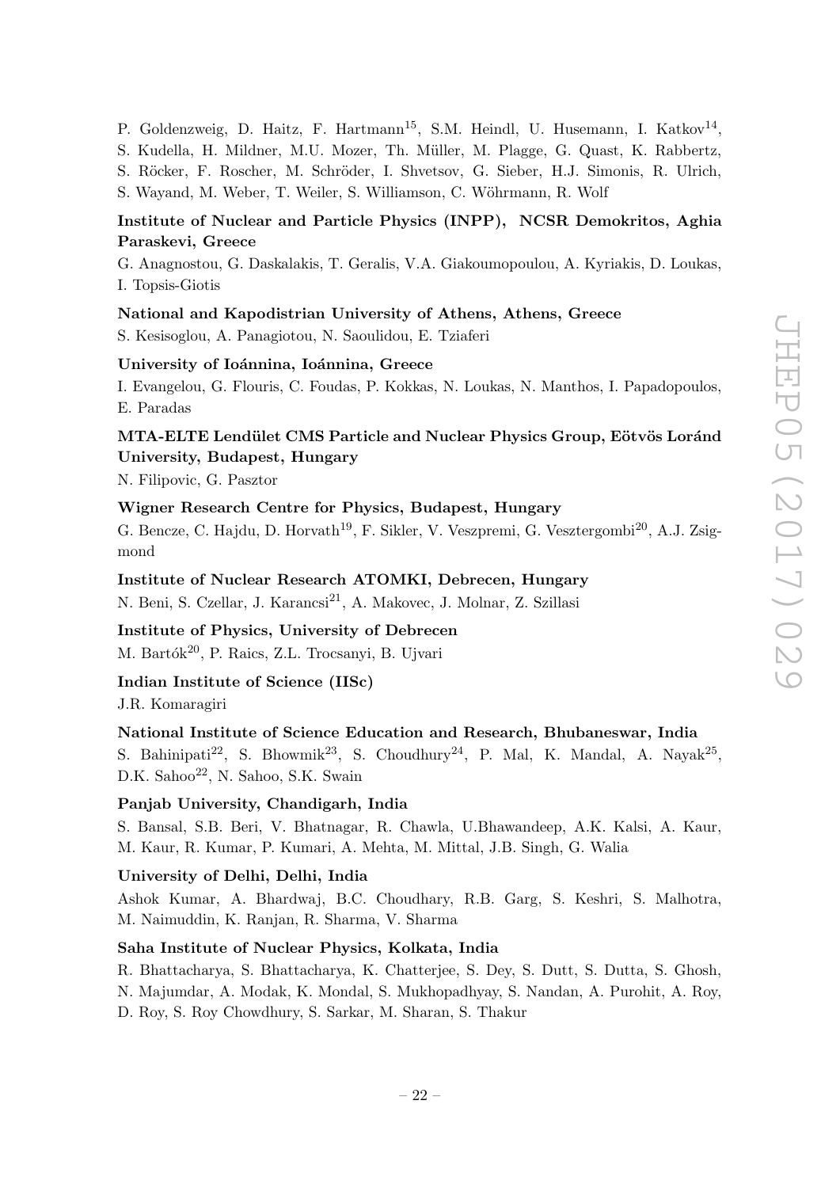P. Goldenzweig, D. Haitz, F. Hartmann[15], S.M. Heindl, U. Husemann, I. Katkov[14], S. Kudella, H. Mildner, M.U. Mozer, Th. Müller, M. Plagge, G. Quast, K. Rabbertz, S. Röcker, F. Roscher, M. Schröder, I. Shvetsov, G. Sieber, H.J. Simonis, R. Ulrich, S. Wayand, M. Weber, T. Weiler, S. Williamson, C. Wöhrmann, R. Wolf

**Institute of Nuclear and Particle Physics (INPP), NCSR Demokritos, Aghia Paraskevi, Greece**

G. Anagnostou, G. Daskalakis, T. Geralis, V.A. Giakoumopoulou, A. Kyriakis, D. Loukas, I. Topsis-Giotis

**National and Kapodistrian University of Athens, Athens, Greece**

S. Kesisoglou, A. Panagiotou, N. Saoulidou, E. Tziaferi

**University of Ioánnina, Ioánnina, Greece**

I. Evangelou, G. Flouris, C. Foudas, P. Kokkas, N. Loukas, N. Manthos, I. Papadopoulos, E. Paradas

**MTA-ELTE Lendület CMS Particle and Nuclear Physics Group, Eötvös Loránd University, Budapest, Hungary**

N. Filipovic, G. Pasztor

**Wigner Research Centre for Physics, Budapest, Hungary**

G. Bencze, C. Hajdu, D. Horvath[19], F. Sikler, V. Veszpremi, G. Vesztergombi[20], A.J. Zsigmond

**Institute of Nuclear Research ATOMKI, Debrecen, Hungary**

N. Beni, S. Czellar, J. Karancsi[21], A. Makovec, J. Molnar, Z. Szillasi

**Institute of Physics, University of Debrecen**

M. Bartók[20], P. Raics, Z.L. Trocsanyi, B. Ujvari

**Indian Institute of Science (IISc)**

J.R. Komaragiri

**National Institute of Science Education and Research, Bhubaneswar, India**

S. Bahinipati[22], S. Bhowmik[23], S. Choudhury[24], P. Mal, K. Mandal, A. Nayak[25], D.K. Sahoo[22], N. Sahoo, S.K. Swain

**Panjab University, Chandigarh, India**

S. Bansal, S.B. Beri, V. Bhatnagar, R. Chawla, U.Bhawandeep, A.K. Kalsi, A. Kaur, M. Kaur, R. Kumar, P. Kumari, A. Mehta, M. Mittal, J.B. Singh, G. Walia

**University of Delhi, Delhi, India**

Ashok Kumar, A. Bhardwaj, B.C. Choudhary, R.B. Garg, S. Keshri, S. Malhotra, M. Naimuddin, K. Ranjan, R. Sharma, V. Sharma

**Saha Institute of Nuclear Physics, Kolkata, India**

R. Bhattacharya, S. Bhattacharya, K. Chatterjee, S. Dey, S. Dutt, S. Dutta, S. Ghosh, N. Majumdar, A. Modak, K. Mondal, S. Mukhopadhyay, S. Nandan, A. Purohit, A. Roy, D. Roy, S. Roy Chowdhury, S. Sarkar, M. Sharan, S. Thakur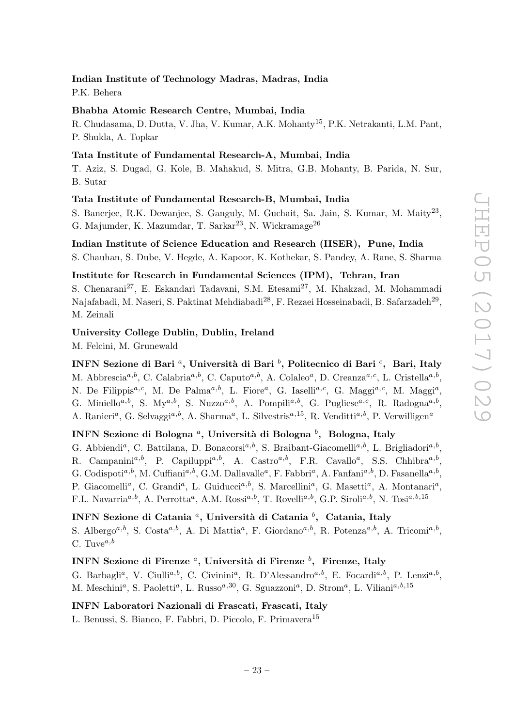**Indian Institute of Technology Madras, Madras, India**

P.K. Behera

**Bhabha Atomic Research Centre, Mumbai, India**

R. Chudasama, D. Dutta, V. Jha, V. Kumar, A.K. Mohanty[15], P.K. Netrakanti, L.M. Pant, P. Shukla, A. Topkar

**Tata Institute of Fundamental Research-A, Mumbai, India**

T. Aziz, S. Dugad, G. Kole, B. Mahakud, S. Mitra, G.B. Mohanty, B. Parida, N. Sur, B. Sutar

**Tata Institute of Fundamental Research-B, Mumbai, India**

S. Banerjee, R.K. Dewanjee, S. Ganguly, M. Guchait, Sa. Jain, S. Kumar, M. Maity[23], G. Majumder, K. Mazumdar, T. Sarkar[23], N. Wickramage[26]

**Indian Institute of Science Education and Research (IISER), Pune, India**

S. Chauhan, S. Dube, V. Hegde, A. Kapoor, K. Kothekar, S. Pandey, A. Rane, S. Sharma

**Institute for Research in Fundamental Sciences (IPM), Tehran, Iran**

S. Chenarani[27], E. Eskandari Tadavani, S.M. Etesami[27], M. Khakzad, M. Mohammadi Najafabadi, M. Naseri, S. Paktinat Mehdiabadi[28], F. Rezaei Hosseinabadi, B. Safarzadeh[29], M. Zeinali

**University College Dublin, Dublin, Ireland**

M. Felcini, M. Grunewald

**INFN Sezione di Bari [a], Università di Bari [b], Politecnico di Bari [c], Bari, Italy**

M. Abbrescia[a,b], C. Calabria[a,b], C. Caputo[a,b], A. Colaleo[a], D. Creanza[a,c], L. Cristella[a,b], N. De Filippis[a,c], M. De Palma[a,b], L. Fiore[a], G. Iaselli[a,c], G. Maggi[a,c], M. Maggi[a], G. Miniello[a,b], S. My[a,b], S. Nuzzo[a,b], A. Pompili[a,b], G. Pugliese[a,c], R. Radogna[a,b], A. Ranieri[a], G. Selvaggi[a,b], A. Sharma[a], L. Silvestris[a,15], R. Venditti[a,b], P. Verwilligen[a]

**INFN Sezione di Bologna [a], Università di Bologna [b], Bologna, Italy**

G. Abbiendi[a], C. Battilana, D. Bonacorsi[a,b], S. Braibant-Giacomelli[a,b], L. Brigliadori[a,b], R. Campanini[a,b], P. Capiluppi[a,b], A. Castro[a,b], F.R. Cavallo[a], S.S. Chhibra[a,b], G. Codispoti[a,b], M. Cuffiani[a,b], G.M. Dallavalle[a], F. Fabbri[a], A. Fanfani[a,b], D. Fasanella[a,b], P. Giacomelli[a], C. Grandi[a], L. Guiducci[a,b], S. Marcellini[a], G. Masetti[a], A. Montanari[a], F.L. Navarria[a,b], A. Perrotta[a], A.M. Rossi[a,b], T. Rovelli[a,b], G.P. Siroli[a,b], N. Tosi[a,b,15]

**INFN Sezione di Catania [a], Università di Catania [b], Catania, Italy**

S. Albergo[a,b], S. Costa[a,b], A. Di Mattia[a], F. Giordano[a,b], R. Potenza[a,b], A. Tricomi[a,b], C. Tuve[a,b]

**INFN Sezione di Firenze [a], Università di Firenze [b], Firenze, Italy**

G. Barbagli[a], V. Ciulli[a,b], C. Civinini[a], R. D'Alessandro[a,b], E. Focardi[a,b], P. Lenzi[a,b], M. Meschini[a], S. Paoletti[a], L. Russo[a,30], G. Sguazzoni[a], D. Strom[a], L. Viliani[a,b,15]

**INFN Laboratori Nazionali di Frascati, Frascati, Italy**

L. Benussi, S. Bianco, F. Fabbri, D. Piccolo, F. Primavera[15]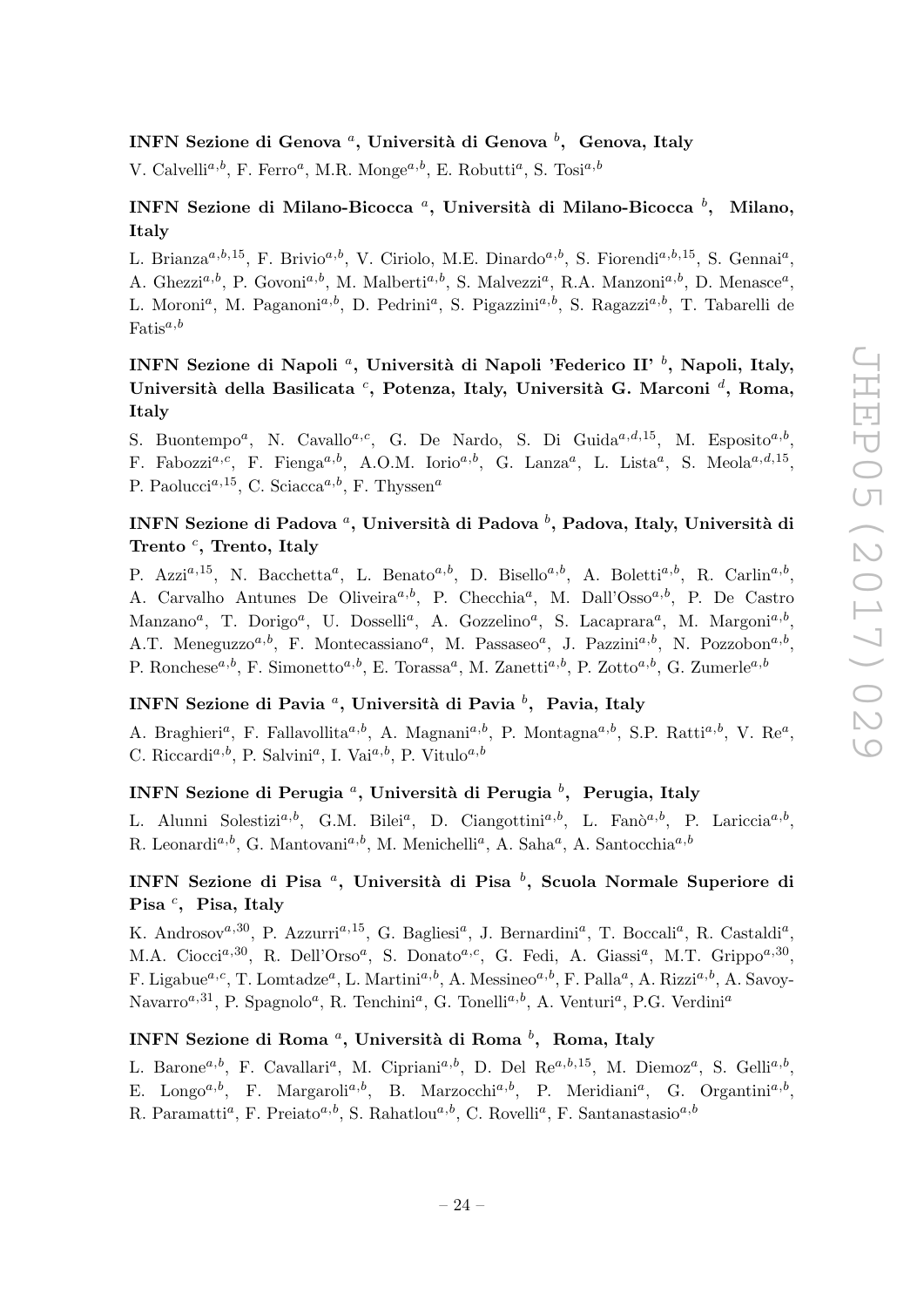### INFN Sezione di Genova [a], Università di Genova [b], Genova, Italy

V. Calvelli[a,b], F. Ferro[a], M.R. Monge[a,b], E. Robutti[a], S. Tosi[a,b]

### INFN Sezione di Milano-Bicocca [a], Università di Milano-Bicocca [b], Milano, Italy

L. Brianza[a,b,15], F. Brivio[a,b], V. Ciriolo, M.E. Dinardo[a,b], S. Fiorendi[a,b,15], S. Gennai[a], A. Ghezzi[a,b], P. Govoni[a,b], M. Malberti[a,b], S. Malvezzi[a], R.A. Manzoni[a,b], D. Menasce[a], L. Moroni[a], M. Paganoni[a,b], D. Pedrini[a], S. Pigazzini[a,b], S. Ragazzi[a,b], T. Tabarelli de Fatis[a,b]

### INFN Sezione di Napoli [a], Università di Napoli 'Federico II' [b], Napoli, Italy, Università della Basilicata [c], Potenza, Italy, Università G. Marconi [d], Roma, Italy

S. Buontempo[a], N. Cavallo[a,c], G. De Nardo, S. Di Guida[a,d,15], M. Esposito[a,b], F. Fabozzi[a,c], F. Fienga[a,b], A.O.M. Iorio[a,b], G. Lanza[a], L. Lista[a], S. Meola[a,d,15], P. Paolucci[a,15], C. Sciacca[a,b], F. Thyssen[a]

### INFN Sezione di Padova [a], Università di Padova [b], Padova, Italy, Università di Trento [c], Trento, Italy

P. Azzi[a,15], N. Bacchetta[a], L. Benato[a,b], D. Bisello[a,b], A. Boletti[a,b], R. Carlin[a,b], A. Carvalho Antunes De Oliveira[a,b], P. Checchia[a], M. Dall'Osso[a,b], P. De Castro Manzano[a], T. Dorigo[a], U. Dosselli[a], A. Gozzelino[a], S. Lacaprara[a], M. Margoni[a,b], A.T. Meneguzzo[a,b], F. Montecassiano[a], M. Passaseo[a], J. Pazzini[a,b], N. Pozzobon[a,b], P. Ronchese[a,b], F. Simonetto[a,b], E. Torassa[a], M. Zanetti[a,b], P. Zotto[a,b], G. Zumerle[a,b]

### INFN Sezione di Pavia [a], Università di Pavia [b], Pavia, Italy

A. Braghieri[a], F. Fallavollita[a,b], A. Magnani[a,b], P. Montagna[a,b], S.P. Ratti[a,b], V. Re[a], C. Riccardi[a,b], P. Salvini[a], I. Vai[a,b], P. Vitulo[a,b]

### INFN Sezione di Perugia [a], Università di Perugia [b], Perugia, Italy

L. Alunni Solestizi[a,b], G.M. Bilei[a], D. Ciangottini[a,b], L. Fanò[a,b], P. Lariccia[a,b], R. Leonardi[a,b], G. Mantovani[a,b], M. Menichelli[a], A. Saha[a], A. Santocchia[a,b]

### INFN Sezione di Pisa [a], Università di Pisa [b], Scuola Normale Superiore di Pisa [c], Pisa, Italy

K. Androsov[a,30], P. Azzurri[a,15], G. Bagliesi[a], J. Bernardini[a], T. Boccali[a], R. Castaldi[a], M.A. Ciocci[a,30], R. Dell'Orso[a], S. Donato[a,c], G. Fedi, A. Giassi[a], M.T. Grippo[a,30], F. Ligabue[a,c], T. Lomtadze[a], L. Martini[a,b], A. Messineo[a,b], F. Palla[a], A. Rizzi[a,b], A. Savoy-Navarro[a,31], P. Spagnolo[a], R. Tenchini[a], G. Tonelli[a,b], A. Venturi[a], P.G. Verdini[a]

### INFN Sezione di Roma [a], Università di Roma [b], Roma, Italy

L. Barone[a,b], F. Cavallari[a], M. Cipriani[a,b], D. Del Re[a,b,15], M. Diemoz[a], S. Gelli[a,b], E. Longo[a,b], F. Margaroli[a,b], B. Marzocchi[a,b], P. Meridiani[a], G. Organtini[a,b], R. Paramatti[a], F. Preiato[a,b], S. Rahatlou[a,b], C. Rovelli[a], F. Santanastasio[a,b]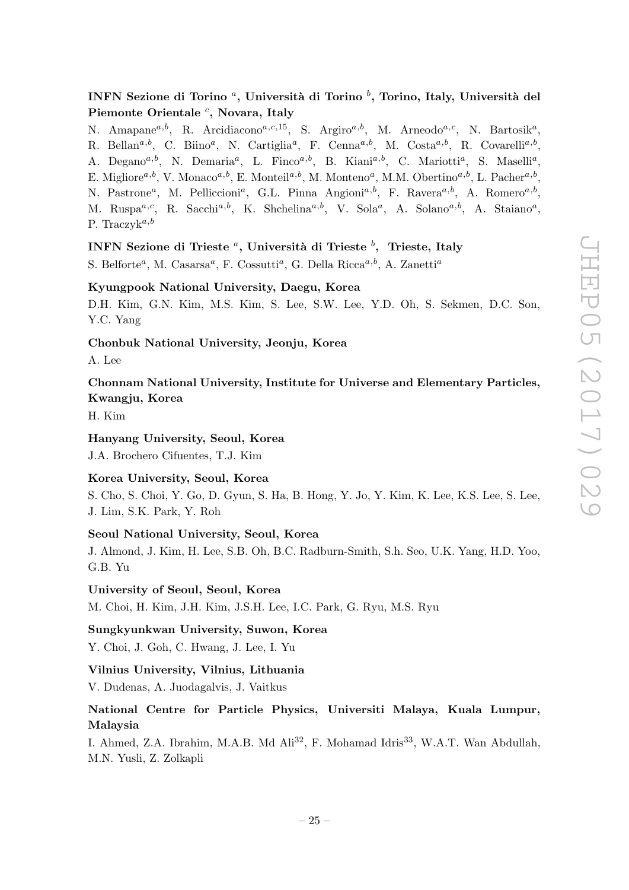### INFN Sezione di Torino [a], Università di Torino [b], Torino, Italy, Università del Piemonte Orientale [c], Novara, Italy

N. Amapane[a,b], R. Arcidiacono[a,c,15], S. Argiro[a,b], M. Arneodo[a,c], N. Bartosik[a], R. Bellan[a,b], C. Biino[a], N. Cartiglia[a], F. Cenna[a,b], M. Costa[a,b], R. Covarelli[a,b], A. Degano[a,b], N. Demaria[a], L. Finco[a,b], B. Kiani[a,b], C. Mariotti[a], S. Maselli[a], E. Migliore[a,b], V. Monaco[a,b], E. Monteil[a,b], M. Monteno[a], M.M. Obertino[a,b], L. Pacher[a,b], N. Pastrone[a], M. Pelliccioni[a], G.L. Pinna Angioni[a,b], F. Ravera[a,b], A. Romero[a,b], M. Ruspa[a,c], R. Sacchi[a,b], K. Shchelina[a,b], V. Sola[a], A. Solano[a,b], A. Staiano[a], P. Traczyk[a,b]

### INFN Sezione di Trieste [a], Università di Trieste [b], Trieste, Italy

S. Belforte[a], M. Casarsa[a], F. Cossutti[a], G. Della Ricca[a,b], A. Zanetti[a]

### Kyungpook National University, Daegu, Korea

D.H. Kim, G.N. Kim, M.S. Kim, S. Lee, S.W. Lee, Y.D. Oh, S. Sekmen, D.C. Son, Y.C. Yang

### Chonbuk National University, Jeonju, Korea

A. Lee

### Chonnam National University, Institute for Universe and Elementary Particles, Kwangju, Korea

H. Kim

### Hanyang University, Seoul, Korea

J.A. Brochero Cifuentes, T.J. Kim

### Korea University, Seoul, Korea

S. Cho, S. Choi, Y. Go, D. Gyun, S. Ha, B. Hong, Y. Jo, Y. Kim, K. Lee, K.S. Lee, S. Lee, J. Lim, S.K. Park, Y. Roh

### Seoul National University, Seoul, Korea

J. Almond, J. Kim, H. Lee, S.B. Oh, B.C. Radburn-Smith, S.h. Seo, U.K. Yang, H.D. Yoo, G.B. Yu

### University of Seoul, Seoul, Korea

M. Choi, H. Kim, J.H. Kim, J.S.H. Lee, I.C. Park, G. Ryu, M.S. Ryu

### Sungkyunkwan University, Suwon, Korea

Y. Choi, J. Goh, C. Hwang, J. Lee, I. Yu

### Vilnius University, Vilnius, Lithuania

V. Dudenas, A. Juodagalvis, J. Vaitkus

### National Centre for Particle Physics, Universiti Malaya, Kuala Lumpur, Malaysia

I. Ahmed, Z.A. Ibrahim, M.A.B. Md Ali[32], F. Mohamad Idris[33], W.A.T. Wan Abdullah, M.N. Yusli, Z. Zolkapli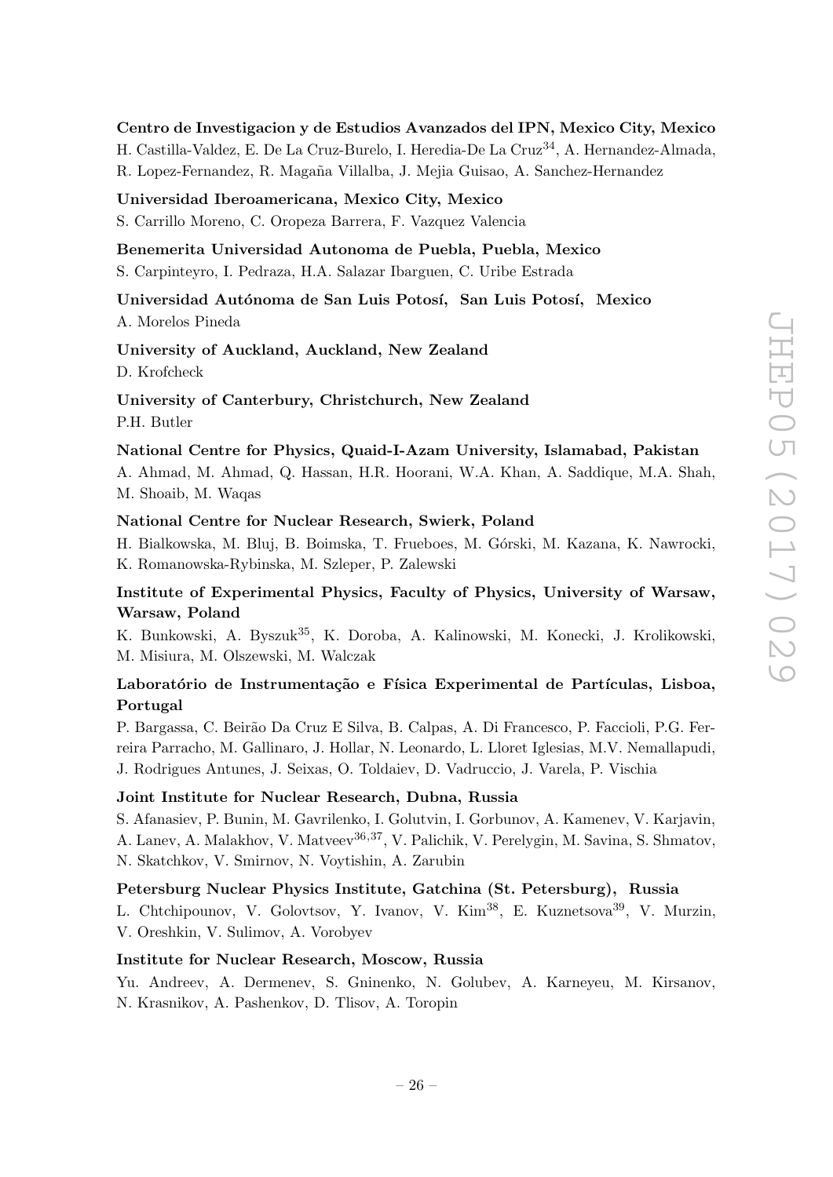**Centro de Investigacion y de Estudios Avanzados del IPN, Mexico City, Mexico**
H. Castilla-Valdez, E. De La Cruz-Burelo, I. Heredia-De La Cruz[34], A. Hernandez-Almada, R. Lopez-Fernandez, R. Magaña Villalba, J. Mejia Guisao, A. Sanchez-Hernandez

**Universidad Iberoamericana, Mexico City, Mexico**
S. Carrillo Moreno, C. Oropeza Barrera, F. Vazquez Valencia

**Benemerita Universidad Autonoma de Puebla, Puebla, Mexico**
S. Carpinteyro, I. Pedraza, H.A. Salazar Ibarguen, C. Uribe Estrada

**Universidad Autónoma de San Luis Potosí, San Luis Potosí, Mexico**
A. Morelos Pineda

**University of Auckland, Auckland, New Zealand**
D. Krofcheck

**University of Canterbury, Christchurch, New Zealand**
P.H. Butler

**National Centre for Physics, Quaid-I-Azam University, Islamabad, Pakistan**
A. Ahmad, M. Ahmad, Q. Hassan, H.R. Hoorani, W.A. Khan, A. Saddique, M.A. Shah, M. Shoaib, M. Waqas

**National Centre for Nuclear Research, Swierk, Poland**
H. Bialkowska, M. Bluj, B. Boimska, T. Frueboes, M. Górski, M. Kazana, K. Nawrocki, K. Romanowska-Rybinska, M. Szleper, P. Zalewski

**Institute of Experimental Physics, Faculty of Physics, University of Warsaw, Warsaw, Poland**
K. Bunkowski, A. Byszuk[35], K. Doroba, A. Kalinowski, M. Konecki, J. Krolikowski, M. Misiura, M. Olszewski, M. Walczak

**Laboratório de Instrumentação e Física Experimental de Partículas, Lisboa, Portugal**
P. Bargassa, C. Beirão Da Cruz E Silva, B. Calpas, A. Di Francesco, P. Faccioli, P.G. Ferreira Parracho, M. Gallinaro, J. Hollar, N. Leonardo, L. Lloret Iglesias, M.V. Nemallapudi, J. Rodrigues Antunes, J. Seixas, O. Toldaiev, D. Vadruccio, J. Varela, P. Vischia

**Joint Institute for Nuclear Research, Dubna, Russia**
S. Afanasiev, P. Bunin, M. Gavrilenko, I. Golutvin, I. Gorbunov, A. Kamenev, V. Karjavin, A. Lanev, A. Malakhov, V. Matveev[36,37], V. Palichik, V. Perelygin, M. Savina, S. Shmatov, N. Skatchkov, V. Smirnov, N. Voytishin, A. Zarubin

**Petersburg Nuclear Physics Institute, Gatchina (St. Petersburg), Russia**
L. Chtchipounov, V. Golovtsov, Y. Ivanov, V. Kim[38], E. Kuznetsova[39], V. Murzin, V. Oreshkin, V. Sulimov, A. Vorobyev

**Institute for Nuclear Research, Moscow, Russia**
Yu. Andreev, A. Dermenev, S. Gninenko, N. Golubev, A. Karneyeu, M. Kirsanov, N. Krasnikov, A. Pashenkov, D. Tlisov, A. Toropin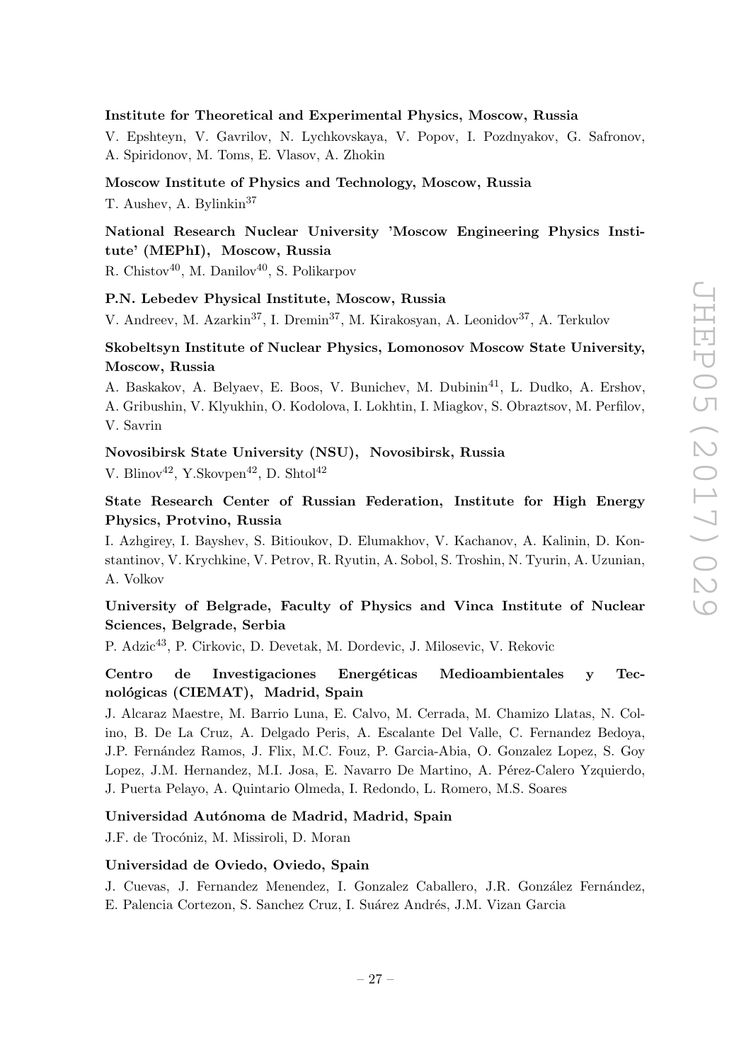**Institute for Theoretical and Experimental Physics, Moscow, Russia**

V. Epshteyn, V. Gavrilov, N. Lychkovskaya, V. Popov, I. Pozdnyakov, G. Safronov, A. Spiridonov, M. Toms, E. Vlasov, A. Zhokin

**Moscow Institute of Physics and Technology, Moscow, Russia**

T. Aushev, A. Bylinkin[37]

**National Research Nuclear University 'Moscow Engineering Physics Institute' (MEPhI), Moscow, Russia**

R. Chistov[40], M. Danilov[40], S. Polikarpov

**P.N. Lebedev Physical Institute, Moscow, Russia**

V. Andreev, M. Azarkin[37], I. Dremin[37], M. Kirakosyan, A. Leonidov[37], A. Terkulov

**Skobeltsyn Institute of Nuclear Physics, Lomonosov Moscow State University, Moscow, Russia**

A. Baskakov, A. Belyaev, E. Boos, V. Bunichev, M. Dubinin[41], L. Dudko, A. Ershov, A. Gribushin, V. Klyukhin, O. Kodolova, I. Lokhtin, I. Miagkov, S. Obraztsov, M. Perfilov, V. Savrin

**Novosibirsk State University (NSU), Novosibirsk, Russia**

V. Blinov[42], Y.Skovpen[42], D. Shtol[42]

**State Research Center of Russian Federation, Institute for High Energy Physics, Protvino, Russia**

I. Azhgirey, I. Bayshev, S. Bitioukov, D. Elumakhov, V. Kachanov, A. Kalinin, D. Konstantinov, V. Krychkine, V. Petrov, R. Ryutin, A. Sobol, S. Troshin, N. Tyurin, A. Uzunian, A. Volkov

**University of Belgrade, Faculty of Physics and Vinca Institute of Nuclear Sciences, Belgrade, Serbia**

P. Adzic[43], P. Cirkovic, D. Devetak, M. Dordevic, J. Milosevic, V. Rekovic

**Centro de Investigaciones Energéticas Medioambientales y Tecnológicas (CIEMAT), Madrid, Spain**

J. Alcaraz Maestre, M. Barrio Luna, E. Calvo, M. Cerrada, M. Chamizo Llatas, N. Colino, B. De La Cruz, A. Delgado Peris, A. Escalante Del Valle, C. Fernandez Bedoya, J.P. Fernández Ramos, J. Flix, M.C. Fouz, P. Garcia-Abia, O. Gonzalez Lopez, S. Goy Lopez, J.M. Hernandez, M.I. Josa, E. Navarro De Martino, A. Pérez-Calero Yzquierdo, J. Puerta Pelayo, A. Quintario Olmeda, I. Redondo, L. Romero, M.S. Soares

**Universidad Autónoma de Madrid, Madrid, Spain**

J.F. de Trocóniz, M. Missiroli, D. Moran

**Universidad de Oviedo, Oviedo, Spain**

J. Cuevas, J. Fernandez Menendez, I. Gonzalez Caballero, J.R. González Fernández, E. Palencia Cortezon, S. Sanchez Cruz, I. Suárez Andrés, J.M. Vizan Garcia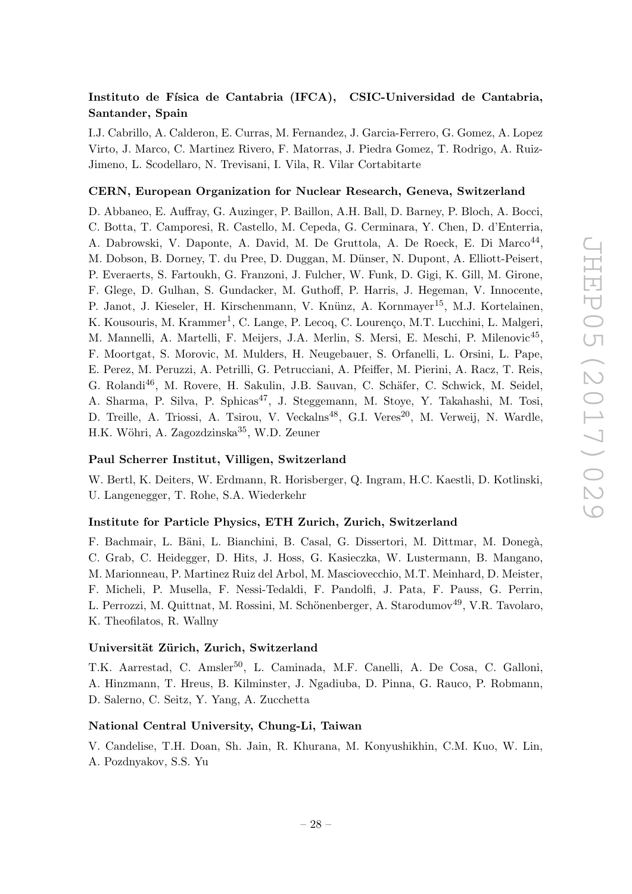**Instituto de Física de Cantabria (IFCA), CSIC-Universidad de Cantabria, Santander, Spain**

I.J. Cabrillo, A. Calderon, E. Curras, M. Fernandez, J. Garcia-Ferrero, G. Gomez, A. Lopez Virto, J. Marco, C. Martinez Rivero, F. Matorras, J. Piedra Gomez, T. Rodrigo, A. Ruiz-Jimeno, L. Scodellaro, N. Trevisani, I. Vila, R. Vilar Cortabitarte

**CERN, European Organization for Nuclear Research, Geneva, Switzerland**

D. Abbaneo, E. Auffray, G. Auzinger, P. Baillon, A.H. Ball, D. Barney, P. Bloch, A. Bocci, C. Botta, T. Camporesi, R. Castello, M. Cepeda, G. Cerminara, Y. Chen, D. d'Enterria, A. Dabrowski, V. Daponte, A. David, M. De Gruttola, A. De Roeck, E. Di Marco[44], M. Dobson, B. Dorney, T. du Pree, D. Duggan, M. Dünser, N. Dupont, A. Elliott-Peisert, P. Everaerts, S. Fartoukh, G. Franzoni, J. Fulcher, W. Funk, D. Gigi, K. Gill, M. Girone, F. Glege, D. Gulhan, S. Gundacker, M. Guthoff, P. Harris, J. Hegeman, V. Innocente, P. Janot, J. Kieseler, H. Kirschenmann, V. Knünz, A. Kornmayer[15], M.J. Kortelainen, K. Kousouris, M. Krammer[1], C. Lange, P. Lecoq, C. Lourenço, M.T. Lucchini, L. Malgeri, M. Mannelli, A. Martelli, F. Meijers, J.A. Merlin, S. Mersi, E. Meschi, P. Milenovic[45], F. Moortgat, S. Morovic, M. Mulders, H. Neugebauer, S. Orfanelli, L. Orsini, L. Pape, E. Perez, M. Peruzzi, A. Petrilli, G. Petrucciani, A. Pfeiffer, M. Pierini, A. Racz, T. Reis, G. Rolandi[46], M. Rovere, H. Sakulin, J.B. Sauvan, C. Schäfer, C. Schwick, M. Seidel, A. Sharma, P. Silva, P. Sphicas[47], J. Steggemann, M. Stoye, Y. Takahashi, M. Tosi, D. Treille, A. Triossi, A. Tsirou, V. Veckalns[48], G.I. Veres[20], M. Verweij, N. Wardle, H.K. Wöhri, A. Zagozdzinska[35], W.D. Zeuner

**Paul Scherrer Institut, Villigen, Switzerland**

W. Bertl, K. Deiters, W. Erdmann, R. Horisberger, Q. Ingram, H.C. Kaestli, D. Kotlinski, U. Langenegger, T. Rohe, S.A. Wiederkehr

**Institute for Particle Physics, ETH Zurich, Zurich, Switzerland**

F. Bachmair, L. Bäni, L. Bianchini, B. Casal, G. Dissertori, M. Dittmar, M. Donegà, C. Grab, C. Heidegger, D. Hits, J. Hoss, G. Kasieczka, W. Lustermann, B. Mangano, M. Marionneau, P. Martinez Ruiz del Arbol, M. Masciovecchio, M.T. Meinhard, D. Meister, F. Micheli, P. Musella, F. Nessi-Tedaldi, F. Pandolfi, J. Pata, F. Pauss, G. Perrin, L. Perrozzi, M. Quittnat, M. Rossini, M. Schönenberger, A. Starodumov[49], V.R. Tavolaro, K. Theofilatos, R. Wallny

**Universität Zürich, Zurich, Switzerland**

T.K. Aarrestad, C. Amsler[50], L. Caminada, M.F. Canelli, A. De Cosa, C. Galloni, A. Hinzmann, T. Hreus, B. Kilminster, J. Ngadiuba, D. Pinna, G. Rauco, P. Robmann, D. Salerno, C. Seitz, Y. Yang, A. Zucchetta

**National Central University, Chung-Li, Taiwan**

V. Candelise, T.H. Doan, Sh. Jain, R. Khurana, M. Konyushikhin, C.M. Kuo, W. Lin, A. Pozdnyakov, S.S. Yu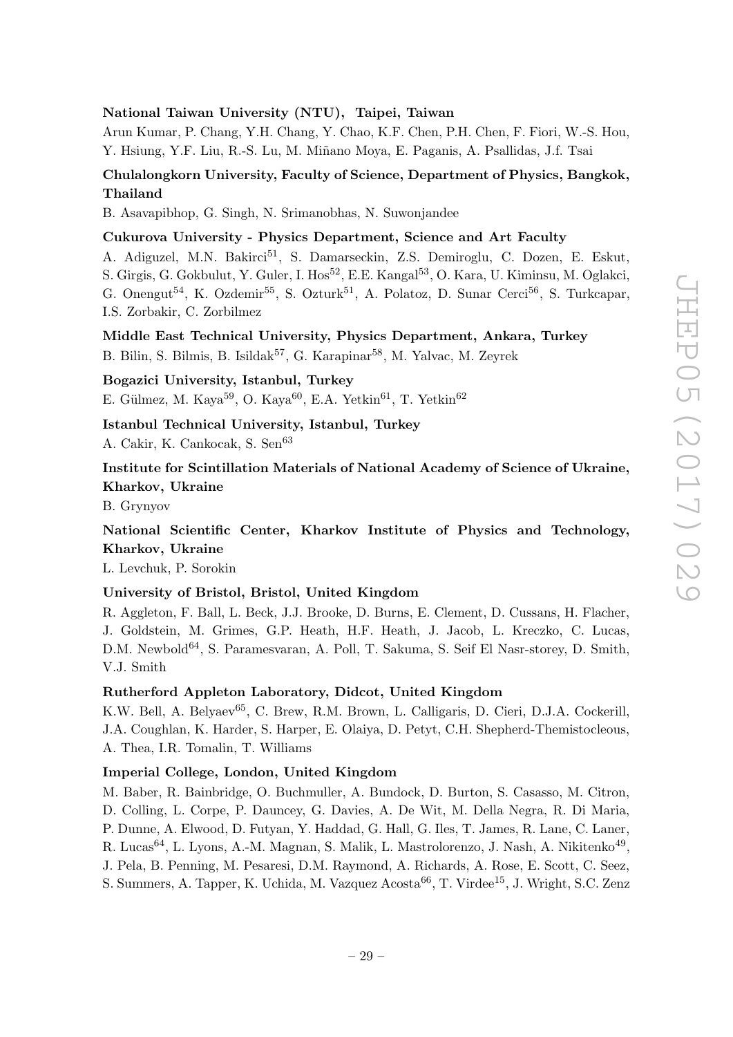**National Taiwan University (NTU), Taipei, Taiwan**

Arun Kumar, P. Chang, Y.H. Chang, Y. Chao, K.F. Chen, P.H. Chen, F. Fiori, W.-S. Hou, Y. Hsiung, Y.F. Liu, R.-S. Lu, M. Miñano Moya, E. Paganis, A. Psallidas, J.f. Tsai

**Chulalongkorn University, Faculty of Science, Department of Physics, Bangkok, Thailand**

B. Asavapibhop, G. Singh, N. Srimanobhas, N. Suwonjandee

**Cukurova University - Physics Department, Science and Art Faculty**

A. Adiguzel, M.N. Bakirci[51], S. Damarseckin, Z.S. Demiroglu, C. Dozen, E. Eskut, S. Girgis, G. Gokbulut, Y. Guler, I. Hos[52], E.E. Kangal[53], O. Kara, U. Kiminsu, M. Oglakci, G. Onengut[54], K. Ozdemir[55], S. Ozturk[51], A. Polatoz, D. Sunar Cerci[56], S. Turkcapar, I.S. Zorbakir, C. Zorbilmez

**Middle East Technical University, Physics Department, Ankara, Turkey**

B. Bilin, S. Bilmis, B. Isildak[57], G. Karapinar[58], M. Yalvac, M. Zeyrek

**Bogazici University, Istanbul, Turkey**

E. Gülmez, M. Kaya[59], O. Kaya[60], E.A. Yetkin[61], T. Yetkin[62]

**Istanbul Technical University, Istanbul, Turkey**

A. Cakir, K. Cankocak, S. Sen[63]

**Institute for Scintillation Materials of National Academy of Science of Ukraine, Kharkov, Ukraine**

B. Grynyov

**National Scientific Center, Kharkov Institute of Physics and Technology, Kharkov, Ukraine**

L. Levchuk, P. Sorokin

**University of Bristol, Bristol, United Kingdom**

R. Aggleton, F. Ball, L. Beck, J.J. Brooke, D. Burns, E. Clement, D. Cussans, H. Flacher, J. Goldstein, M. Grimes, G.P. Heath, H.F. Heath, J. Jacob, L. Kreczko, C. Lucas, D.M. Newbold[64], S. Paramesvaran, A. Poll, T. Sakuma, S. Seif El Nasr-storey, D. Smith, V.J. Smith

**Rutherford Appleton Laboratory, Didcot, United Kingdom**

K.W. Bell, A. Belyaev[65], C. Brew, R.M. Brown, L. Calligaris, D. Cieri, D.J.A. Cockerill, J.A. Coughlan, K. Harder, S. Harper, E. Olaiya, D. Petyt, C.H. Shepherd-Themistocleous, A. Thea, I.R. Tomalin, T. Williams

**Imperial College, London, United Kingdom**

M. Baber, R. Bainbridge, O. Buchmuller, A. Bundock, D. Burton, S. Casasso, M. Citron, D. Colling, L. Corpe, P. Dauncey, G. Davies, A. De Wit, M. Della Negra, R. Di Maria, P. Dunne, A. Elwood, D. Futyan, Y. Haddad, G. Hall, G. Iles, T. James, R. Lane, C. Laner, R. Lucas[64], L. Lyons, A.-M. Magnan, S. Malik, L. Mastrolorenzo, J. Nash, A. Nikitenko[49], J. Pela, B. Penning, M. Pesaresi, D.M. Raymond, A. Richards, A. Rose, E. Scott, C. Seez, S. Summers, A. Tapper, K. Uchida, M. Vazquez Acosta[66], T. Virdee[15], J. Wright, S.C. Zenz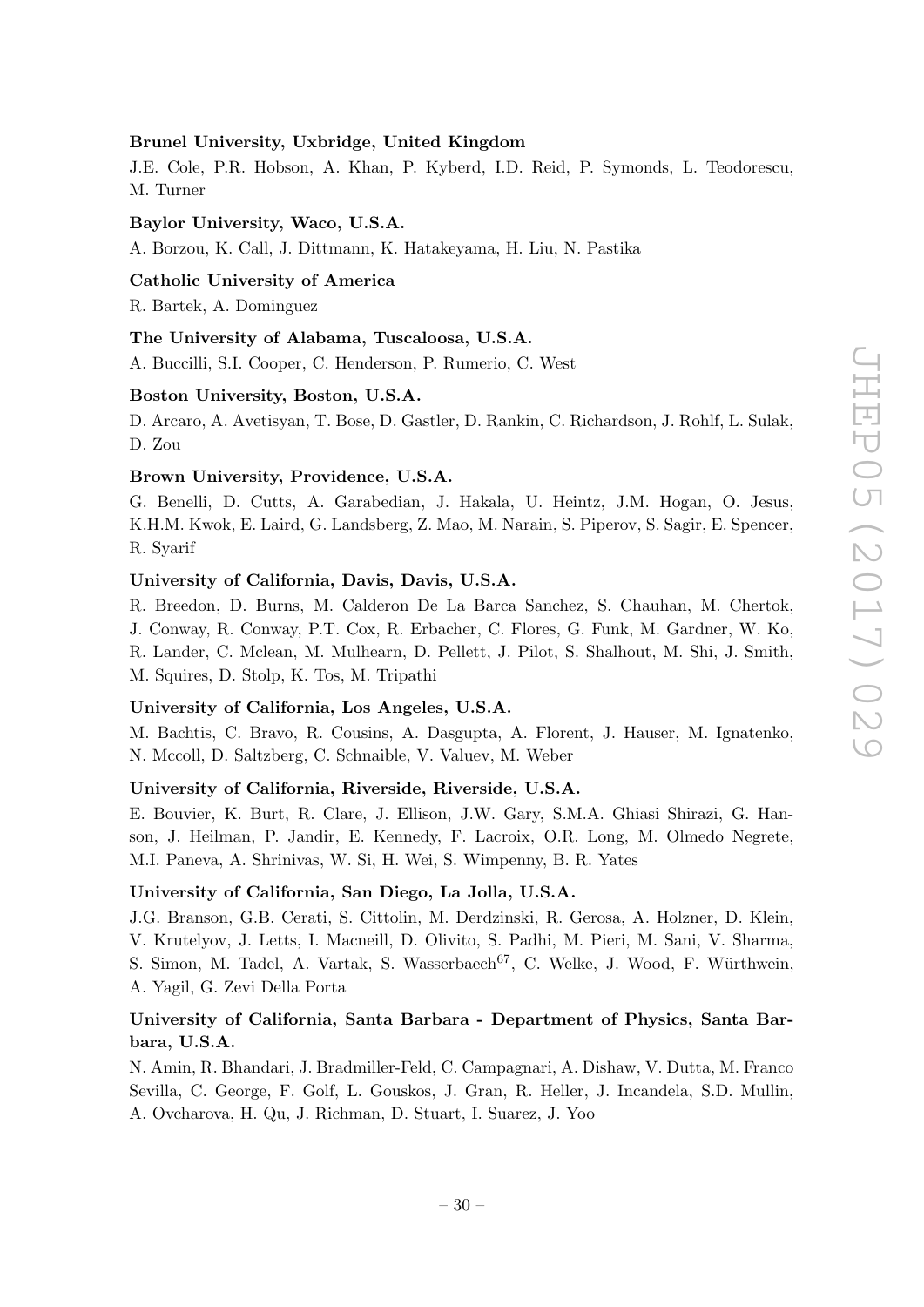**Brunel University, Uxbridge, United Kingdom**

J.E. Cole, P.R. Hobson, A. Khan, P. Kyberd, I.D. Reid, P. Symonds, L. Teodorescu, M. Turner

**Baylor University, Waco, U.S.A.**

A. Borzou, K. Call, J. Dittmann, K. Hatakeyama, H. Liu, N. Pastika

**Catholic University of America**

R. Bartek, A. Dominguez

**The University of Alabama, Tuscaloosa, U.S.A.**

A. Buccilli, S.I. Cooper, C. Henderson, P. Rumerio, C. West

**Boston University, Boston, U.S.A.**

D. Arcaro, A. Avetisyan, T. Bose, D. Gastler, D. Rankin, C. Richardson, J. Rohlf, L. Sulak, D. Zou

**Brown University, Providence, U.S.A.**

G. Benelli, D. Cutts, A. Garabedian, J. Hakala, U. Heintz, J.M. Hogan, O. Jesus, K.H.M. Kwok, E. Laird, G. Landsberg, Z. Mao, M. Narain, S. Piperov, S. Sagir, E. Spencer, R. Syarif

**University of California, Davis, Davis, U.S.A.**

R. Breedon, D. Burns, M. Calderon De La Barca Sanchez, S. Chauhan, M. Chertok, J. Conway, R. Conway, P.T. Cox, R. Erbacher, C. Flores, G. Funk, M. Gardner, W. Ko, R. Lander, C. Mclean, M. Mulhearn, D. Pellett, J. Pilot, S. Shalhout, M. Shi, J. Smith, M. Squires, D. Stolp, K. Tos, M. Tripathi

**University of California, Los Angeles, U.S.A.**

M. Bachtis, C. Bravo, R. Cousins, A. Dasgupta, A. Florent, J. Hauser, M. Ignatenko, N. Mccoll, D. Saltzberg, C. Schnaible, V. Valuev, M. Weber

**University of California, Riverside, Riverside, U.S.A.**

E. Bouvier, K. Burt, R. Clare, J. Ellison, J.W. Gary, S.M.A. Ghiasi Shirazi, G. Hanson, J. Heilman, P. Jandir, E. Kennedy, F. Lacroix, O.R. Long, M. Olmedo Negrete, M.I. Paneva, A. Shrinivas, W. Si, H. Wei, S. Wimpenny, B. R. Yates

**University of California, San Diego, La Jolla, U.S.A.**

J.G. Branson, G.B. Cerati, S. Cittolin, M. Derdzinski, R. Gerosa, A. Holzner, D. Klein, V. Krutelyov, J. Letts, I. Macneill, D. Olivito, S. Padhi, M. Pieri, M. Sani, V. Sharma, S. Simon, M. Tadel, A. Vartak, S. Wasserbaech[67], C. Welke, J. Wood, F. Würthwein, A. Yagil, G. Zevi Della Porta

**University of California, Santa Barbara - Department of Physics, Santa Barbara, U.S.A.**

N. Amin, R. Bhandari, J. Bradmiller-Feld, C. Campagnari, A. Dishaw, V. Dutta, M. Franco Sevilla, C. George, F. Golf, L. Gouskos, J. Gran, R. Heller, J. Incandela, S.D. Mullin, A. Ovcharova, H. Qu, J. Richman, D. Stuart, I. Suarez, J. Yoo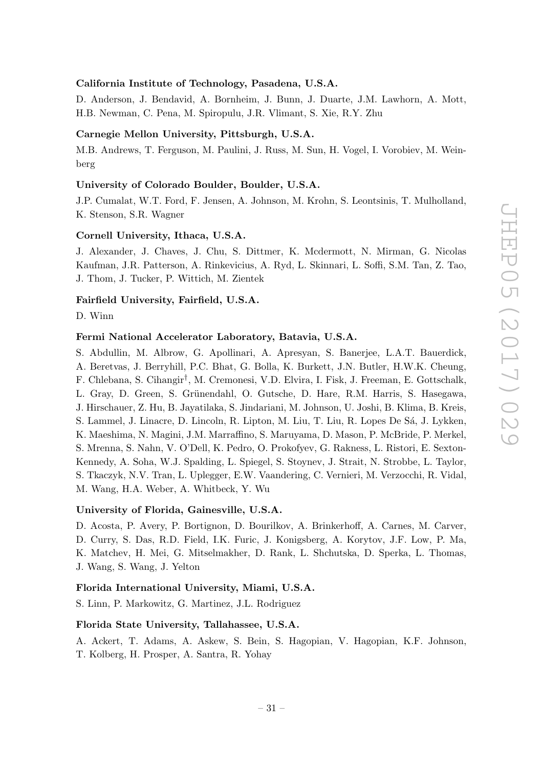**California Institute of Technology, Pasadena, U.S.A.**

D. Anderson, J. Bendavid, A. Bornheim, J. Bunn, J. Duarte, J.M. Lawhorn, A. Mott, H.B. Newman, C. Pena, M. Spiropulu, J.R. Vlimant, S. Xie, R.Y. Zhu

**Carnegie Mellon University, Pittsburgh, U.S.A.**

M.B. Andrews, T. Ferguson, M. Paulini, J. Russ, M. Sun, H. Vogel, I. Vorobiev, M. Weinberg

**University of Colorado Boulder, Boulder, U.S.A.**

J.P. Cumalat, W.T. Ford, F. Jensen, A. Johnson, M. Krohn, S. Leontsinis, T. Mulholland, K. Stenson, S.R. Wagner

**Cornell University, Ithaca, U.S.A.**

J. Alexander, J. Chaves, J. Chu, S. Dittmer, K. Mcdermott, N. Mirman, G. Nicolas Kaufman, J.R. Patterson, A. Rinkevicius, A. Ryd, L. Skinnari, L. Soffi, S.M. Tan, Z. Tao, J. Thom, J. Tucker, P. Wittich, M. Zientek

**Fairfield University, Fairfield, U.S.A.**

D. Winn

**Fermi National Accelerator Laboratory, Batavia, U.S.A.**

S. Abdullin, M. Albrow, G. Apollinari, A. Apresyan, S. Banerjee, L.A.T. Bauerdick, A. Beretvas, J. Berryhill, P.C. Bhat, G. Bolla, K. Burkett, J.N. Butler, H.W.K. Cheung, F. Chlebana, S. Cihangir†, M. Cremonesi, V.D. Elvira, I. Fisk, J. Freeman, E. Gottschalk, L. Gray, D. Green, S. Grünendahl, O. Gutsche, D. Hare, R.M. Harris, S. Hasegawa, J. Hirschauer, Z. Hu, B. Jayatilaka, S. Jindariani, M. Johnson, U. Joshi, B. Klima, B. Kreis, S. Lammel, J. Linacre, D. Lincoln, R. Lipton, M. Liu, T. Liu, R. Lopes De Sá, J. Lykken, K. Maeshima, N. Magini, J.M. Marraffino, S. Maruyama, D. Mason, P. McBride, P. Merkel, S. Mrenna, S. Nahn, V. O'Dell, K. Pedro, O. Prokofyev, G. Rakness, L. Ristori, E. Sexton-Kennedy, A. Soha, W.J. Spalding, L. Spiegel, S. Stoynev, J. Strait, N. Strobbe, L. Taylor, S. Tkaczyk, N.V. Tran, L. Uplegger, E.W. Vaandering, C. Vernieri, M. Verzocchi, R. Vidal, M. Wang, H.A. Weber, A. Whitbeck, Y. Wu

**University of Florida, Gainesville, U.S.A.**

D. Acosta, P. Avery, P. Bortignon, D. Bourilkov, A. Brinkerhoff, A. Carnes, M. Carver, D. Curry, S. Das, R.D. Field, I.K. Furic, J. Konigsberg, A. Korytov, J.F. Low, P. Ma, K. Matchev, H. Mei, G. Mitselmakher, D. Rank, L. Shchutska, D. Sperka, L. Thomas, J. Wang, S. Wang, J. Yelton

**Florida International University, Miami, U.S.A.**

S. Linn, P. Markowitz, G. Martinez, J.L. Rodriguez

**Florida State University, Tallahassee, U.S.A.**

A. Ackert, T. Adams, A. Askew, S. Bein, S. Hagopian, V. Hagopian, K.F. Johnson, T. Kolberg, H. Prosper, A. Santra, R. Yohay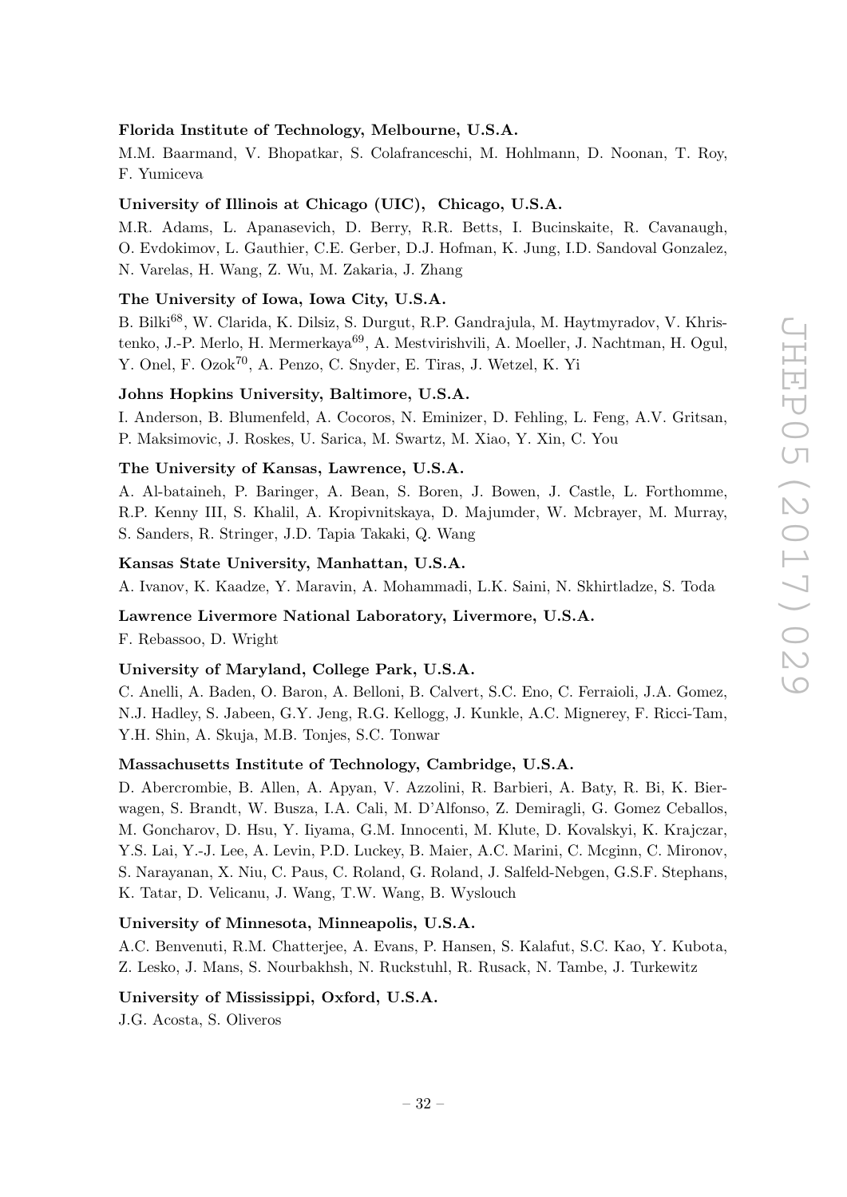**Florida Institute of Technology, Melbourne, U.S.A.**

M.M. Baarmand, V. Bhopatkar, S. Colafranceschi, M. Hohlmann, D. Noonan, T. Roy, F. Yumiceva

**University of Illinois at Chicago (UIC), Chicago, U.S.A.**

M.R. Adams, L. Apanasevich, D. Berry, R.R. Betts, I. Bucinskaite, R. Cavanaugh, O. Evdokimov, L. Gauthier, C.E. Gerber, D.J. Hofman, K. Jung, I.D. Sandoval Gonzalez, N. Varelas, H. Wang, Z. Wu, M. Zakaria, J. Zhang

**The University of Iowa, Iowa City, U.S.A.**

B. Bilki[68], W. Clarida, K. Dilsiz, S. Durgut, R.P. Gandrajula, M. Haytmyradov, V. Khristenko, J.-P. Merlo, H. Mermerkaya[69], A. Mestvirishvili, A. Moeller, J. Nachtman, H. Ogul, Y. Onel, F. Ozok[70], A. Penzo, C. Snyder, E. Tiras, J. Wetzel, K. Yi

**Johns Hopkins University, Baltimore, U.S.A.**

I. Anderson, B. Blumenfeld, A. Cocoros, N. Eminizer, D. Fehling, L. Feng, A.V. Gritsan, P. Maksimovic, J. Roskes, U. Sarica, M. Swartz, M. Xiao, Y. Xin, C. You

**The University of Kansas, Lawrence, U.S.A.**

A. Al-bataineh, P. Baringer, A. Bean, S. Boren, J. Bowen, J. Castle, L. Forthomme, R.P. Kenny III, S. Khalil, A. Kropivnitskaya, D. Majumder, W. Mcbrayer, M. Murray, S. Sanders, R. Stringer, J.D. Tapia Takaki, Q. Wang

**Kansas State University, Manhattan, U.S.A.**

A. Ivanov, K. Kaadze, Y. Maravin, A. Mohammadi, L.K. Saini, N. Skhirtladze, S. Toda

**Lawrence Livermore National Laboratory, Livermore, U.S.A.**

F. Rebassoo, D. Wright

**University of Maryland, College Park, U.S.A.**

C. Anelli, A. Baden, O. Baron, A. Belloni, B. Calvert, S.C. Eno, C. Ferraioli, J.A. Gomez, N.J. Hadley, S. Jabeen, G.Y. Jeng, R.G. Kellogg, J. Kunkle, A.C. Mignerey, F. Ricci-Tam, Y.H. Shin, A. Skuja, M.B. Tonjes, S.C. Tonwar

**Massachusetts Institute of Technology, Cambridge, U.S.A.**

D. Abercrombie, B. Allen, A. Apyan, V. Azzolini, R. Barbieri, A. Baty, R. Bi, K. Bierwagen, S. Brandt, W. Busza, I.A. Cali, M. D'Alfonso, Z. Demiragli, G. Gomez Ceballos, M. Goncharov, D. Hsu, Y. Iiyama, G.M. Innocenti, M. Klute, D. Kovalskyi, K. Krajczar, Y.S. Lai, Y.-J. Lee, A. Levin, P.D. Luckey, B. Maier, A.C. Marini, C. Mcginn, C. Mironov, S. Narayanan, X. Niu, C. Paus, C. Roland, G. Roland, J. Salfeld-Nebgen, G.S.F. Stephans, K. Tatar, D. Velicanu, J. Wang, T.W. Wang, B. Wyslouch

**University of Minnesota, Minneapolis, U.S.A.**

A.C. Benvenuti, R.M. Chatterjee, A. Evans, P. Hansen, S. Kalafut, S.C. Kao, Y. Kubota, Z. Lesko, J. Mans, S. Nourbakhsh, N. Ruckstuhl, R. Rusack, N. Tambe, J. Turkewitz

**University of Mississippi, Oxford, U.S.A.**

J.G. Acosta, S. Oliveros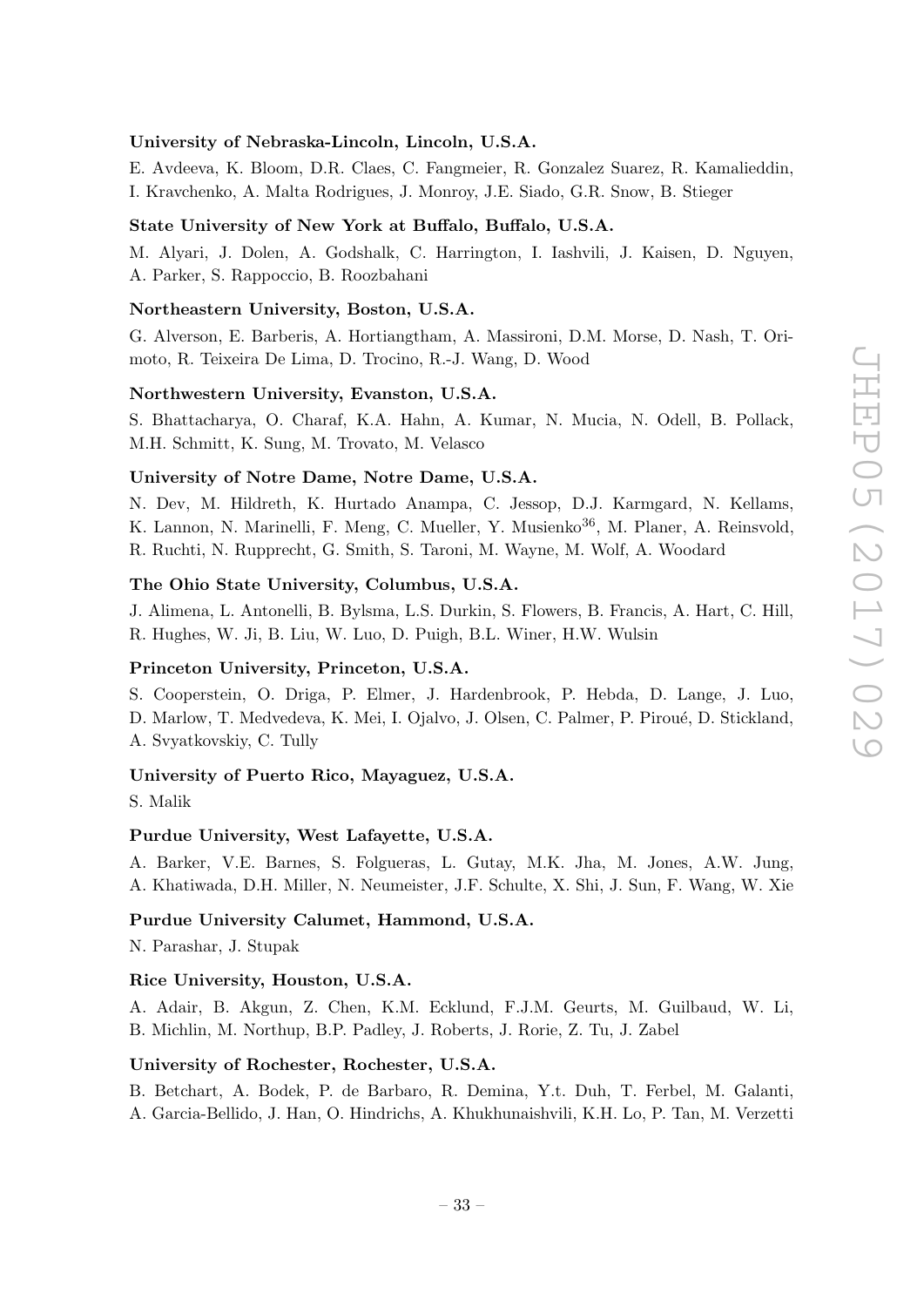**University of Nebraska-Lincoln, Lincoln, U.S.A.**

E. Avdeeva, K. Bloom, D.R. Claes, C. Fangmeier, R. Gonzalez Suarez, R. Kamalieddin, I. Kravchenko, A. Malta Rodrigues, J. Monroy, J.E. Siado, G.R. Snow, B. Stieger

**State University of New York at Buffalo, Buffalo, U.S.A.**

M. Alyari, J. Dolen, A. Godshalk, C. Harrington, I. Iashvili, J. Kaisen, D. Nguyen, A. Parker, S. Rappoccio, B. Roozbahani

**Northeastern University, Boston, U.S.A.**

G. Alverson, E. Barberis, A. Hortiangtham, A. Massironi, D.M. Morse, D. Nash, T. Orimoto, R. Teixeira De Lima, D. Trocino, R.-J. Wang, D. Wood

**Northwestern University, Evanston, U.S.A.**

S. Bhattacharya, O. Charaf, K.A. Hahn, A. Kumar, N. Mucia, N. Odell, B. Pollack, M.H. Schmitt, K. Sung, M. Trovato, M. Velasco

**University of Notre Dame, Notre Dame, U.S.A.**

N. Dev, M. Hildreth, K. Hurtado Anampa, C. Jessop, D.J. Karmgard, N. Kellams, K. Lannon, N. Marinelli, F. Meng, C. Mueller, Y. Musienko[36], M. Planer, A. Reinsvold, R. Ruchti, N. Rupprecht, G. Smith, S. Taroni, M. Wayne, M. Wolf, A. Woodard

**The Ohio State University, Columbus, U.S.A.**

J. Alimena, L. Antonelli, B. Bylsma, L.S. Durkin, S. Flowers, B. Francis, A. Hart, C. Hill, R. Hughes, W. Ji, B. Liu, W. Luo, D. Puigh, B.L. Winer, H.W. Wulsin

**Princeton University, Princeton, U.S.A.**

S. Cooperstein, O. Driga, P. Elmer, J. Hardenbrook, P. Hebda, D. Lange, J. Luo, D. Marlow, T. Medvedeva, K. Mei, I. Ojalvo, J. Olsen, C. Palmer, P. Piroué, D. Stickland, A. Svyatkovskiy, C. Tully

**University of Puerto Rico, Mayaguez, U.S.A.**

S. Malik

**Purdue University, West Lafayette, U.S.A.**

A. Barker, V.E. Barnes, S. Folgueras, L. Gutay, M.K. Jha, M. Jones, A.W. Jung, A. Khatiwada, D.H. Miller, N. Neumeister, J.F. Schulte, X. Shi, J. Sun, F. Wang, W. Xie

**Purdue University Calumet, Hammond, U.S.A.**

N. Parashar, J. Stupak

**Rice University, Houston, U.S.A.**

A. Adair, B. Akgun, Z. Chen, K.M. Ecklund, F.J.M. Geurts, M. Guilbaud, W. Li, B. Michlin, M. Northup, B.P. Padley, J. Roberts, J. Rorie, Z. Tu, J. Zabel

**University of Rochester, Rochester, U.S.A.**

B. Betchart, A. Bodek, P. de Barbaro, R. Demina, Y.t. Duh, T. Ferbel, M. Galanti, A. Garcia-Bellido, J. Han, O. Hindrichs, A. Khukhunaishvili, K.H. Lo, P. Tan, M. Verzetti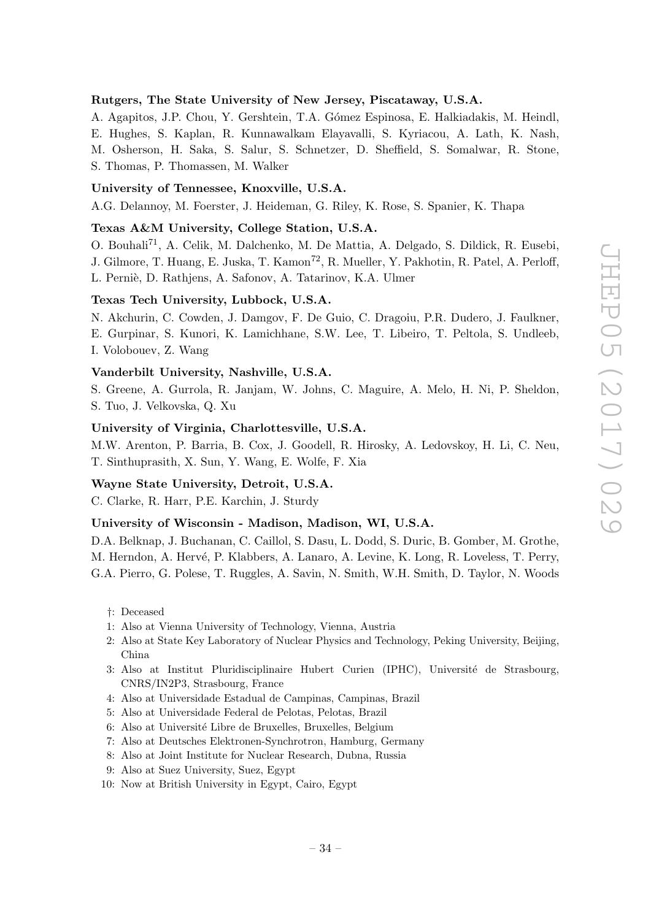**Rutgers, The State University of New Jersey, Piscataway, U.S.A.**

A. Agapitos, J.P. Chou, Y. Gershtein, T.A. Gómez Espinosa, E. Halkiadakis, M. Heindl, E. Hughes, S. Kaplan, R. Kunnawalkam Elayavalli, S. Kyriacou, A. Lath, K. Nash, M. Osherson, H. Saka, S. Salur, S. Schnetzer, D. Sheffield, S. Somalwar, R. Stone, S. Thomas, P. Thomassen, M. Walker

**University of Tennessee, Knoxville, U.S.A.**

A.G. Delannoy, M. Foerster, J. Heideman, G. Riley, K. Rose, S. Spanier, K. Thapa

**Texas A&M University, College Station, U.S.A.**

O. Bouhali[71], A. Celik, M. Dalchenko, M. De Mattia, A. Delgado, S. Dildick, R. Eusebi, J. Gilmore, T. Huang, E. Juska, T. Kamon[72], R. Mueller, Y. Pakhotin, R. Patel, A. Perloff, L. Perniè, D. Rathjens, A. Safonov, A. Tatarinov, K.A. Ulmer

**Texas Tech University, Lubbock, U.S.A.**

N. Akchurin, C. Cowden, J. Damgov, F. De Guio, C. Dragoiu, P.R. Dudero, J. Faulkner, E. Gurpinar, S. Kunori, K. Lamichhane, S.W. Lee, T. Libeiro, T. Peltola, S. Undleeb, I. Volobouev, Z. Wang

**Vanderbilt University, Nashville, U.S.A.**

S. Greene, A. Gurrola, R. Janjam, W. Johns, C. Maguire, A. Melo, H. Ni, P. Sheldon, S. Tuo, J. Velkovska, Q. Xu

**University of Virginia, Charlottesville, U.S.A.**

M.W. Arenton, P. Barria, B. Cox, J. Goodell, R. Hirosky, A. Ledovskoy, H. Li, C. Neu, T. Sinthuprasith, X. Sun, Y. Wang, E. Wolfe, F. Xia

**Wayne State University, Detroit, U.S.A.**

C. Clarke, R. Harr, P.E. Karchin, J. Sturdy

**University of Wisconsin - Madison, Madison, WI, U.S.A.**

D.A. Belknap, J. Buchanan, C. Caillol, S. Dasu, L. Dodd, S. Duric, B. Gomber, M. Grothe, M. Herndon, A. Hervé, P. Klabbers, A. Lanaro, A. Levine, K. Long, R. Loveless, T. Perry, G.A. Pierro, G. Polese, T. Ruggles, A. Savin, N. Smith, W.H. Smith, D. Taylor, N. Woods

†: Deceased

1: Also at Vienna University of Technology, Vienna, Austria

2: Also at State Key Laboratory of Nuclear Physics and Technology, Peking University, Beijing, China

3: Also at Institut Pluridisciplinaire Hubert Curien (IPHC), Université de Strasbourg, CNRS/IN2P3, Strasbourg, France

4: Also at Universidade Estadual de Campinas, Campinas, Brazil

5: Also at Universidade Federal de Pelotas, Pelotas, Brazil

6: Also at Université Libre de Bruxelles, Bruxelles, Belgium

7: Also at Deutsches Elektronen-Synchrotron, Hamburg, Germany

8: Also at Joint Institute for Nuclear Research, Dubna, Russia

9: Also at Suez University, Suez, Egypt

10: Now at British University in Egypt, Cairo, Egypt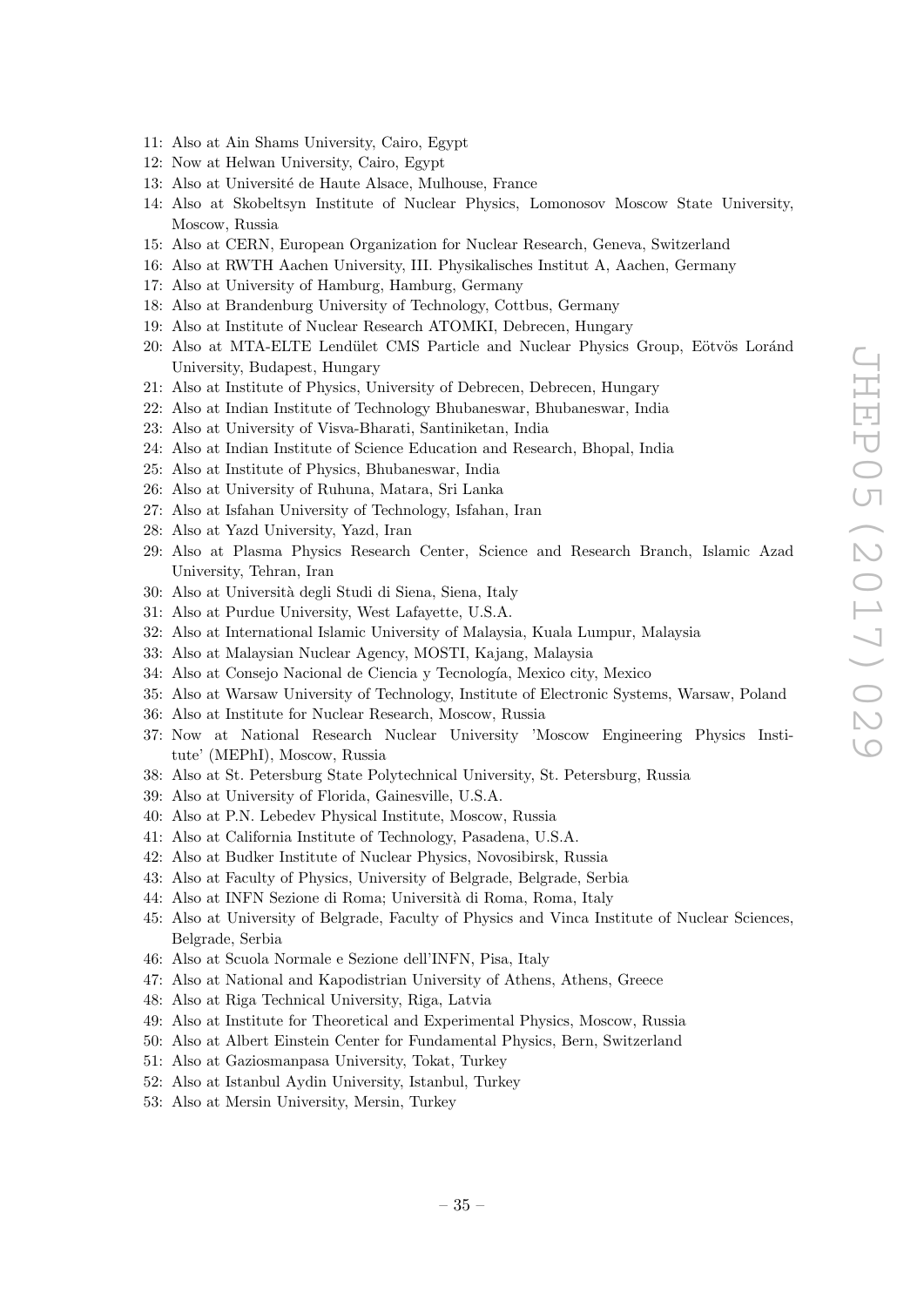11: Also at Ain Shams University, Cairo, Egypt
12: Now at Helwan University, Cairo, Egypt
13: Also at Université de Haute Alsace, Mulhouse, France
14: Also at Skobeltsyn Institute of Nuclear Physics, Lomonosov Moscow State University, Moscow, Russia
15: Also at CERN, European Organization for Nuclear Research, Geneva, Switzerland
16: Also at RWTH Aachen University, III. Physikalisches Institut A, Aachen, Germany
17: Also at University of Hamburg, Hamburg, Germany
18: Also at Brandenburg University of Technology, Cottbus, Germany
19: Also at Institute of Nuclear Research ATOMKI, Debrecen, Hungary
20: Also at MTA-ELTE Lendület CMS Particle and Nuclear Physics Group, Eötvös Loránd University, Budapest, Hungary
21: Also at Institute of Physics, University of Debrecen, Debrecen, Hungary
22: Also at Indian Institute of Technology Bhubaneswar, Bhubaneswar, India
23: Also at University of Visva-Bharati, Santiniketan, India
24: Also at Indian Institute of Science Education and Research, Bhopal, India
25: Also at Institute of Physics, Bhubaneswar, India
26: Also at University of Ruhuna, Matara, Sri Lanka
27: Also at Isfahan University of Technology, Isfahan, Iran
28: Also at Yazd University, Yazd, Iran
29: Also at Plasma Physics Research Center, Science and Research Branch, Islamic Azad University, Tehran, Iran
30: Also at Università degli Studi di Siena, Siena, Italy
31: Also at Purdue University, West Lafayette, U.S.A.
32: Also at International Islamic University of Malaysia, Kuala Lumpur, Malaysia
33: Also at Malaysian Nuclear Agency, MOSTI, Kajang, Malaysia
34: Also at Consejo Nacional de Ciencia y Tecnología, Mexico city, Mexico
35: Also at Warsaw University of Technology, Institute of Electronic Systems, Warsaw, Poland
36: Also at Institute for Nuclear Research, Moscow, Russia
37: Now at National Research Nuclear University 'Moscow Engineering Physics Institute' (MEPhI), Moscow, Russia
38: Also at St. Petersburg State Polytechnical University, St. Petersburg, Russia
39: Also at University of Florida, Gainesville, U.S.A.
40: Also at P.N. Lebedev Physical Institute, Moscow, Russia
41: Also at California Institute of Technology, Pasadena, U.S.A.
42: Also at Budker Institute of Nuclear Physics, Novosibirsk, Russia
43: Also at Faculty of Physics, University of Belgrade, Belgrade, Serbia
44: Also at INFN Sezione di Roma; Università di Roma, Roma, Italy
45: Also at University of Belgrade, Faculty of Physics and Vinca Institute of Nuclear Sciences, Belgrade, Serbia
46: Also at Scuola Normale e Sezione dell'INFN, Pisa, Italy
47: Also at National and Kapodistrian University of Athens, Athens, Greece
48: Also at Riga Technical University, Riga, Latvia
49: Also at Institute for Theoretical and Experimental Physics, Moscow, Russia
50: Also at Albert Einstein Center for Fundamental Physics, Bern, Switzerland
51: Also at Gaziosmanpasa University, Tokat, Turkey
52: Also at Istanbul Aydin University, Istanbul, Turkey
53: Also at Mersin University, Mersin, Turkey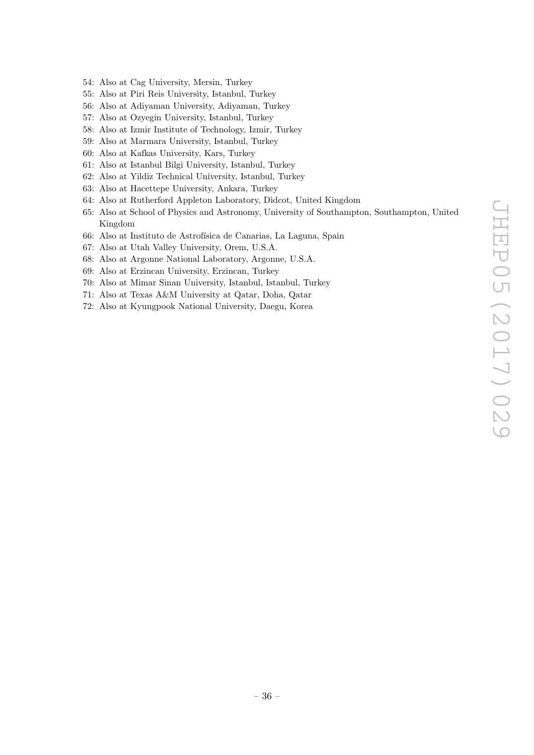54: Also at Cag University, Mersin, Turkey
55: Also at Piri Reis University, Istanbul, Turkey
56: Also at Adiyaman University, Adiyaman, Turkey
57: Also at Ozyegin University, Istanbul, Turkey
58: Also at Izmir Institute of Technology, Izmir, Turkey
59: Also at Marmara University, Istanbul, Turkey
60: Also at Kafkas University, Kars, Turkey
61: Also at Istanbul Bilgi University, Istanbul, Turkey
62: Also at Yildiz Technical University, Istanbul, Turkey
63: Also at Hacettepe University, Ankara, Turkey
64: Also at Rutherford Appleton Laboratory, Didcot, United Kingdom
65: Also at School of Physics and Astronomy, University of Southampton, Southampton, United Kingdom
66: Also at Instituto de Astrofísica de Canarias, La Laguna, Spain
67: Also at Utah Valley University, Orem, U.S.A.
68: Also at Argonne National Laboratory, Argonne, U.S.A.
69: Also at Erzincan University, Erzincan, Turkey
70: Also at Mimar Sinan University, Istanbul, Istanbul, Turkey
71: Also at Texas A&M University at Qatar, Doha, Qatar
72: Also at Kyungpook National University, Daegu, Korea